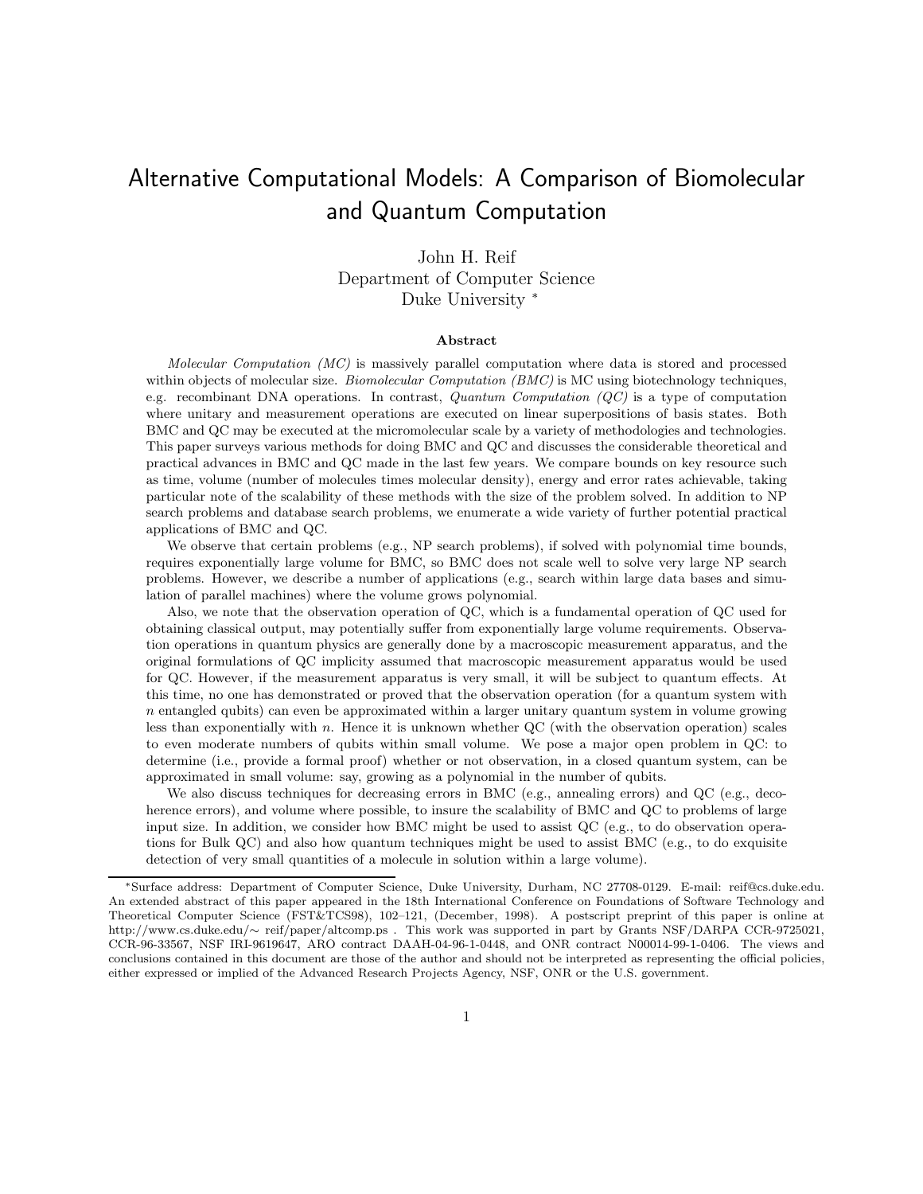# Alternative Computational Models: A Comparison of Biomolecular and Quantum Computation

John H. Reif
Department of Computer Science
Duke University *

### Abstract

*Molecular Computation (MC)* is massively parallel computation where data is stored and processed within objects of molecular size. *Biomolecular Computation (BMC)* is MC using biotechnology techniques, e.g. recombinant DNA operations. In contrast, *Quantum Computation (QC)* is a type of computation where unitary and measurement operations are executed on linear superpositions of basis states. Both BMC and QC may be executed at the micromolecular scale by a variety of methodologies and technologies. This paper surveys various methods for doing BMC and QC and discusses the considerable theoretical and practical advances in BMC and QC made in the last few years. We compare bounds on key resource such as time, volume (number of molecules times molecular density), energy and error rates achievable, taking particular note of the scalability of these methods with the size of the problem solved. In addition to NP search problems and database search problems, we enumerate a wide variety of further potential practical applications of BMC and QC.

We observe that certain problems (e.g., NP search problems), if solved with polynomial time bounds, requires exponentially large volume for BMC, so BMC does not scale well to solve very large NP search problems. However, we describe a number of applications (e.g., search within large data bases and simulation of parallel machines) where the volume grows polynomial.

Also, we note that the observation operation of QC, which is a fundamental operation of QC used for obtaining classical output, may potentially suffer from exponentially large volume requirements. Observation operations in quantum physics are generally done by a macroscopic measurement apparatus, and the original formulations of QC implicity assumed that macroscopic measurement apparatus would be used for QC. However, if the measurement apparatus is very small, it will be subject to quantum effects. At this time, no one has demonstrated or proved that the observation operation (for a quantum system with $n$ entangled qubits) can even be approximated within a larger unitary quantum system in volume growing less than exponentially with $n$. Hence it is unknown whether QC (with the observation operation) scales to even moderate numbers of qubits within small volume. We pose a major open problem in QC: to determine (i.e., provide a formal proof) whether or not observation, in a closed quantum system, can be approximated in small volume: say, growing as a polynomial in the number of qubits.

We also discuss techniques for decreasing errors in BMC (e.g., annealing errors) and QC (e.g., decoherence errors), and volume where possible, to insure the scalability of BMC and QC to problems of large input size. In addition, we consider how BMC might be used to assist QC (e.g., to do observation operations for Bulk QC) and also how quantum techniques might be used to assist BMC (e.g., to do exquisite detection of very small quantities of a molecule in solution within a large volume).

---

*Surface address: Department of Computer Science, Duke University, Durham, NC 27708-0129. E-mail: reif@cs.duke.edu. An extended abstract of this paper appeared in the 18th International Conference on Foundations of Software Technology and Theoretical Computer Science (FST&TCS98), 102–121, (December, 1998). A postscript preprint of this paper is online at http://www.cs.duke.edu/∼ reif/paper/altcomp.ps . This work was supported in part by Grants NSF/DARPA CCR-9725021, CCR-96-33567, NSF IRI-9619647, ARO contract DAAH-04-96-1-0448, and ONR contract N00014-99-1-0406. The views and conclusions contained in this document are those of the author and should not be interpreted as representing the official policies, either expressed or implied of the Advanced Research Projects Agency, NSF, ONR or the U.S. government.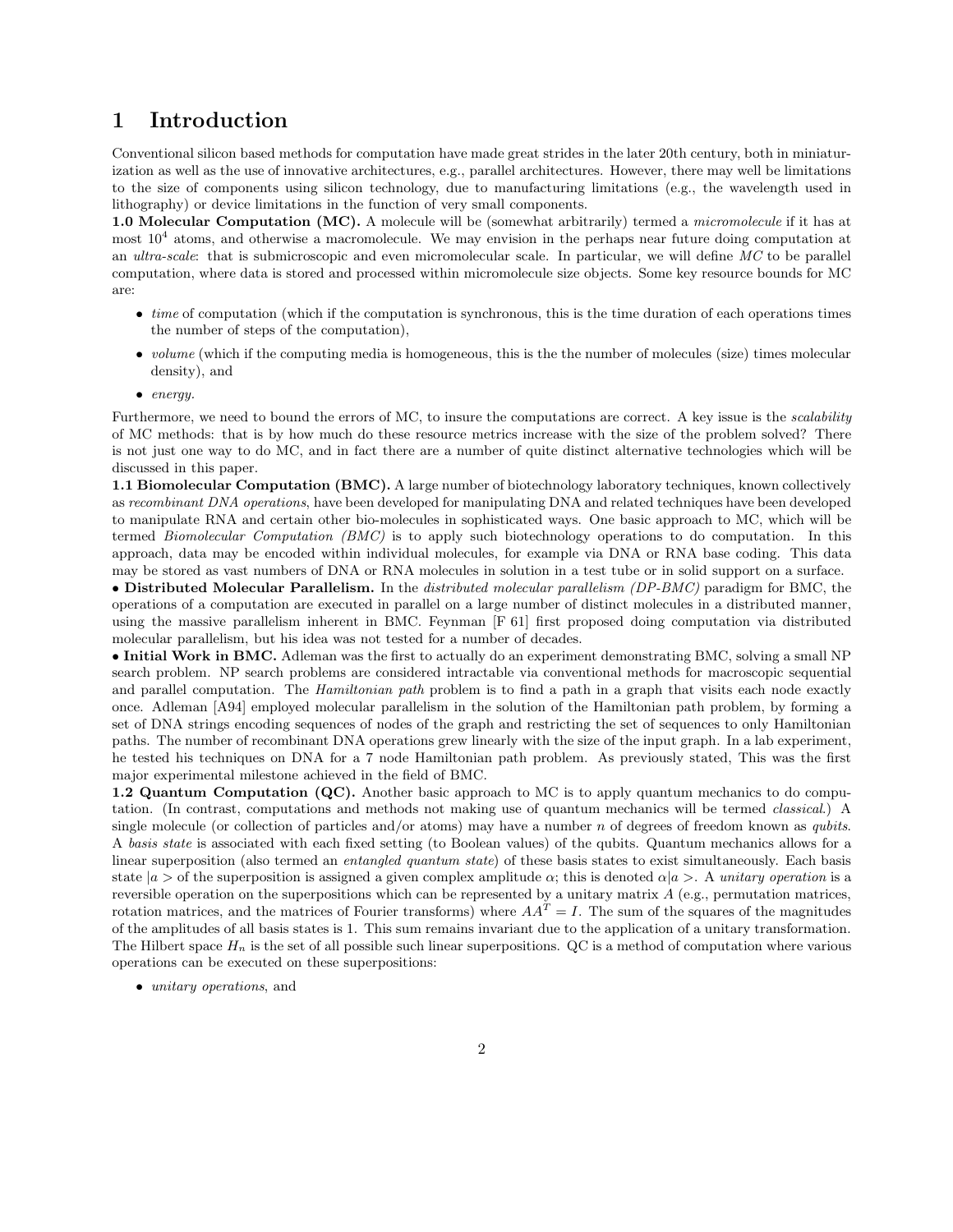# 1 Introduction

Conventional silicon based methods for computation have made great strides in the later 20th century, both in miniaturization as well as the use of innovative architectures, e.g., parallel architectures. However, there may well be limitations to the size of components using silicon technology, due to manufacturing limitations (e.g., the wavelength used in lithography) or device limitations in the function of very small components.

**1.0 Molecular Computation (MC).** A molecule will be (somewhat arbitrarily) termed a *micromolecule* if it has at most $10^4$ atoms, and otherwise a macromolecule. We may envision in the perhaps near future doing computation at an *ultra-scale*: that is submicroscopic and even micromolecular scale. In particular, we will define *MC* to be parallel computation, where data is stored and processed within micromolecule size objects. Some key resource bounds for MC are:

- *time* of computation (which if the computation is synchronous, this is the time duration of each operations times the number of steps of the computation),
- *volume* (which if the computing media is homogeneous, this is the the number of molecules (size) times molecular density), and
- *energy*.

Furthermore, we need to bound the errors of MC, to insure the computations are correct. A key issue is the *scalability* of MC methods: that is by how much do these resource metrics increase with the size of the problem solved? There is not just one way to do MC, and in fact there are a number of quite distinct alternative technologies which will be discussed in this paper.

**1.1 Biomolecular Computation (BMC).** A large number of biotechnology laboratory techniques, known collectively as *recombinant DNA operations*, have been developed for manipulating DNA and related techniques have been developed to manipulate RNA and certain other bio-molecules in sophisticated ways. One basic approach to MC, which will be termed *Biomolecular Computation (BMC)* is to apply such biotechnology operations to do computation. In this approach, data may be encoded within individual molecules, for example via DNA or RNA base coding. This data may be stored as vast numbers of DNA or RNA molecules in solution in a test tube or in solid support on a surface.

• **Distributed Molecular Parallelism.** In the *distributed molecular parallelism (DP-BMC)* paradigm for BMC, the operations of a computation are executed in parallel on a large number of distinct molecules in a distributed manner, using the massive parallelism inherent in BMC. Feynman [F 61] first proposed doing computation via distributed molecular parallelism, but his idea was not tested for a number of decades.

• **Initial Work in BMC.** Adleman was the first to actually do an experiment demonstrating BMC, solving a small NP search problem. NP search problems are considered intractable via conventional methods for macroscopic sequential and parallel computation. The *Hamiltonian path* problem is to find a path in a graph that visits each node exactly once. Adleman [A94] employed molecular parallelism in the solution of the Hamiltonian path problem, by forming a set of DNA strings encoding sequences of nodes of the graph and restricting the set of sequences to only Hamiltonian paths. The number of recombinant DNA operations grew linearly with the size of the input graph. In a lab experiment, he tested his techniques on DNA for a 7 node Hamiltonian path problem. As previously stated, This was the first major experimental milestone achieved in the field of BMC.

**1.2 Quantum Computation (QC).** Another basic approach to MC is to apply quantum mechanics to do computation. (In contrast, computations and methods not making use of quantum mechanics will be termed *classical*.) A single molecule (or collection of particles and/or atoms) may have a number $n$ of degrees of freedom known as *qubits*. A *basis state* is associated with each fixed setting (to Boolean values) of the qubits. Quantum mechanics allows for a linear superposition (also termed an *entangled quantum state*) of these basis states to exist simultaneously. Each basis state $|a>$ of the superposition is assigned a given complex amplitude $\alpha$; this is denoted $\alpha|a>$. A *unitary operation* is a reversible operation on the superpositions which can be represented by a unitary matrix $A$ (e.g., permutation matrices, rotation matrices, and the matrices of Fourier transforms) where $AA^T = I$. The sum of the squares of the magnitudes of the amplitudes of all basis states is 1. This sum remains invariant due to the application of a unitary transformation. The Hilbert space $H_n$ is the set of all possible such linear superpositions. QC is a method of computation where various operations can be executed on these superpositions:

- *unitary operations*, and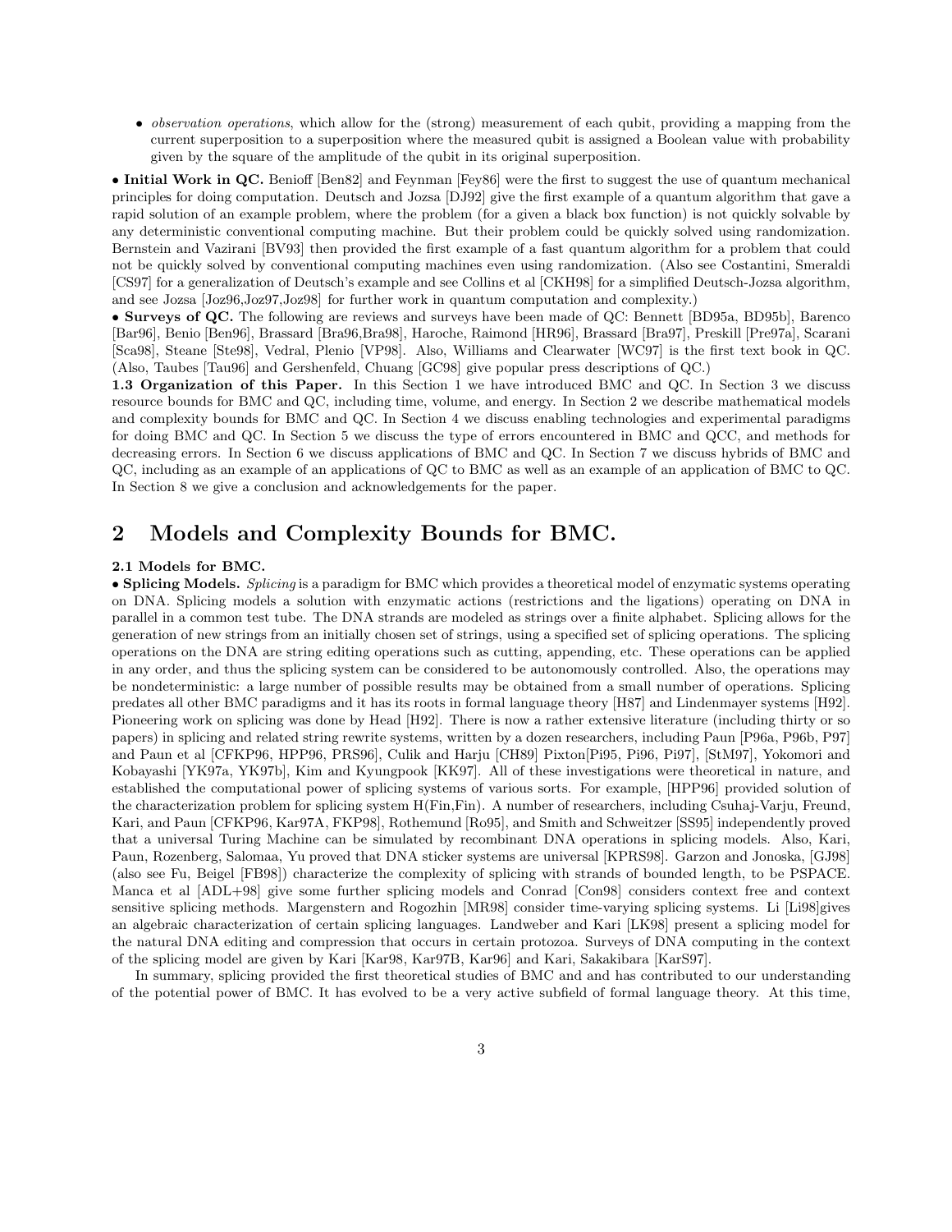- *observation operations*, which allow for the (strong) measurement of each qubit, providing a mapping from the current superposition to a superposition where the measured qubit is assigned a Boolean value with probability given by the square of the amplitude of the qubit in its original superposition.

• **Initial Work in QC.** Benioff [Ben82] and Feynman [Fey86] were the first to suggest the use of quantum mechanical principles for doing computation. Deutsch and Jozsa [DJ92] give the first example of a quantum algorithm that gave a rapid solution of an example problem, where the problem (for a given a black box function) is not quickly solvable by any deterministic conventional computing machine. But their problem could be quickly solved using randomization. Bernstein and Vazirani [BV93] then provided the first example of a fast quantum algorithm for a problem that could not be quickly solved by conventional computing machines even using randomization. (Also see Costantini, Smeraldi [CS97] for a generalization of Deutsch's example and see Collins et al [CKH98] for a simplified Deutsch-Jozsa algorithm, and see Jozsa [Joz96,Joz97,Joz98] for further work in quantum computation and complexity.)

• **Surveys of QC.** The following are reviews and surveys have been made of QC: Bennett [BD95a, BD95b], Barenco [Bar96], Benio [Ben96], Brassard [Bra96,Bra98], Haroche, Raimond [HR96], Brassard [Bra97], Preskill [Pre97a], Scarani [Sca98], Steane [Ste98], Vedral, Plenio [VP98]. Also, Williams and Clearwater [WC97] is the first text book in QC. (Also, Taubes [Tau96] and Gershenfeld, Chuang [GC98] give popular press descriptions of QC.)

**1.3 Organization of this Paper.** In this Section 1 we have introduced BMC and QC. In Section 3 we discuss resource bounds for BMC and QC, including time, volume, and energy. In Section 2 we describe mathematical models and complexity bounds for BMC and QC. In Section 4 we discuss enabling technologies and experimental paradigms for doing BMC and QC. In Section 5 we discuss the type of errors encountered in BMC and QCC, and methods for decreasing errors. In Section 6 we discuss applications of BMC and QC. In Section 7 we discuss hybrids of BMC and QC, including as an example of an applications of QC to BMC as well as an example of an application of BMC to QC. In Section 8 we give a conclusion and acknowledgements for the paper.

# 2 Models and Complexity Bounds for BMC.

**2.1 Models for BMC.**

• **Splicing Models.** *Splicing* is a paradigm for BMC which provides a theoretical model of enzymatic systems operating on DNA. Splicing models a solution with enzymatic actions (restrictions and the ligations) operating on DNA in parallel in a common test tube. The DNA strands are modeled as strings over a finite alphabet. Splicing allows for the generation of new strings from an initially chosen set of strings, using a specified set of splicing operations. The splicing operations on the DNA are string editing operations such as cutting, appending, etc. These operations can be applied in any order, and thus the splicing system can be considered to be autonomously controlled. Also, the operations may be nondeterministic: a large number of possible results may be obtained from a small number of operations. Splicing predates all other BMC paradigms and it has its roots in formal language theory [H87] and Lindenmayer systems [H92]. Pioneering work on splicing was done by Head [H92]. There is now a rather extensive literature (including thirty or so papers) in splicing and related string rewrite systems, written by a dozen researchers, including Paun [P96a, P96b, P97] and Paun et al [CFKP96, HPP96, PRS96], Culik and Harju [CH89] Pixton[Pi95, Pi96, Pi97], [StM97], Yokomori and Kobayashi [YK97a, YK97b], Kim and Kyungpook [KK97]. All of these investigations were theoretical in nature, and established the computational power of splicing systems of various sorts. For example, [HPP96] provided solution of the characterization problem for splicing system H(Fin,Fin). A number of researchers, including Csuhaj-Varju, Freund, Kari, and Paun [CFKP96, Kar97A, FKP98], Rothemund [Ro95], and Smith and Schweitzer [SS95] independently proved that a universal Turing Machine can be simulated by recombinant DNA operations in splicing models. Also, Kari, Paun, Rozenberg, Salomaa, Yu proved that DNA sticker systems are universal [KPRS98]. Garzon and Jonoska, [GJ98] (also see Fu, Beigel [FB98]) characterize the complexity of splicing with strands of bounded length, to be PSPACE. Manca et al [ADL+98] give some further splicing models and Conrad [Con98] considers context free and context sensitive splicing methods. Margenstern and Rogozhin [MR98] consider time-varying splicing systems. Li [Li98]gives an algebraic characterization of certain splicing languages. Landweber and Kari [LK98] present a splicing model for the natural DNA editing and compression that occurs in certain protozoa. Surveys of DNA computing in the context of the splicing model are given by Kari [Kar98, Kar97B, Kar96] and Kari, Sakakibara [KarS97].

In summary, splicing provided the first theoretical studies of BMC and and has contributed to our understanding of the potential power of BMC. It has evolved to be a very active subfield of formal language theory. At this time,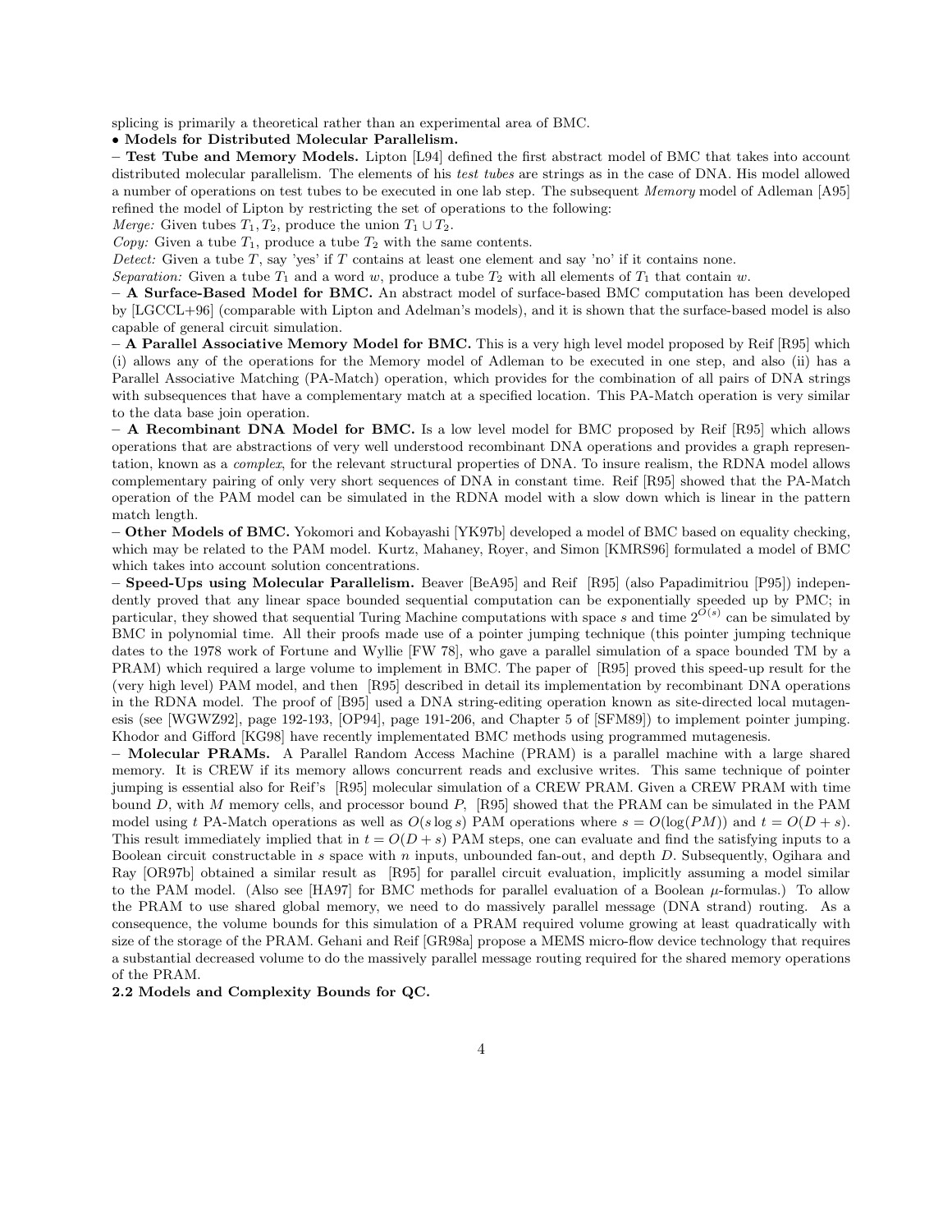splicing is primarily a theoretical rather than an experimental area of BMC.

**• Models for Distributed Molecular Parallelism.**

**– Test Tube and Memory Models.** Lipton [L94] defined the first abstract model of BMC that takes into account distributed molecular parallelism. The elements of his *test tubes* are strings as in the case of DNA. His model allowed a number of operations on test tubes to be executed in one lab step. The subsequent *Memory* model of Adleman [A95] refined the model of Lipton by restricting the set of operations to the following:

*Merge:* Given tubes $T_1, T_2$, produce the union $T_1 \cup T_2$.

*Copy:* Given a tube $T_1$, produce a tube $T_2$ with the same contents.

*Detect:* Given a tube $T$, say 'yes' if $T$ contains at least one element and say 'no' if it contains none.

*Separation:* Given a tube $T_1$ and a word $w$, produce a tube $T_2$ with all elements of $T_1$ that contain $w$.

**– A Surface-Based Model for BMC.** An abstract model of surface-based BMC computation has been developed by [LGCCL+96] (comparable with Lipton and Adelman's models), and it is shown that the surface-based model is also capable of general circuit simulation.

**– A Parallel Associative Memory Model for BMC.** This is a very high level model proposed by Reif [R95] which (i) allows any of the operations for the Memory model of Adleman to be executed in one step, and also (ii) has a Parallel Associative Matching (PA-Match) operation, which provides for the combination of all pairs of DNA strings with subsequences that have a complementary match at a specified location. This PA-Match operation is very similar to the data base join operation.

**– A Recombinant DNA Model for BMC.** Is a low level model for BMC proposed by Reif [R95] which allows operations that are abstractions of very well understood recombinant DNA operations and provides a graph representation, known as a *complex*, for the relevant structural properties of DNA. To insure realism, the RDNA model allows complementary pairing of only very short sequences of DNA in constant time. Reif [R95] showed that the PA-Match operation of the PAM model can be simulated in the RDNA model with a slow down which is linear in the pattern match length.

**– Other Models of BMC.** Yokomori and Kobayashi [YK97b] developed a model of BMC based on equality checking, which may be related to the PAM model. Kurtz, Mahaney, Royer, and Simon [KMRS96] formulated a model of BMC which takes into account solution concentrations.

**– Speed-Ups using Molecular Parallelism.** Beaver [BeA95] and Reif [R95] (also Papadimitriou [P95]) independently proved that any linear space bounded sequential computation can be exponentially speeded up by PMC; in particular, they showed that sequential Turing Machine computations with space $s$ and time $2^{O(s)}$ can be simulated by BMC in polynomial time. All their proofs made use of a pointer jumping technique (this pointer jumping technique dates to the 1978 work of Fortune and Wyllie [FW 78], who gave a parallel simulation of a space bounded TM by a PRAM) which required a large volume to implement in BMC. The paper of [R95] proved this speed-up result for the (very high level) PAM model, and then [R95] described in detail its implementation by recombinant DNA operations in the RDNA model. The proof of [B95] used a DNA string-editing operation known as site-directed local mutagenesis (see [WGWZ92], page 192-193, [OP94], page 191-206, and Chapter 5 of [SFM89]) to implement pointer jumping. Khodor and Gifford [KG98] have recently implementated BMC methods using programmed mutagenesis.

**– Molecular PRAMs.** A Parallel Random Access Machine (PRAM) is a parallel machine with a large shared memory. It is CREW if its memory allows concurrent reads and exclusive writes. This same technique of pointer jumping is essential also for Reif's [R95] molecular simulation of a CREW PRAM. Given a CREW PRAM with time bound $D$, with $M$ memory cells, and processor bound $P$, [R95] showed that the PRAM can be simulated in the PAM model using $t$ PA-Match operations as well as $O(s \log s)$ PAM operations where $s = O(\log(PM))$ and $t = O(D + s)$. This result immediately implied that in $t = O(D + s)$ PAM steps, one can evaluate and find the satisfying inputs to a Boolean circuit constructable in $s$ space with $n$ inputs, unbounded fan-out, and depth $D$. Subsequently, Ogihara and Ray [OR97b] obtained a similar result as [R95] for parallel circuit evaluation, implicitly assuming a model similar to the PAM model. (Also see [HA97] for BMC methods for parallel evaluation of a Boolean $\mu$-formulas.) To allow the PRAM to use shared global memory, we need to do massively parallel message (DNA strand) routing. As a consequence, the volume bounds for this simulation of a PRAM required volume growing at least quadratically with size of the storage of the PRAM. Gehani and Reif [GR98a] propose a MEMS micro-flow device technology that requires a substantial decreased volume to do the massively parallel message routing required for the shared memory operations of the PRAM.

**2.2 Models and Complexity Bounds for QC.**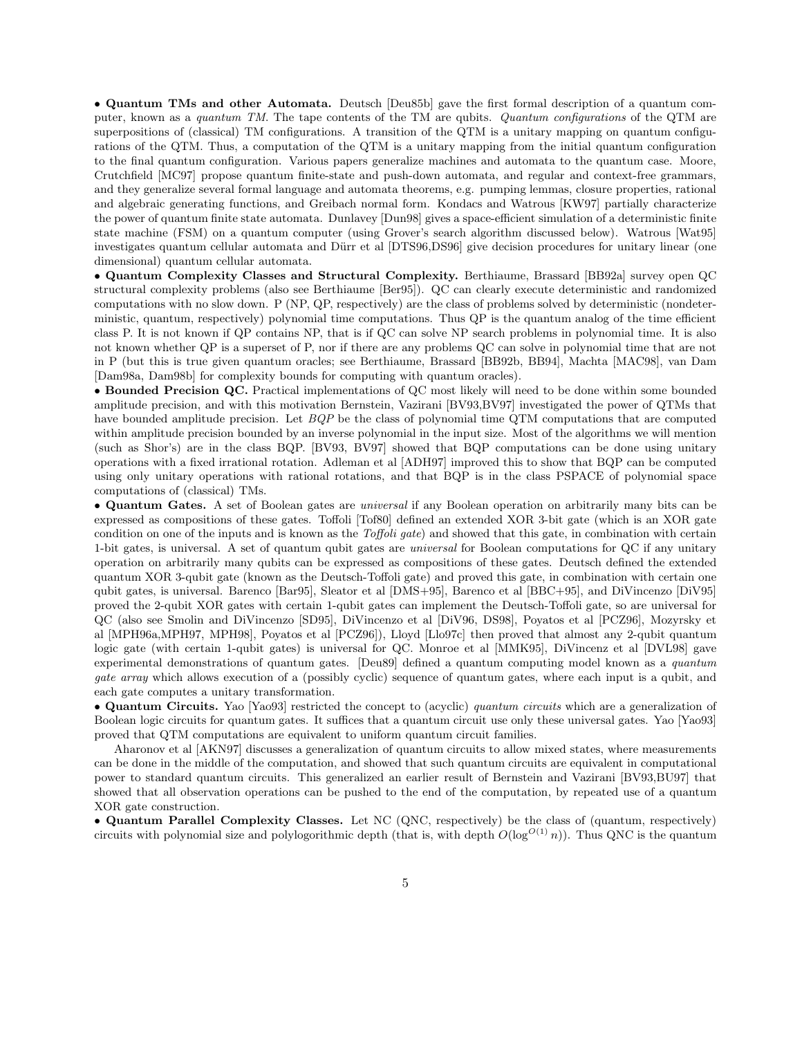• **Quantum TMs and other Automata.** Deutsch [Deu85b] gave the first formal description of a quantum computer, known as a *quantum TM*. The tape contents of the TM are qubits. *Quantum configurations* of the QTM are superpositions of (classical) TM configurations. A transition of the QTM is a unitary mapping on quantum configurations of the QTM. Thus, a computation of the QTM is a unitary mapping from the initial quantum configuration to the final quantum configuration. Various papers generalize machines and automata to the quantum case. Moore, Crutchfield [MC97] propose quantum finite-state and push-down automata, and regular and context-free grammars, and they generalize several formal language and automata theorems, e.g. pumping lemmas, closure properties, rational and algebraic generating functions, and Greibach normal form. Kondacs and Watrous [KW97] partially characterize the power of quantum finite state automata. Dunlavey [Dun98] gives a space-efficient simulation of a deterministic finite state machine (FSM) on a quantum computer (using Grover's search algorithm discussed below). Watrous [Wat95] investigates quantum cellular automata and Dürr et al [DTS96,DS96] give decision procedures for unitary linear (one dimensional) quantum cellular automata.

• **Quantum Complexity Classes and Structural Complexity.** Berthiaume, Brassard [BB92a] survey open QC structural complexity problems (also see Berthiaume [Ber95]). QC can clearly execute deterministic and randomized computations with no slow down. P (NP, QP, respectively) are the class of problems solved by deterministic (nondeterministic, quantum, respectively) polynomial time computations. Thus QP is the quantum analog of the time efficient class P. It is not known if QP contains NP, that is if QC can solve NP search problems in polynomial time. It is also not known whether QP is a superset of P, nor if there are any problems QC can solve in polynomial time that are not in P (but this is true given quantum oracles; see Berthiaume, Brassard [BB92b, BB94], Machta [MAC98], van Dam [Dam98a, Dam98b] for complexity bounds for computing with quantum oracles).

• **Bounded Precision QC.** Practical implementations of QC most likely will need to be done within some bounded amplitude precision, and with this motivation Bernstein, Vazirani [BV93,BV97] investigated the power of QTMs that have bounded amplitude precision. Let *BQP* be the class of polynomial time QTM computations that are computed within amplitude precision bounded by an inverse polynomial in the input size. Most of the algorithms we will mention (such as Shor's) are in the class BQP. [BV93, BV97] showed that BQP computations can be done using unitary operations with a fixed irrational rotation. Adleman et al [ADH97] improved this to show that BQP can be computed using only unitary operations with rational rotations, and that BQP is in the class PSPACE of polynomial space computations of (classical) TMs.

• **Quantum Gates.** A set of Boolean gates are *universal* if any Boolean operation on arbitrarily many bits can be expressed as compositions of these gates. Toffoli [Tof80] defined an extended XOR 3-bit gate (which is an XOR gate condition on one of the inputs and is known as the *Toffoli gate*) and showed that this gate, in combination with certain 1-bit gates, is universal. A set of quantum qubit gates are *universal* for Boolean computations for QC if any unitary operation on arbitrarily many qubits can be expressed as compositions of these gates. Deutsch defined the extended quantum XOR 3-qubit gate (known as the Deutsch-Toffoli gate) and proved this gate, in combination with certain one qubit gates, is universal. Barenco [Bar95], Sleator et al [DMS+95], Barenco et al [BBC+95], and DiVincenzo [DiV95] proved the 2-qubit XOR gates with certain 1-qubit gates can implement the Deutsch-Toffoli gate, so are universal for QC (also see Smolin and DiVincenzo [SD95], DiVincenzo et al [DiV96, DS98], Poyatos et al [PCZ96], Mozyrsky et al [MPH96a,MPH97, MPH98], Poyatos et al [PCZ96]), Lloyd [Llo97c] then proved that almost any 2-qubit quantum logic gate (with certain 1-qubit gates) is universal for QC. Monroe et al [MMK95], DiVincenz et al [DVL98] gave experimental demonstrations of quantum gates. [Deu89] defined a quantum computing model known as a *quantum gate array* which allows execution of a (possibly cyclic) sequence of quantum gates, where each input is a qubit, and each gate computes a unitary transformation.

• **Quantum Circuits.** Yao [Yao93] restricted the concept to (acyclic) *quantum circuits* which are a generalization of Boolean logic circuits for quantum gates. It suffices that a quantum circuit use only these universal gates. Yao [Yao93] proved that QTM computations are equivalent to uniform quantum circuit families.

Aharonov et al [AKN97] discusses a generalization of quantum circuits to allow mixed states, where measurements can be done in the middle of the computation, and showed that such quantum circuits are equivalent in computational power to standard quantum circuits. This generalized an earlier result of Bernstein and Vazirani [BV93,BU97] that showed that all observation operations can be pushed to the end of the computation, by repeated use of a quantum XOR gate construction.

• **Quantum Parallel Complexity Classes.** Let NC (QNC, respectively) be the class of (quantum, respectively) circuits with polynomial size and polylogorithmic depth (that is, with depth $O(\log^{O(1)} n)$). Thus QNC is the quantum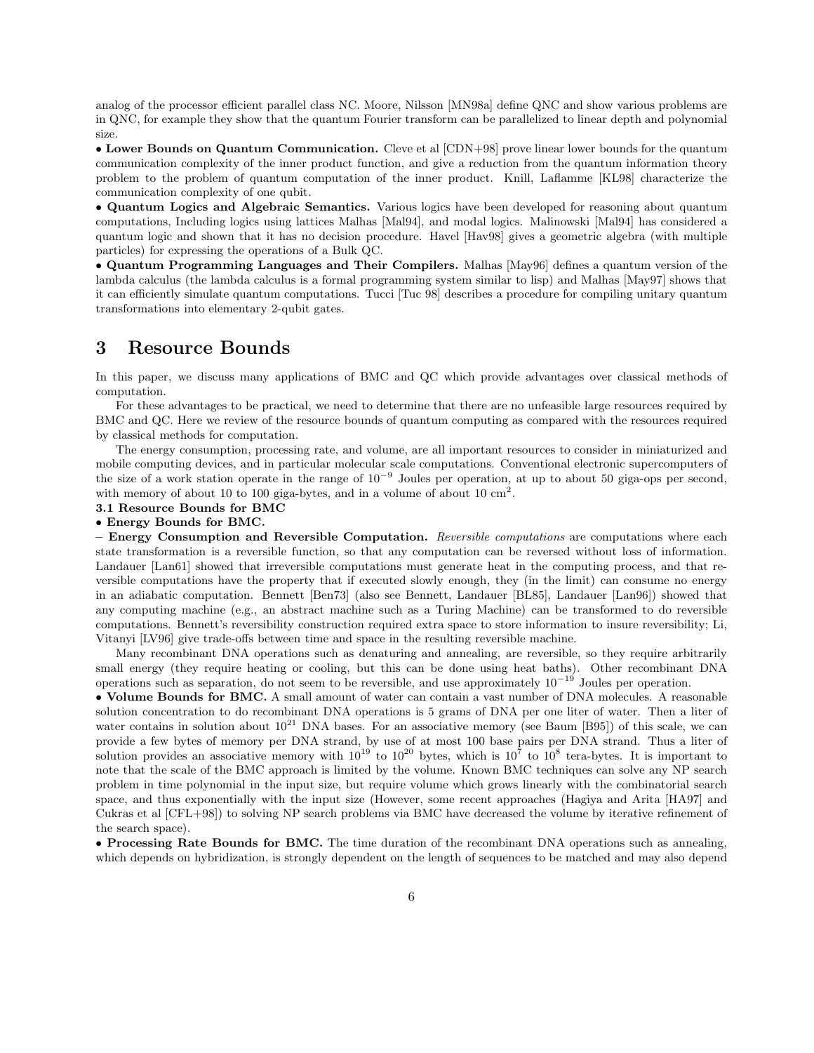analog of the processor efficient parallel class NC. Moore, Nilsson [MN98a] define QNC and show various problems are in QNC, for example they show that the quantum Fourier transform can be parallelized to linear depth and polynomial size.

• **Lower Bounds on Quantum Communication.** Cleve et al [CDN+98] prove linear lower bounds for the quantum communication complexity of the inner product function, and give a reduction from the quantum information theory problem to the problem of quantum computation of the inner product. Knill, Laflamme [KL98] characterize the communication complexity of one qubit.

• **Quantum Logics and Algebraic Semantics.** Various logics have been developed for reasoning about quantum computations, Including logics using lattices Malhas [Mal94], and modal logics. Malinowski [Mal94] has considered a quantum logic and shown that it has no decision procedure. Havel [Hav98] gives a geometric algebra (with multiple particles) for expressing the operations of a Bulk QC.

• **Quantum Programming Languages and Their Compilers.** Malhas [May96] defines a quantum version of the lambda calculus (the lambda calculus is a formal programming system similar to lisp) and Malhas [May97] shows that it can efficiently simulate quantum computations. Tucci [Tuc 98] describes a procedure for compiling unitary quantum transformations into elementary 2-qubit gates.

# 3 Resource Bounds

In this paper, we discuss many applications of BMC and QC which provide advantages over classical methods of computation.

For these advantages to be practical, we need to determine that there are no unfeasible large resources required by BMC and QC. Here we review of the resource bounds of quantum computing as compared with the resources required by classical methods for computation.

The energy consumption, processing rate, and volume, are all important resources to consider in miniaturized and mobile computing devices, and in particular molecular scale computations. Conventional electronic supercomputers of the size of a work station operate in the range of $10^{-9}$ Joules per operation, at up to about 50 giga-ops per second, with memory of about 10 to 100 giga-bytes, and in a volume of about 10 $cm^2$.

**3.1 Resource Bounds for BMC**

• **Energy Bounds for BMC.**

– **Energy Consumption and Reversible Computation.** *Reversible computations* are computations where each state transformation is a reversible function, so that any computation can be reversed without loss of information. Landauer [Lan61] showed that irreversible computations must generate heat in the computing process, and that reversible computations have the property that if executed slowly enough, they (in the limit) can consume no energy in an adiabatic computation. Bennett [Ben73] (also see Bennett, Landauer [BL85], Landauer [Lan96]) showed that any computing machine (e.g., an abstract machine such as a Turing Machine) can be transformed to do reversible computations. Bennett's reversibility construction required extra space to store information to insure reversibility; Li, Vitanyi [LV96] give trade-offs between time and space in the resulting reversible machine.

Many recombinant DNA operations such as denaturing and annealing, are reversible, so they require arbitrarily small energy (they require heating or cooling, but this can be done using heat baths). Other recombinant DNA operations such as separation, do not seem to be reversible, and use approximately $10^{-19}$ Joules per operation.

• **Volume Bounds for BMC.** A small amount of water can contain a vast number of DNA molecules. A reasonable solution concentration to do recombinant DNA operations is 5 grams of DNA per one liter of water. Then a liter of water contains in solution about $10^{21}$ DNA bases. For an associative memory (see Baum [B95]) of this scale, we can provide a few bytes of memory per DNA strand, by use of at most 100 base pairs per DNA strand. Thus a liter of solution provides an associative memory with $10^{19}$ to $10^{20}$ bytes, which is $10^7$ to $10^8$ tera-bytes. It is important to note that the scale of the BMC approach is limited by the volume. Known BMC techniques can solve any NP search problem in time polynomial in the input size, but require volume which grows linearly with the combinatorial search space, and thus exponentially with the input size (However, some recent approaches (Hagiya and Arita [HA97] and Cukras et al [CFL+98]) to solving NP search problems via BMC have decreased the volume by iterative refinement of the search space).

• **Processing Rate Bounds for BMC.** The time duration of the recombinant DNA operations such as annealing, which depends on hybridization, is strongly dependent on the length of sequences to be matched and may also depend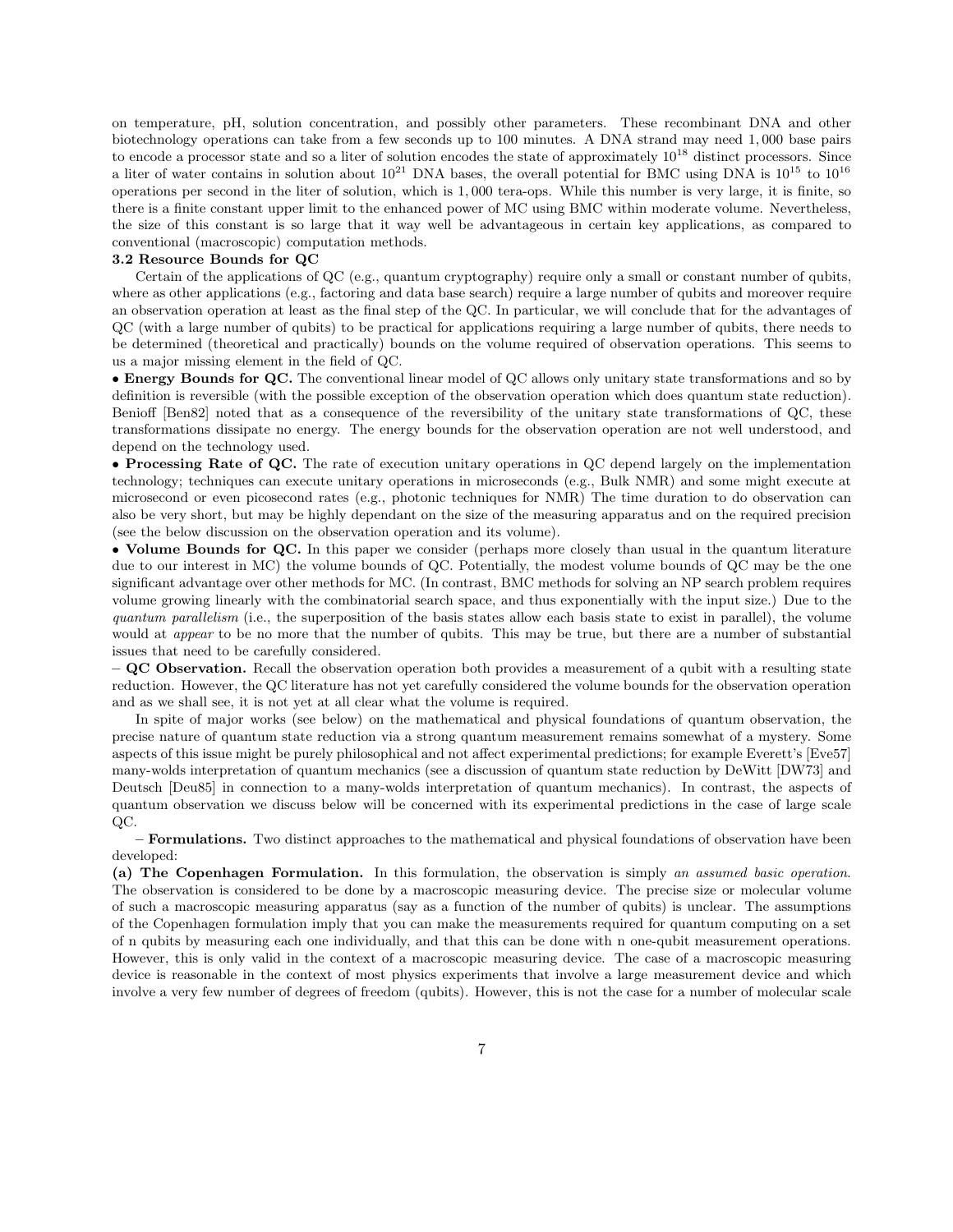on temperature, pH, solution concentration, and possibly other parameters. These recombinant DNA and other biotechnology operations can take from a few seconds up to 100 minutes. A DNA strand may need 1,000 base pairs to encode a processor state and so a liter of solution encodes the state of approximately $10^{18}$ distinct processors. Since a liter of water contains in solution about $10^{21}$ DNA bases, the overall potential for BMC using DNA is $10^{15}$ to $10^{16}$ operations per second in the liter of solution, which is 1,000 tera-ops. While this number is very large, it is finite, so there is a finite constant upper limit to the enhanced power of MC using BMC within moderate volume. Nevertheless, the size of this constant is so large that it way well be advantageous in certain key applications, as compared to conventional (macroscopic) computation methods.

### 3.2 Resource Bounds for QC

Certain of the applications of QC (e.g., quantum cryptography) require only a small or constant number of qubits, where as other applications (e.g., factoring and data base search) require a large number of qubits and moreover require an observation operation at least as the final step of the QC. In particular, we will conclude that for the advantages of QC (with a large number of qubits) to be practical for applications requiring a large number of qubits, there needs to be determined (theoretical and practically) bounds on the volume required of observation operations. This seems to us a major missing element in the field of QC.

• **Energy Bounds for QC.** The conventional linear model of QC allows only unitary state transformations and so by definition is reversible (with the possible exception of the observation operation which does quantum state reduction). Benioff [Ben82] noted that as a consequence of the reversibility of the unitary state transformations of QC, these transformations dissipate no energy. The energy bounds for the observation operation are not well understood, and depend on the technology used.

• **Processing Rate of QC.** The rate of execution unitary operations in QC depend largely on the implementation technology; techniques can execute unitary operations in microseconds (e.g., Bulk NMR) and some might execute at microsecond or even picosecond rates (e.g., photonic techniques for NMR) The time duration to do observation can also be very short, but may be highly dependant on the size of the measuring apparatus and on the required precision (see the below discussion on the observation operation and its volume).

• **Volume Bounds for QC.** In this paper we consider (perhaps more closely than usual in the quantum literature due to our interest in MC) the volume bounds of QC. Potentially, the modest volume bounds of QC may be the one significant advantage over other methods for MC. (In contrast, BMC methods for solving an NP search problem requires volume growing linearly with the combinatorial search space, and thus exponentially with the input size.) Due to the *quantum parallelism* (i.e., the superposition of the basis states allow each basis state to exist in parallel), the volume would at *appear* to be no more that the number of qubits. This may be true, but there are a number of substantial issues that need to be carefully considered.

– **QC Observation.** Recall the observation operation both provides a measurement of a qubit with a resulting state reduction. However, the QC literature has not yet carefully considered the volume bounds for the observation operation and as we shall see, it is not yet at all clear what the volume is required.

In spite of major works (see below) on the mathematical and physical foundations of quantum observation, the precise nature of quantum state reduction via a strong quantum measurement remains somewhat of a mystery. Some aspects of this issue might be purely philosophical and not affect experimental predictions; for example Everett's [Eve57] many-wolds interpretation of quantum mechanics (see a discussion of quantum state reduction by DeWitt [DW73] and Deutsch [Deu85] in connection to a many-wolds interpretation of quantum mechanics). In contrast, the aspects of quantum observation we discuss below will be concerned with its experimental predictions in the case of large scale QC.

– **Formulations.** Two distinct approaches to the mathematical and physical foundations of observation have been developed:

**(a) The Copenhagen Formulation.** In this formulation, the observation is simply *an assumed basic operation*. The observation is considered to be done by a macroscopic measuring device. The precise size or molecular volume of such a macroscopic measuring apparatus (say as a function of the number of qubits) is unclear. The assumptions of the Copenhagen formulation imply that you can make the measurements required for quantum computing on a set of n qubits by measuring each one individually, and that this can be done with n one-qubit measurement operations. However, this is only valid in the context of a macroscopic measuring device. The case of a macroscopic measuring device is reasonable in the context of most physics experiments that involve a large measurement device and which involve a very few number of degrees of freedom (qubits). However, this is not the case for a number of molecular scale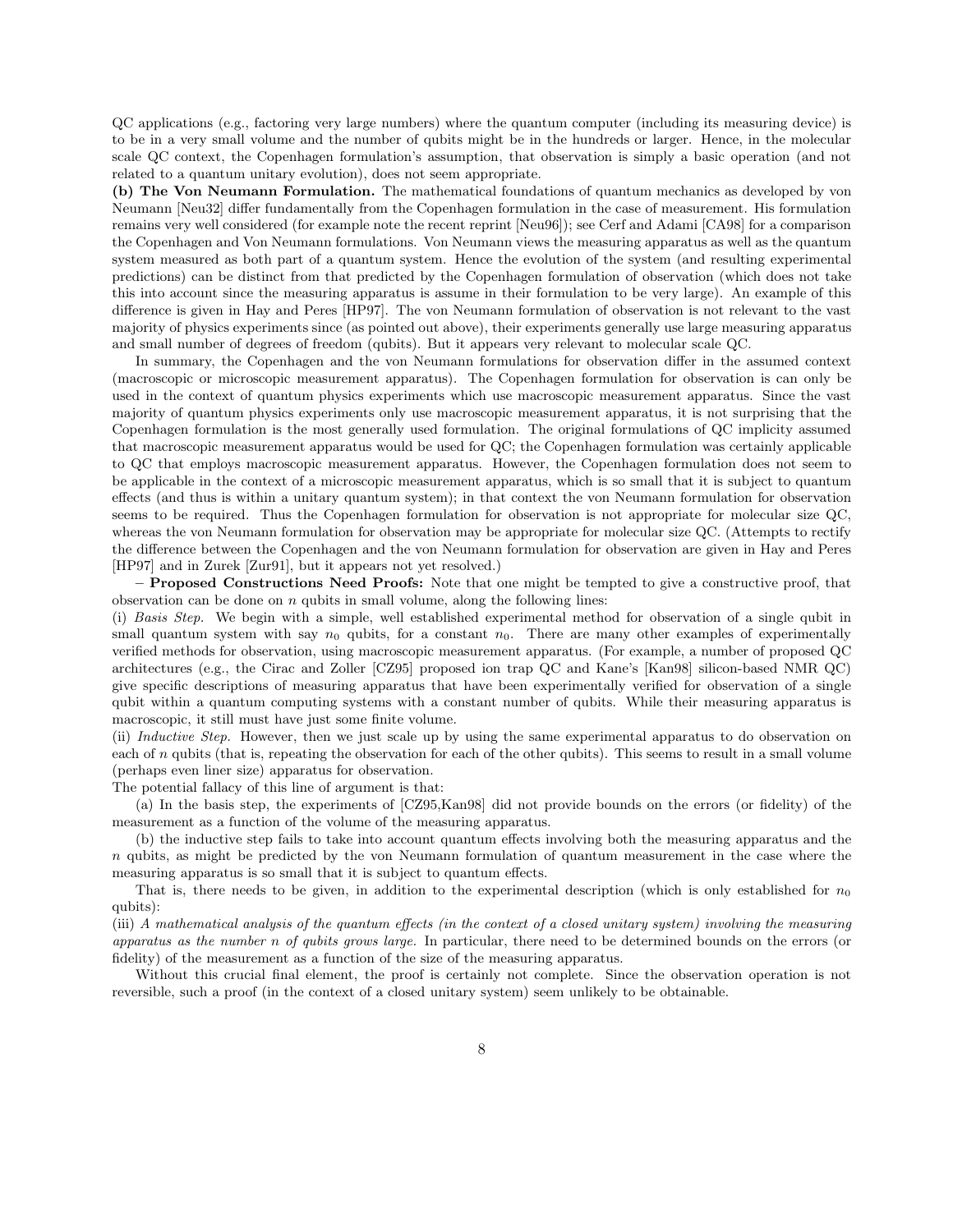QC applications (e.g., factoring very large numbers) where the quantum computer (including its measuring device) is to be in a very small volume and the number of qubits might be in the hundreds or larger. Hence, in the molecular scale QC context, the Copenhagen formulation's assumption, that observation is simply a basic operation (and not related to a quantum unitary evolution), does not seem appropriate.

**(b) The Von Neumann Formulation.** The mathematical foundations of quantum mechanics as developed by von Neumann [Neu32] differ fundamentally from the Copenhagen formulation in the case of measurement. His formulation remains very well considered (for example note the recent reprint [Neu96]); see Cerf and Adami [CA98] for a comparison the Copenhagen and Von Neumann formulations. Von Neumann views the measuring apparatus as well as the quantum system measured as both part of a quantum system. Hence the evolution of the system (and resulting experimental predictions) can be distinct from that predicted by the Copenhagen formulation of observation (which does not take this into account since the measuring apparatus is assume in their formulation to be very large). An example of this difference is given in Hay and Peres [HP97]. The von Neumann formulation of observation is not relevant to the vast majority of physics experiments since (as pointed out above), their experiments generally use large measuring apparatus and small number of degrees of freedom (qubits). But it appears very relevant to molecular scale QC.

In summary, the Copenhagen and the von Neumann formulations for observation differ in the assumed context (macroscopic or microscopic measurement apparatus). The Copenhagen formulation for observation is can only be used in the context of quantum physics experiments which use macroscopic measurement apparatus. Since the vast majority of quantum physics experiments only use macroscopic measurement apparatus, it is not surprising that the Copenhagen formulation is the most generally used formulation. The original formulations of QC implicity assumed that macroscopic measurement apparatus would be used for QC; the Copenhagen formulation was certainly applicable to QC that employs macroscopic measurement apparatus. However, the Copenhagen formulation does not seem to be applicable in the context of a microscopic measurement apparatus, which is so small that it is subject to quantum effects (and thus is within a unitary quantum system); in that context the von Neumann formulation for observation seems to be required. Thus the Copenhagen formulation for observation is not appropriate for molecular size QC, whereas the von Neumann formulation for observation may be appropriate for molecular size QC. (Attempts to rectify the difference between the Copenhagen and the von Neumann formulation for observation are given in Hay and Peres [HP97] and in Zurek [Zur91], but it appears not yet resolved.)

**– Proposed Constructions Need Proofs:** Note that one might be tempted to give a constructive proof, that observation can be done on $n$ qubits in small volume, along the following lines:

(i) *Basis Step.* We begin with a simple, well established experimental method for observation of a single qubit in small quantum system with say $n_0$ qubits, for a constant $n_0$. There are many other examples of experimentally verified methods for observation, using macroscopic measurement apparatus. (For example, a number of proposed QC architectures (e.g., the Cirac and Zoller [CZ95] proposed ion trap QC and Kane's [Kan98] silicon-based NMR QC) give specific descriptions of measuring apparatus that have been experimentally verified for observation of a single qubit within a quantum computing systems with a constant number of qubits. While their measuring apparatus is macroscopic, it still must have just some finite volume.

(ii) *Inductive Step.* However, then we just scale up by using the same experimental apparatus to do observation on each of $n$ qubits (that is, repeating the observation for each of the other qubits). This seems to result in a small volume (perhaps even liner size) apparatus for observation.

The potential fallacy of this line of argument is that:

(a) In the basis step, the experiments of [CZ95,Kan98] did not provide bounds on the errors (or fidelity) of the measurement as a function of the volume of the measuring apparatus.

(b) the inductive step fails to take into account quantum effects involving both the measuring apparatus and the $n$ qubits, as might be predicted by the von Neumann formulation of quantum measurement in the case where the measuring apparatus is so small that it is subject to quantum effects.

That is, there needs to be given, in addition to the experimental description (which is only established for $n_0$ qubits):

(iii) *A mathematical analysis of the quantum effects (in the context of a closed unitary system) involving the measuring apparatus as the number $n$ of qubits grows large.* In particular, there need to be determined bounds on the errors (or fidelity) of the measurement as a function of the size of the measuring apparatus.

Without this crucial final element, the proof is certainly not complete. Since the observation operation is not reversible, such a proof (in the context of a closed unitary system) seem unlikely to be obtainable.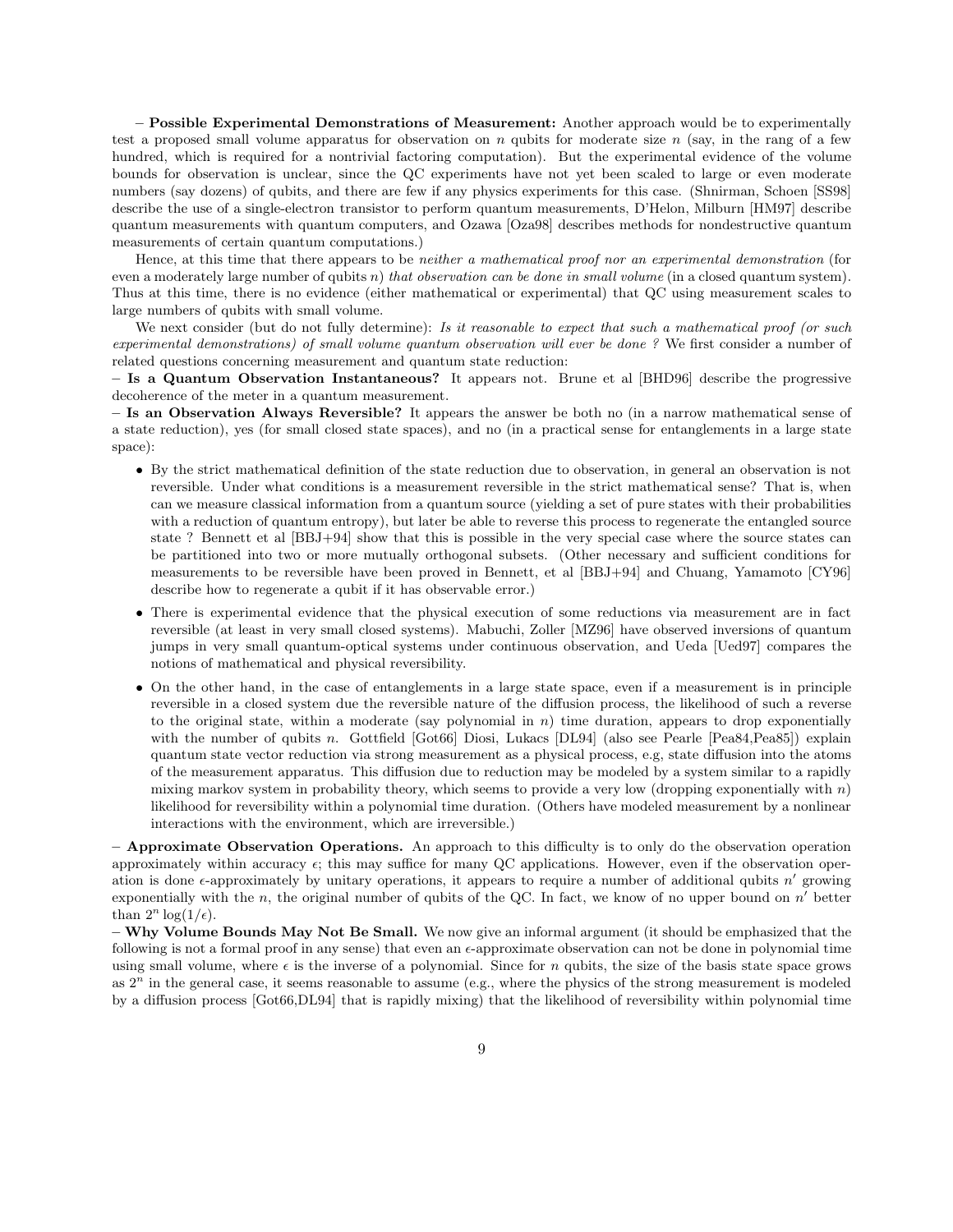– **Possible Experimental Demonstrations of Measurement:** Another approach would be to experimentally test a proposed small volume apparatus for observation on $n$ qubits for moderate size $n$ (say, in the rang of a few hundred, which is required for a nontrivial factoring computation). But the experimental evidence of the volume bounds for observation is unclear, since the QC experiments have not yet been scaled to large or even moderate numbers (say dozens) of qubits, and there are few if any physics experiments for this case. (Shnirman, Schoen [SS98] describe the use of a single-electron transistor to perform quantum measurements, D'Helon, Milburn [HM97] describe quantum measurements with quantum computers, and Ozawa [Oza98] describes methods for nondestructive quantum measurements of certain quantum computations.)

Hence, at this time that there appears to be *neither a mathematical proof nor an experimental demonstration* (for even a moderately large number of qubits $n$) *that observation can be done in small volume* (in a closed quantum system). Thus at this time, there is no evidence (either mathematical or experimental) that QC using measurement scales to large numbers of qubits with small volume.

We next consider (but do not fully determine): *Is it reasonable to expect that such a mathematical proof (or such experimental demonstrations) of small volume quantum observation will ever be done ?* We first consider a number of related questions concerning measurement and quantum state reduction:

– **Is a Quantum Observation Instantaneous?** It appears not. Brune et al [BHD96] describe the progressive decoherence of the meter in a quantum measurement.

– **Is an Observation Always Reversible?** It appears the answer be both no (in a narrow mathematical sense of a state reduction), yes (for small closed state spaces), and no (in a practical sense for entanglements in a large state space):

- By the strict mathematical definition of the state reduction due to observation, in general an observation is not reversible. Under what conditions is a measurement reversible in the strict mathematical sense? That is, when can we measure classical information from a quantum source (yielding a set of pure states with their probabilities with a reduction of quantum entropy), but later be able to reverse this process to regenerate the entangled source state ? Bennett et al [BBJ+94] show that this is possible in the very special case where the source states can be partitioned into two or more mutually orthogonal subsets. (Other necessary and sufficient conditions for measurements to be reversible have been proved in Bennett, et al [BBJ+94] and Chuang, Yamamoto [CY96] describe how to regenerate a qubit if it has observable error.)
- There is experimental evidence that the physical execution of some reductions via measurement are in fact reversible (at least in very small closed systems). Mabuchi, Zoller [MZ96] have observed inversions of quantum jumps in very small quantum-optical systems under continuous observation, and Ueda [Ued97] compares the notions of mathematical and physical reversibility.
- On the other hand, in the case of entanglements in a large state space, even if a measurement is in principle reversible in a closed system due the reversible nature of the diffusion process, the likelihood of such a reverse to the original state, within a moderate (say polynomial in $n$) time duration, appears to drop exponentially with the number of qubits $n$. Gottfield [Got66] Diosi, Lukacs [DL94] (also see Pearle [Pea84,Pea85]) explain quantum state vector reduction via strong measurement as a physical process, e.g, state diffusion into the atoms of the measurement apparatus. This diffusion due to reduction may be modeled by a system similar to a rapidly mixing markov system in probability theory, which seems to provide a very low (dropping exponentially with $n$) likelihood for reversibility within a polynomial time duration. (Others have modeled measurement by a nonlinear interactions with the environment, which are irreversible.)

– **Approximate Observation Operations.** An approach to this difficulty is to only do the observation operation approximately within accuracy $\epsilon$; this may suffice for many QC applications. However, even if the observation operation is done $\epsilon$-approximately by unitary operations, it appears to require a number of additional qubits $n'$ growing exponentially with the $n$, the original number of qubits of the QC. In fact, we know of no upper bound on $n'$ better than $2^n \log(1/\epsilon)$.

– **Why Volume Bounds May Not Be Small.** We now give an informal argument (it should be emphasized that the following is not a formal proof in any sense) that even an $\epsilon$-approximate observation can not be done in polynomial time using small volume, where $\epsilon$ is the inverse of a polynomial. Since for $n$ qubits, the size of the basis state space grows as $2^n$ in the general case, it seems reasonable to assume (e.g., where the physics of the strong measurement is modeled by a diffusion process [Got66,DL94] that is rapidly mixing) that the likelihood of reversibility within polynomial time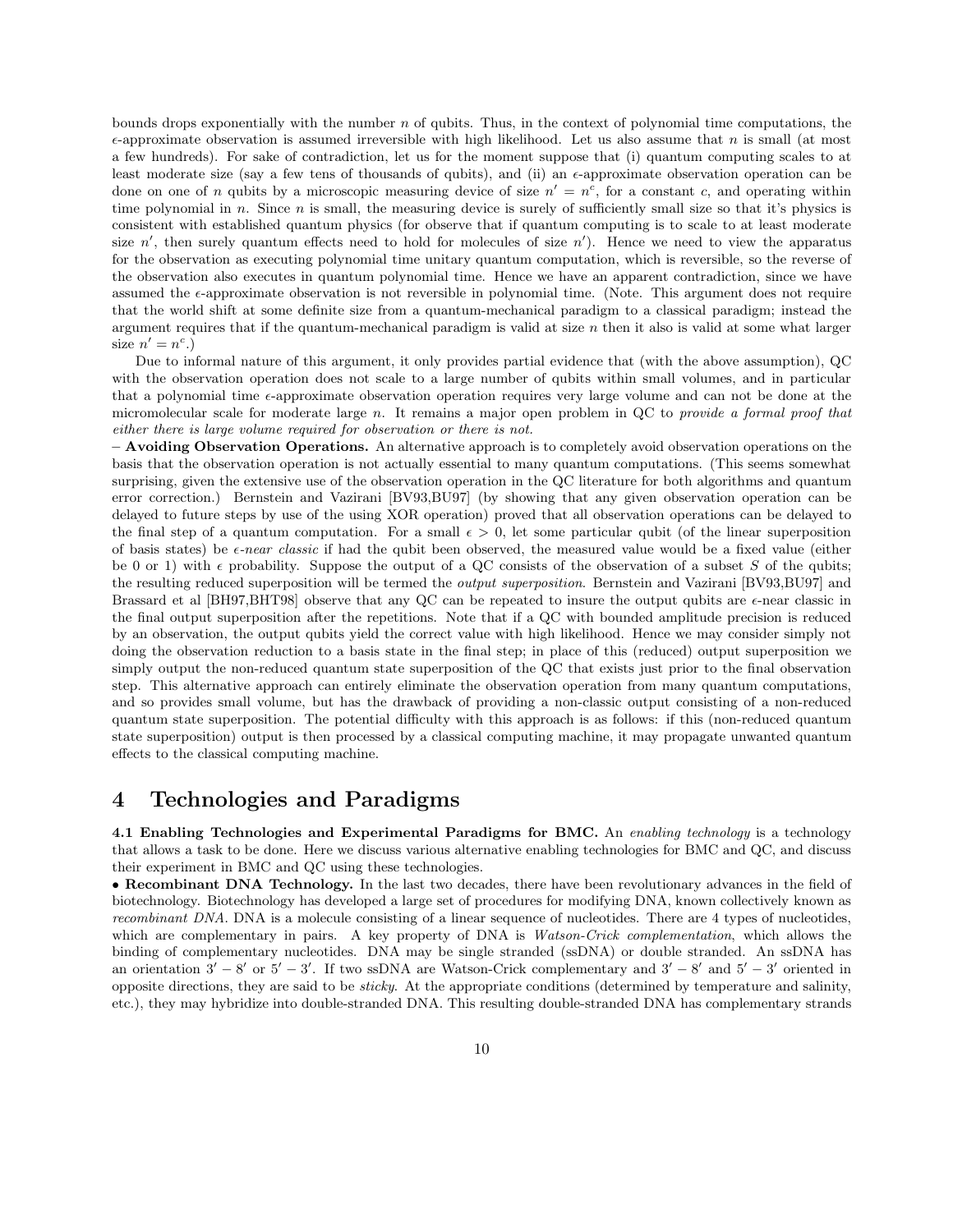bounds drops exponentially with the number $n$ of qubits. Thus, in the context of polynomial time computations, the $\epsilon$-approximate observation is assumed irreversible with high likelihood. Let us also assume that $n$ is small (at most a few hundreds). For sake of contradiction, let us for the moment suppose that (i) quantum computing scales to at least moderate size (say a few tens of thousands of qubits), and (ii) an $\epsilon$-approximate observation operation can be done on one of $n$ qubits by a microscopic measuring device of size $n' = n^c$, for a constant $c$, and operating within time polynomial in $n$. Since $n$ is small, the measuring device is surely of sufficiently small size so that it's physics is consistent with established quantum physics (for observe that if quantum computing is to scale to at least moderate size $n'$, then surely quantum effects need to hold for molecules of size $n'$). Hence we need to view the apparatus for the observation as executing polynomial time unitary quantum computation, which is reversible, so the reverse of the observation also executes in quantum polynomial time. Hence we have an apparent contradiction, since we have assumed the $\epsilon$-approximate observation is not reversible in polynomial time. (Note. This argument does not require that the world shift at some definite size from a quantum-mechanical paradigm to a classical paradigm; instead the argument requires that if the quantum-mechanical paradigm is valid at size $n$ then it also is valid at some what larger size $n' = n^c$.)

Due to informal nature of this argument, it only provides partial evidence that (with the above assumption), QC with the observation operation does not scale to a large number of qubits within small volumes, and in particular that a polynomial time $\epsilon$-approximate observation operation requires very large volume and can not be done at the micromolecular scale for moderate large $n$. It remains a major open problem in QC to *provide a formal proof that either there is large volume required for observation or there is not.*

– **Avoiding Observation Operations.** An alternative approach is to completely avoid observation operations on the basis that the observation operation is not actually essential to many quantum computations. (This seems somewhat surprising, given the extensive use of the observation operation in the QC literature for both algorithms and quantum error correction.) Bernstein and Vazirani [BV93,BU97] (by showing that any given observation operation can be delayed to future steps by use of the using XOR operation) proved that all observation operations can be delayed to the final step of a quantum computation. For a small $\epsilon > 0$, let some particular qubit (of the linear superposition of basis states) be *$\epsilon$-near classic* if had the qubit been observed, the measured value would be a fixed value (either be 0 or 1) with $\epsilon$ probability. Suppose the output of a QC consists of the observation of a subset $S$ of the qubits; the resulting reduced superposition will be termed the *output superposition*. Bernstein and Vazirani [BV93,BU97] and Brassard et al [BH97,BHT98] observe that any QC can be repeated to insure the output qubits are $\epsilon$-near classic in the final output superposition after the repetitions. Note that if a QC with bounded amplitude precision is reduced by an observation, the output qubits yield the correct value with high likelihood. Hence we may consider simply not doing the observation reduction to a basis state in the final step; in place of this (reduced) output superposition we simply output the non-reduced quantum state superposition of the QC that exists just prior to the final observation step. This alternative approach can entirely eliminate the observation operation from many quantum computations, and so provides small volume, but has the drawback of providing a non-classic output consisting of a non-reduced quantum state superposition. The potential difficulty with this approach is as follows: if this (non-reduced quantum state superposition) output is then processed by a classical computing machine, it may propagate unwanted quantum effects to the classical computing machine.

# 4 Technologies and Paradigms

**4.1 Enabling Technologies and Experimental Paradigms for BMC.** An *enabling technology* is a technology that allows a task to be done. Here we discuss various alternative enabling technologies for BMC and QC, and discuss their experiment in BMC and QC using these technologies.

• **Recombinant DNA Technology.** In the last two decades, there have been revolutionary advances in the field of biotechnology. Biotechnology has developed a large set of procedures for modifying DNA, known collectively known as *recombinant DNA*. DNA is a molecule consisting of a linear sequence of nucleotides. There are 4 types of nucleotides, which are complementary in pairs. A key property of DNA is *Watson-Crick complementation*, which allows the binding of complementary nucleotides. DNA may be single stranded (ssDNA) or double stranded. An ssDNA has an orientation $3' - 8'$ or $5' - 3'$. If two ssDNA are Watson-Crick complementary and $3' - 8'$ and $5' - 3'$ oriented in opposite directions, they are said to be *sticky*. At the appropriate conditions (determined by temperature and salinity, etc.), they may hybridize into double-stranded DNA. This resulting double-stranded DNA has complementary strands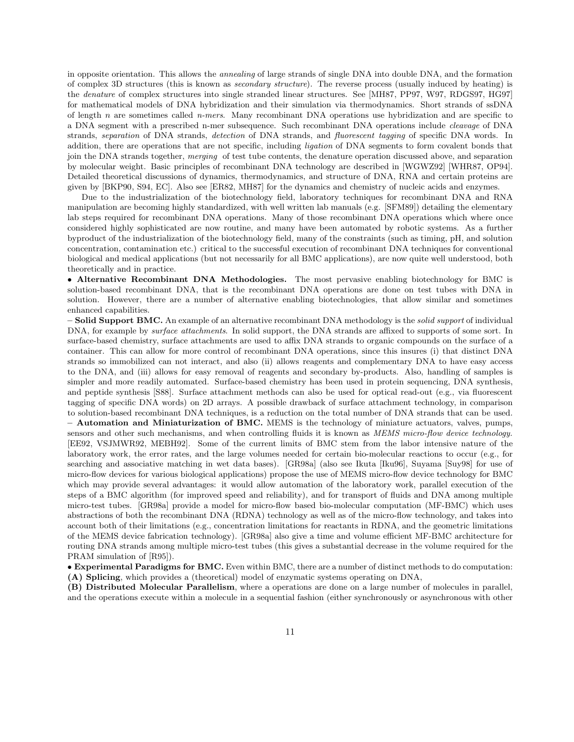in opposite orientation. This allows the *annealing* of large strands of single DNA into double DNA, and the formation of complex 3D structures (this is known as *secondary structure*). The reverse process (usually induced by heating) is the *denature* of complex structures into single stranded linear structures. See [MH87, PP97, W97, RDGS97, HG97] for mathematical models of DNA hybridization and their simulation via thermodynamics. Short strands of ssDNA of length $n$ are sometimes called *n-mers*. Many recombinant DNA operations use hybridization and are specific to a DNA segment with a prescribed n-mer subsequence. Such recombinant DNA operations include *cleavage* of DNA strands, *separation* of DNA strands, *detection* of DNA strands, and *fluorescent tagging* of specific DNA words. In addition, there are operations that are not specific, including *ligation* of DNA segments to form covalent bonds that join the DNA strands together, *merging* of test tube contents, the denature operation discussed above, and separation by molecular weight. Basic principles of recombinant DNA technology are described in [WGWZ92] [WHR87, OP94]. Detailed theoretical discussions of dynamics, thermodynamics, and structure of DNA, RNA and certain proteins are given by [BKP90, S94, EC]. Also see [ER82, MH87] for the dynamics and chemistry of nucleic acids and enzymes.

Due to the industrialization of the biotechnology field, laboratory techniques for recombinant DNA and RNA manipulation are becoming highly standardized, with well written lab manuals (e.g. [SFM89]) detailing the elementary lab steps required for recombinant DNA operations. Many of those recombinant DNA operations which where once considered highly sophisticated are now routine, and many have been automated by robotic systems. As a further byproduct of the industrialization of the biotechnology field, many of the constraints (such as timing, pH, and solution concentration, contamination etc.) critical to the successful execution of recombinant DNA techniques for conventional biological and medical applications (but not necessarily for all BMC applications), are now quite well understood, both theoretically and in practice.

• **Alternative Recombinant DNA Methodologies.** The most pervasive enabling biotechnology for BMC is solution-based recombinant DNA, that is the recombinant DNA operations are done on test tubes with DNA in solution. However, there are a number of alternative enabling biotechnologies, that allow similar and sometimes enhanced capabilities.

– **Solid Support BMC.** An example of an alternative recombinant DNA methodology is the *solid support* of individual DNA, for example by *surface attachments*. In solid support, the DNA strands are affixed to supports of some sort. In surface-based chemistry, surface attachments are used to affix DNA strands to organic compounds on the surface of a container. This can allow for more control of recombinant DNA operations, since this insures (i) that distinct DNA strands so immobilized can not interact, and also (ii) allows reagents and complementary DNA to have easy access to the DNA, and (iii) allows for easy removal of reagents and secondary by-products. Also, handling of samples is simpler and more readily automated. Surface-based chemistry has been used in protein sequencing, DNA synthesis, and peptide synthesis [S88]. Surface attachment methods can also be used for optical read-out (e.g., via fluorescent tagging of specific DNA words) on 2D arrays. A possible drawback of surface attachment technology, in comparison to solution-based recombinant DNA techniques, is a reduction on the total number of DNA strands that can be used.

– **Automation and Miniaturization of BMC.** MEMS is the technology of miniature actuators, valves, pumps, sensors and other such mechanisms, and when controlling fluids it is known as *MEMS micro-flow device technology.* [EE92, VSJMWR92, MEBH92]. Some of the current limits of BMC stem from the labor intensive nature of the laboratory work, the error rates, and the large volumes needed for certain bio-molecular reactions to occur (e.g., for searching and associative matching in wet data bases). [GR98a] (also see Ikuta [Iku96], Suyama [Suy98] for use of micro-flow devices for various biological applications) propose the use of MEMS micro-flow device technology for BMC which may provide several advantages: it would allow automation of the laboratory work, parallel execution of the steps of a BMC algorithm (for improved speed and reliability), and for transport of fluids and DNA among multiple micro-test tubes. [GR98a] provide a model for micro-flow based bio-molecular computation (MF-BMC) which uses abstractions of both the recombinant DNA (RDNA) technology as well as of the micro-flow technology, and takes into account both of their limitations (e.g., concentration limitations for reactants in RDNA, and the geometric limitations of the MEMS device fabrication technology). [GR98a] also give a time and volume efficient MF-BMC architecture for routing DNA strands among multiple micro-test tubes (this gives a substantial decrease in the volume required for the PRAM simulation of [R95]).

• **Experimental Paradigms for BMC.** Even within BMC, there are a number of distinct methods to do computation:
**(A) Splicing**, which provides a (theoretical) model of enzymatic systems operating on DNA,
**(B) Distributed Molecular Parallelism**, where a operations are done on a large number of molecules in parallel, and the operations execute within a molecule in a sequential fashion (either synchronously or asynchronous with other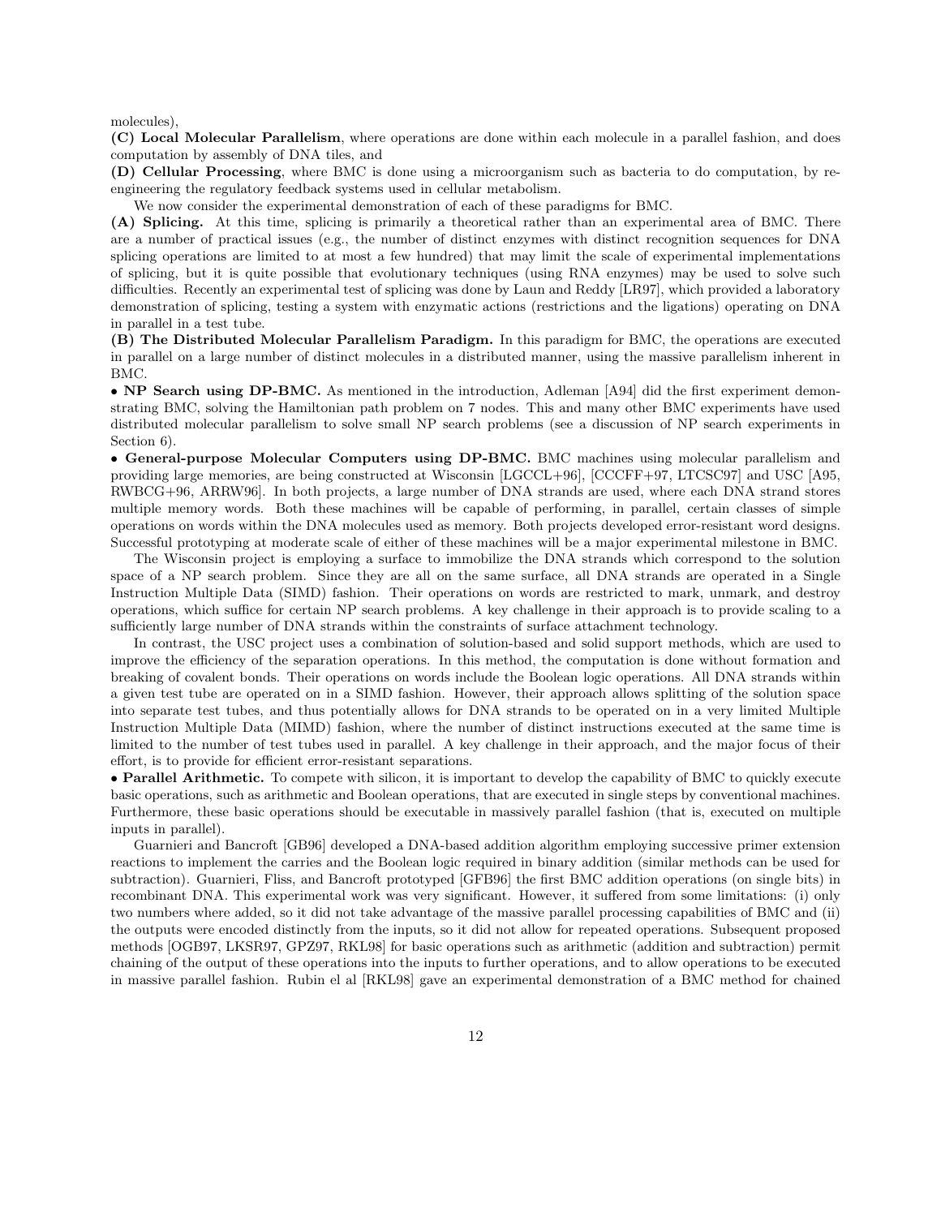molecules),

**(C) Local Molecular Parallelism**, where operations are done within each molecule in a parallel fashion, and does computation by assembly of DNA tiles, and

**(D) Cellular Processing**, where BMC is done using a microorganism such as bacteria to do computation, by re-engineering the regulatory feedback systems used in cellular metabolism.

We now consider the experimental demonstration of each of these paradigms for BMC.

**(A) Splicing.** At this time, splicing is primarily a theoretical rather than an experimental area of BMC. There are a number of practical issues (e.g., the number of distinct enzymes with distinct recognition sequences for DNA splicing operations are limited to at most a few hundred) that may limit the scale of experimental implementations of splicing, but it is quite possible that evolutionary techniques (using RNA enzymes) may be used to solve such difficulties. Recently an experimental test of splicing was done by Laun and Reddy [LR97], which provided a laboratory demonstration of splicing, testing a system with enzymatic actions (restrictions and the ligations) operating on DNA in parallel in a test tube.

**(B) The Distributed Molecular Parallelism Paradigm.** In this paradigm for BMC, the operations are executed in parallel on a large number of distinct molecules in a distributed manner, using the massive parallelism inherent in BMC.

- **NP Search using DP-BMC.** As mentioned in the introduction, Adleman [A94] did the first experiment demonstrating BMC, solving the Hamiltonian path problem on 7 nodes. This and many other BMC experiments have used distributed molecular parallelism to solve small NP search problems (see a discussion of NP search experiments in Section 6).

- **General-purpose Molecular Computers using DP-BMC.** BMC machines using molecular parallelism and providing large memories, are being constructed at Wisconsin [LGCCL+96], [CCCFF+97, LTCSC97] and USC [A95, RWBCG+96, ARRW96]. In both projects, a large number of DNA strands are used, where each DNA strand stores multiple memory words. Both these machines will be capable of performing, in parallel, certain classes of simple operations on words within the DNA molecules used as memory. Both projects developed error-resistant word designs. Successful prototyping at moderate scale of either of these machines will be a major experimental milestone in BMC.

The Wisconsin project is employing a surface to immobilize the DNA strands which correspond to the solution space of a NP search problem. Since they are all on the same surface, all DNA strands are operated in a Single Instruction Multiple Data (SIMD) fashion. Their operations on words are restricted to mark, unmark, and destroy operations, which suffice for certain NP search problems. A key challenge in their approach is to provide scaling to a sufficiently large number of DNA strands within the constraints of surface attachment technology.

In contrast, the USC project uses a combination of solution-based and solid support methods, which are used to improve the efficiency of the separation operations. In this method, the computation is done without formation and breaking of covalent bonds. Their operations on words include the Boolean logic operations. All DNA strands within a given test tube are operated on in a SIMD fashion. However, their approach allows splitting of the solution space into separate test tubes, and thus potentially allows for DNA strands to be operated on in a very limited Multiple Instruction Multiple Data (MIMD) fashion, where the number of distinct instructions executed at the same time is limited to the number of test tubes used in parallel. A key challenge in their approach, and the major focus of their effort, is to provide for efficient error-resistant separations.

- **Parallel Arithmetic.** To compete with silicon, it is important to develop the capability of BMC to quickly execute basic operations, such as arithmetic and Boolean operations, that are executed in single steps by conventional machines. Furthermore, these basic operations should be executable in massively parallel fashion (that is, executed on multiple inputs in parallel).

Guarnieri and Bancroft [GB96] developed a DNA-based addition algorithm employing successive primer extension reactions to implement the carries and the Boolean logic required in binary addition (similar methods can be used for subtraction). Guarnieri, Fliss, and Bancroft prototyped [GFB96] the first BMC addition operations (on single bits) in recombinant DNA. This experimental work was very significant. However, it suffered from some limitations: (i) only two numbers where added, so it did not take advantage of the massive parallel processing capabilities of BMC and (ii) the outputs were encoded distinctly from the inputs, so it did not allow for repeated operations. Subsequent proposed methods [OGB97, LKSR97, GPZ97, RKL98] for basic operations such as arithmetic (addition and subtraction) permit chaining of the output of these operations into the inputs to further operations, and to allow operations to be executed in massive parallel fashion. Rubin el al [RKL98] gave an experimental demonstration of a BMC method for chained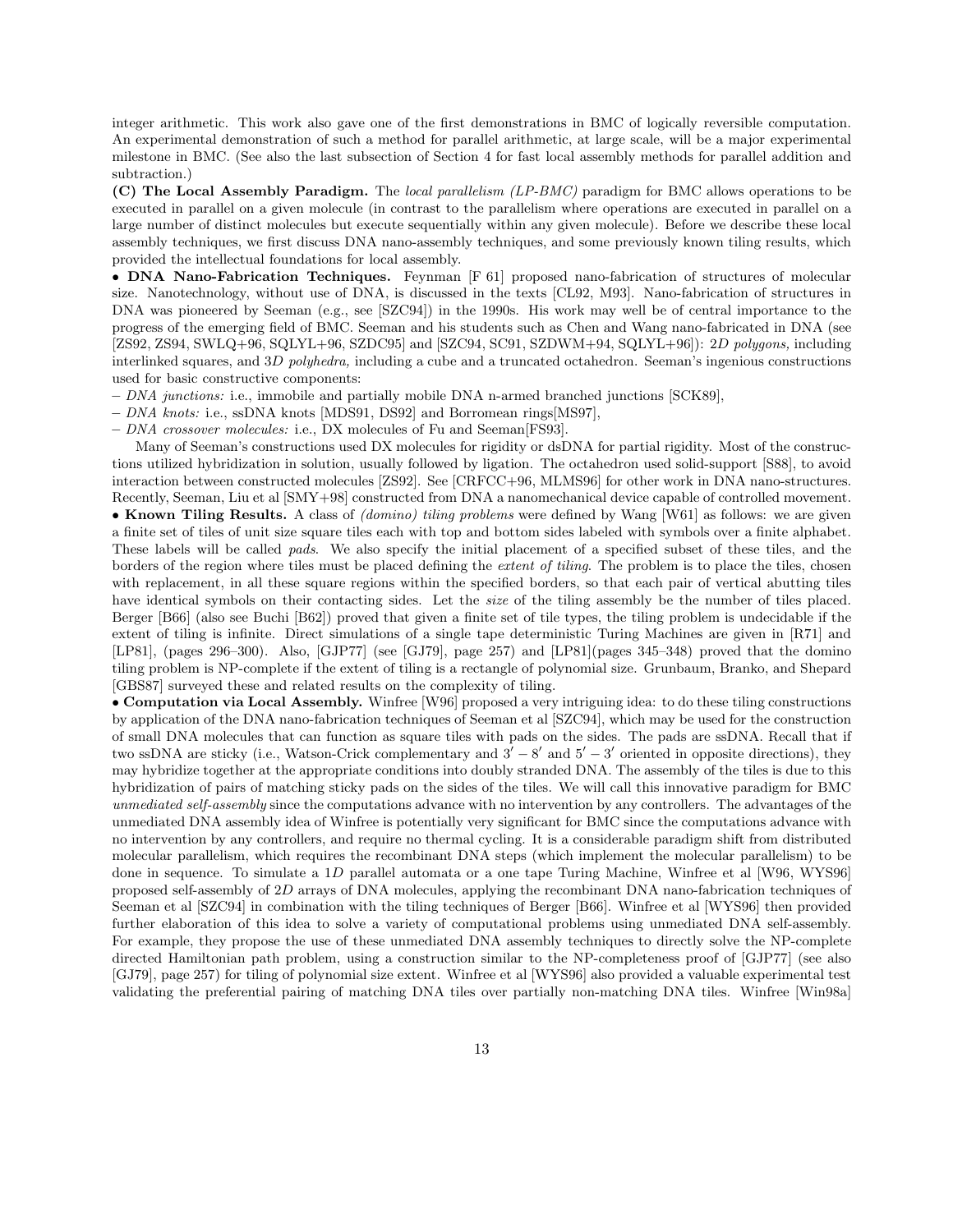integer arithmetic. This work also gave one of the first demonstrations in BMC of logically reversible computation. An experimental demonstration of such a method for parallel arithmetic, at large scale, will be a major experimental milestone in BMC. (See also the last subsection of Section 4 for fast local assembly methods for parallel addition and subtraction.)

**(C) The Local Assembly Paradigm.** The *local parallelism (LP-BMC)* paradigm for BMC allows operations to be executed in parallel on a given molecule (in contrast to the parallelism where operations are executed in parallel on a large number of distinct molecules but execute sequentially within any given molecule). Before we describe these local assembly techniques, we first discuss DNA nano-assembly techniques, and some previously known tiling results, which provided the intellectual foundations for local assembly.

• **DNA Nano-Fabrication Techniques.** Feynman [F 61] proposed nano-fabrication of structures of molecular size. Nanotechnology, without use of DNA, is discussed in the texts [CL92, M93]. Nano-fabrication of structures in DNA was pioneered by Seeman (e.g., see [SZC94]) in the 1990s. His work may well be of central importance to the progress of the emerging field of BMC. Seeman and his students such as Chen and Wang nano-fabricated in DNA (see [ZS92, ZS94, SWLQ+96, SQLYL+96, SZDC95] and [SZC94, SC91, SZDWM+94, SQLYL+96]): 2*D polygons,* including interlinked squares, and 3*D polyhedra,* including a cube and a truncated octahedron. Seeman's ingenious constructions used for basic constructive components:

– *DNA junctions:* i.e., immobile and partially mobile DNA n-armed branched junctions [SCK89],

– *DNA knots:* i.e., ssDNA knots [MDS91, DS92] and Borromean rings[MS97],

– *DNA crossover molecules:* i.e., DX molecules of Fu and Seeman[FS93].

Many of Seeman's constructions used DX molecules for rigidity or dsDNA for partial rigidity. Most of the constructions utilized hybridization in solution, usually followed by ligation. The octahedron used solid-support [S88], to avoid interaction between constructed molecules [ZS92]. See [CRFCC+96, MLMS96] for other work in DNA nano-structures. Recently, Seeman, Liu et al [SMY+98] constructed from DNA a nanomechanical device capable of controlled movement.

• **Known Tiling Results.** A class of *(domino) tiling problems* were defined by Wang [W61] as follows: we are given a finite set of tiles of unit size square tiles each with top and bottom sides labeled with symbols over a finite alphabet. These labels will be called *pads*. We also specify the initial placement of a specified subset of these tiles, and the borders of the region where tiles must be placed defining the *extent of tiling*. The problem is to place the tiles, chosen with replacement, in all these square regions within the specified borders, so that each pair of vertical abutting tiles have identical symbols on their contacting sides. Let the *size* of the tiling assembly be the number of tiles placed. Berger [B66] (also see Buchi [B62]) proved that given a finite set of tile types, the tiling problem is undecidable if the extent of tiling is infinite. Direct simulations of a single tape deterministic Turing Machines are given in [R71] and [LP81], (pages 296–300). Also, [GJP77] (see [GJ79], page 257) and [LP81](pages 345–348) proved that the domino tiling problem is NP-complete if the extent of tiling is a rectangle of polynomial size. Grunbaum, Branko, and Shepard [GBS87] surveyed these and related results on the complexity of tiling.

• **Computation via Local Assembly.** Winfree [W96] proposed a very intriguing idea: to do these tiling constructions by application of the DNA nano-fabrication techniques of Seeman et al [SZC94], which may be used for the construction of small DNA molecules that can function as square tiles with pads on the sides. The pads are ssDNA. Recall that if two ssDNA are sticky (i.e., Watson-Crick complementary and $3' - 8'$ and $5' - 3'$ oriented in opposite directions), they may hybridize together at the appropriate conditions into doubly stranded DNA. The assembly of the tiles is due to this hybridization of pairs of matching sticky pads on the sides of the tiles. We will call this innovative paradigm for BMC *unmediated self-assembly* since the computations advance with no intervention by any controllers. The advantages of the unmediated DNA assembly idea of Winfree is potentially very significant for BMC since the computations advance with no intervention by any controllers, and require no thermal cycling. It is a considerable paradigm shift from distributed molecular parallelism, which requires the recombinant DNA steps (which implement the molecular parallelism) to be done in sequence. To simulate a 1*D* parallel automata or a one tape Turing Machine, Winfree et al [W96, WYS96] proposed self-assembly of 2*D* arrays of DNA molecules, applying the recombinant DNA nano-fabrication techniques of Seeman et al [SZC94] in combination with the tiling techniques of Berger [B66]. Winfree et al [WYS96] then provided further elaboration of this idea to solve a variety of computational problems using unmediated DNA self-assembly. For example, they propose the use of these unmediated DNA assembly techniques to directly solve the NP-complete directed Hamiltonian path problem, using a construction similar to the NP-completeness proof of [GJP77] (see also [GJ79], page 257) for tiling of polynomial size extent. Winfree et al [WYS96] also provided a valuable experimental test validating the preferential pairing of matching DNA tiles over partially non-matching DNA tiles. Winfree [Win98a]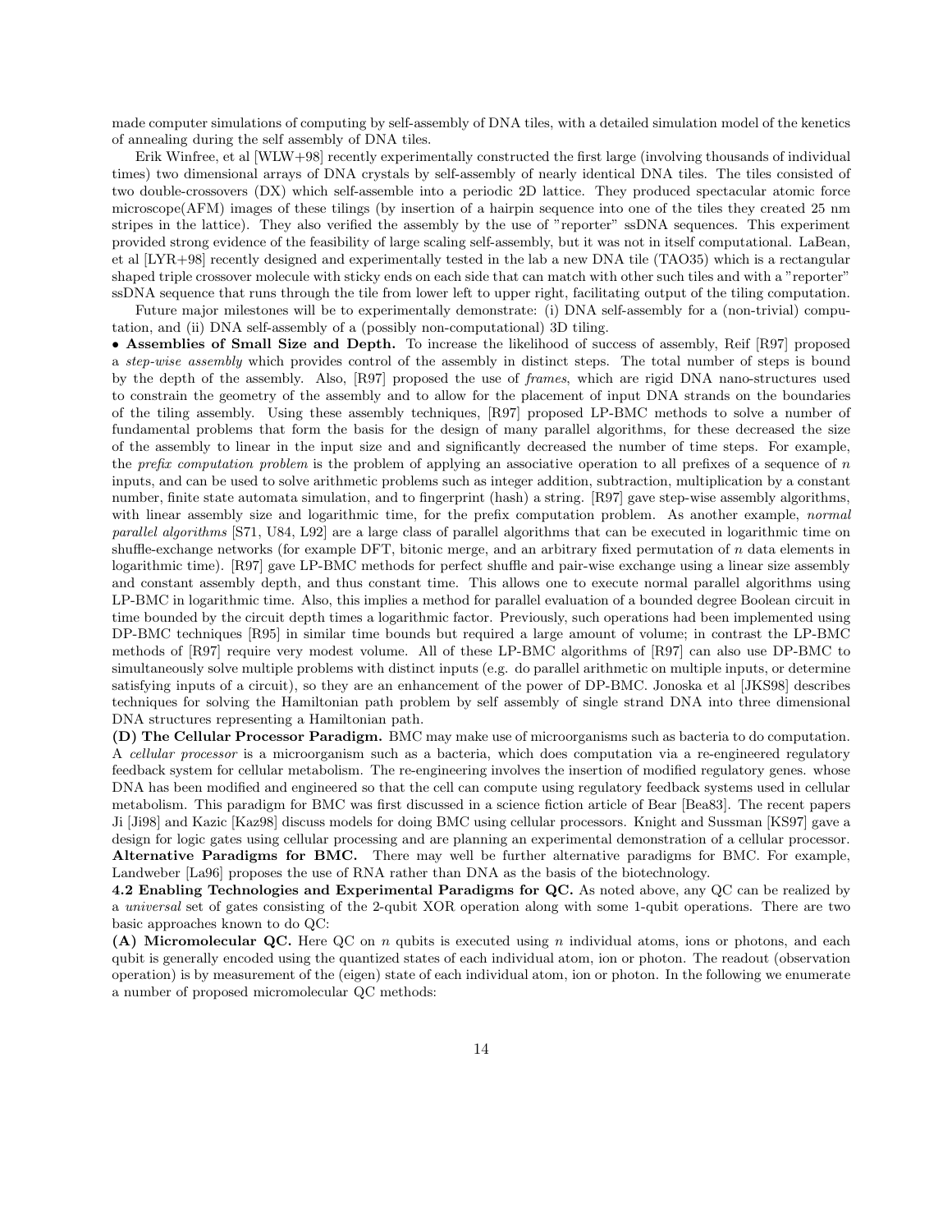made computer simulations of computing by self-assembly of DNA tiles, with a detailed simulation model of the kenetics of annealing during the self assembly of DNA tiles.

Erik Winfree, et al [WLW+98] recently experimentally constructed the first large (involving thousands of individual times) two dimensional arrays of DNA crystals by self-assembly of nearly identical DNA tiles. The tiles consisted of two double-crossovers (DX) which self-assemble into a periodic 2D lattice. They produced spectacular atomic force microscope(AFM) images of these tilings (by insertion of a hairpin sequence into one of the tiles they created 25 nm stripes in the lattice). They also verified the assembly by the use of "reporter" ssDNA sequences. This experiment provided strong evidence of the feasibility of large scaling self-assembly, but it was not in itself computational. LaBean, et al [LYR+98] recently designed and experimentally tested in the lab a new DNA tile (TAO35) which is a rectangular shaped triple crossover molecule with sticky ends on each side that can match with other such tiles and with a "reporter" ssDNA sequence that runs through the tile from lower left to upper right, facilitating output of the tiling computation.

Future major milestones will be to experimentally demonstrate: (i) DNA self-assembly for a (non-trivial) computation, and (ii) DNA self-assembly of a (possibly non-computational) 3D tiling.

• **Assemblies of Small Size and Depth.** To increase the likelihood of success of assembly, Reif [R97] proposed a *step-wise assembly* which provides control of the assembly in distinct steps. The total number of steps is bound by the depth of the assembly. Also, [R97] proposed the use of *frames*, which are rigid DNA nano-structures used to constrain the geometry of the assembly and to allow for the placement of input DNA strands on the boundaries of the tiling assembly. Using these assembly techniques, [R97] proposed LP-BMC methods to solve a number of fundamental problems that form the basis for the design of many parallel algorithms, for these decreased the size of the assembly to linear in the input size and and significantly decreased the number of time steps. For example, the *prefix computation problem* is the problem of applying an associative operation to all prefixes of a sequence of $n$ inputs, and can be used to solve arithmetic problems such as integer addition, subtraction, multiplication by a constant number, finite state automata simulation, and to fingerprint (hash) a string. [R97] gave step-wise assembly algorithms, with linear assembly size and logarithmic time, for the prefix computation problem. As another example, *normal parallel algorithms* [S71, U84, L92] are a large class of parallel algorithms that can be executed in logarithmic time on shuffle-exchange networks (for example DFT, bitonic merge, and an arbitrary fixed permutation of $n$ data elements in logarithmic time). [R97] gave LP-BMC methods for perfect shuffle and pair-wise exchange using a linear size assembly and constant assembly depth, and thus constant time. This allows one to execute normal parallel algorithms using LP-BMC in logarithmic time. Also, this implies a method for parallel evaluation of a bounded degree Boolean circuit in time bounded by the circuit depth times a logarithmic factor. Previously, such operations had been implemented using DP-BMC techniques [R95] in similar time bounds but required a large amount of volume; in contrast the LP-BMC methods of [R97] require very modest volume. All of these LP-BMC algorithms of [R97] can also use DP-BMC to simultaneously solve multiple problems with distinct inputs (e.g. do parallel arithmetic on multiple inputs, or determine satisfying inputs of a circuit), so they are an enhancement of the power of DP-BMC. Jonoska et al [JKS98] describes techniques for solving the Hamiltonian path problem by self assembly of single strand DNA into three dimensional DNA structures representing a Hamiltonian path.

**(D) The Cellular Processor Paradigm.** BMC may make use of microorganisms such as bacteria to do computation. A *cellular processor* is a microorganism such as a bacteria, which does computation via a re-engineered regulatory feedback system for cellular metabolism. The re-engineering involves the insertion of modified regulatory genes. whose DNA has been modified and engineered so that the cell can compute using regulatory feedback systems used in cellular metabolism. This paradigm for BMC was first discussed in a science fiction article of Bear [Bea83]. The recent papers Ji [Ji98] and Kazic [Kaz98] discuss models for doing BMC using cellular processors. Knight and Sussman [KS97] gave a design for logic gates using cellular processing and are planning an experimental demonstration of a cellular processor.

**Alternative Paradigms for BMC.** There may well be further alternative paradigms for BMC. For example, Landweber [La96] proposes the use of RNA rather than DNA as the basis of the biotechnology.

**4.2 Enabling Technologies and Experimental Paradigms for QC.** As noted above, any QC can be realized by a *universal* set of gates consisting of the 2-qubit XOR operation along with some 1-qubit operations. There are two basic approaches known to do QC:

**(A) Micromolecular QC.** Here QC on $n$ qubits is executed using $n$ individual atoms, ions or photons, and each qubit is generally encoded using the quantized states of each individual atom, ion or photon. The readout (observation operation) is by measurement of the (eigen) state of each individual atom, ion or photon. In the following we enumerate a number of proposed micromolecular QC methods: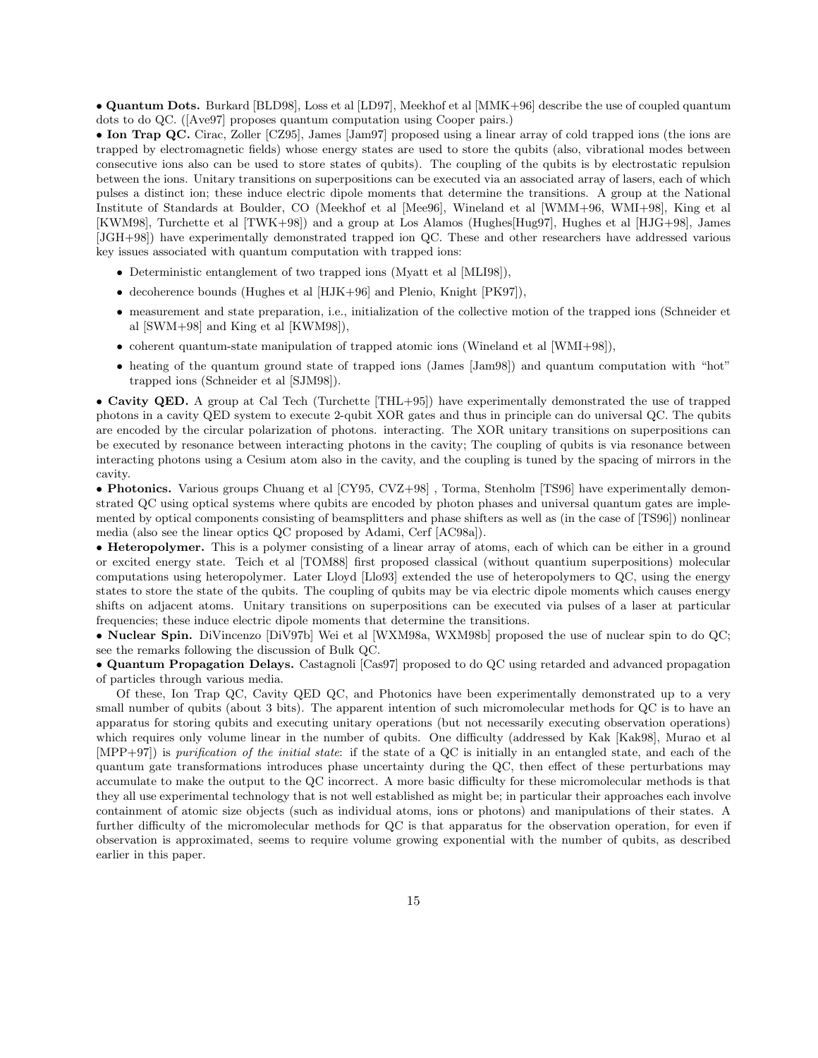• **Quantum Dots.** Burkard [BLD98], Loss et al [LD97], Meekhof et al [MMK+96] describe the use of coupled quantum dots to do QC. ([Ave97] proposes quantum computation using Cooper pairs.)

• **Ion Trap QC.** Cirac, Zoller [CZ95], James [Jam97] proposed using a linear array of cold trapped ions (the ions are trapped by electromagnetic fields) whose energy states are used to store the qubits (also, vibrational modes between consecutive ions also can be used to store states of qubits). The coupling of the qubits is by electrostatic repulsion between the ions. Unitary transitions on superpositions can be executed via an associated array of lasers, each of which pulses a distinct ion; these induce electric dipole moments that determine the transitions. A group at the National Institute of Standards at Boulder, CO (Meekhof et al [Mee96], Wineland et al [WMM+96, WMI+98], King et al [KWM98], Turchette et al [TWK+98]) and a group at Los Alamos (Hughes[Hug97], Hughes et al [HJG+98], James [JGH+98]) have experimentally demonstrated trapped ion QC. These and other researchers have addressed various key issues associated with quantum computation with trapped ions:

- Deterministic entanglement of two trapped ions (Myatt et al [MLI98]),
- decoherence bounds (Hughes et al [HJK+96] and Plenio, Knight [PK97]),
- measurement and state preparation, i.e., initialization of the collective motion of the trapped ions (Schneider et al [SWM+98] and King et al [KWM98]),
- coherent quantum-state manipulation of trapped atomic ions (Wineland et al [WMI+98]),
- heating of the quantum ground state of trapped ions (James [Jam98]) and quantum computation with "hot" trapped ions (Schneider et al [SJM98]).

• **Cavity QED.** A group at Cal Tech (Turchette [THL+95]) have experimentally demonstrated the use of trapped photons in a cavity QED system to execute 2-qubit XOR gates and thus in principle can do universal QC. The qubits are encoded by the circular polarization of photons. interacting. The XOR unitary transitions on superpositions can be executed by resonance between interacting photons in the cavity; The coupling of qubits is via resonance between interacting photons using a Cesium atom also in the cavity, and the coupling is tuned by the spacing of mirrors in the cavity.

• **Photonics.** Various groups Chuang et al [CY95, CVZ+98] , Torma, Stenholm [TS96] have experimentally demonstrated QC using optical systems where qubits are encoded by photon phases and universal quantum gates are implemented by optical components consisting of beamsplitters and phase shifters as well as (in the case of [TS96]) nonlinear media (also see the linear optics QC proposed by Adami, Cerf [AC98a]).

• **Heteropolymer.** This is a polymer consisting of a linear array of atoms, each of which can be either in a ground or excited energy state. Teich et al [TOM88] first proposed classical (without quantium superpositions) molecular computations using heteropolymer. Later Lloyd [Llo93] extended the use of heteropolymers to QC, using the energy states to store the state of the qubits. The coupling of qubits may be via electric dipole moments which causes energy shifts on adjacent atoms. Unitary transitions on superpositions can be executed via pulses of a laser at particular frequencies; these induce electric dipole moments that determine the transitions.

• **Nuclear Spin.** DiVincenzo [DiV97b] Wei et al [WXM98a, WXM98b] proposed the use of nuclear spin to do QC; see the remarks following the discussion of Bulk QC.

• **Quantum Propagation Delays.** Castagnoli [Cas97] proposed to do QC using retarded and advanced propagation of particles through various media.

Of these, Ion Trap QC, Cavity QED QC, and Photonics have been experimentally demonstrated up to a very small number of qubits (about 3 bits). The apparent intention of such micromolecular methods for QC is to have an apparatus for storing qubits and executing unitary operations (but not necessarily executing observation operations) which requires only volume linear in the number of qubits. One difficulty (addressed by Kak [Kak98], Murao et al [MPP+97]) is *purification of the initial state*: if the state of a QC is initially in an entangled state, and each of the quantum gate transformations introduces phase uncertainty during the QC, then effect of these perturbations may accumulate to make the output to the QC incorrect. A more basic difficulty for these micromolecular methods is that they all use experimental technology that is not well established as might be; in particular their approaches each involve containment of atomic size objects (such as individual atoms, ions or photons) and manipulations of their states. A further difficulty of the micromolecular methods for QC is that apparatus for the observation operation, for even if observation is approximated, seems to require volume growing exponential with the number of qubits, as described earlier in this paper.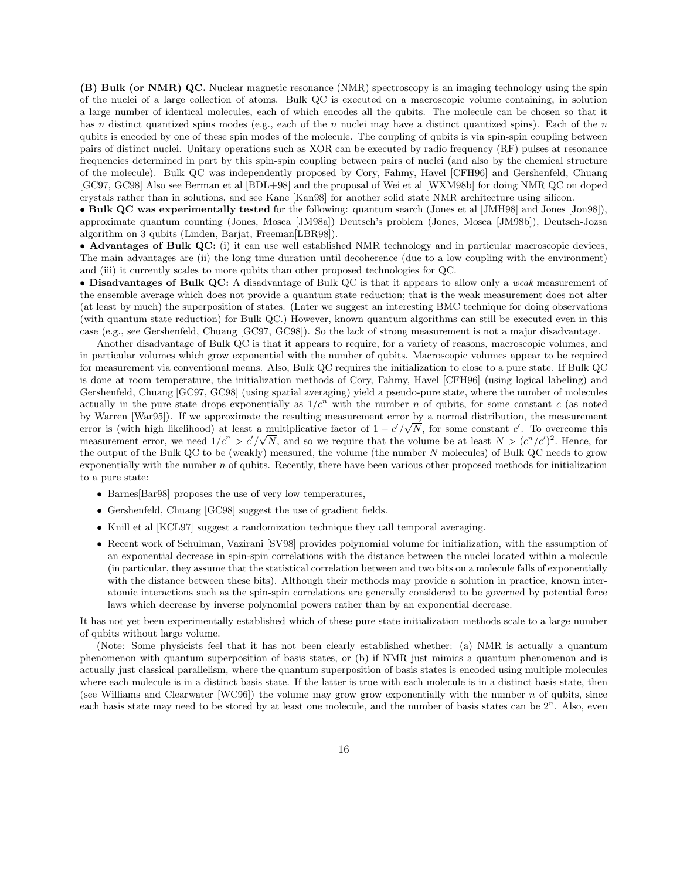**(B) Bulk (or NMR) QC.** Nuclear magnetic resonance (NMR) spectroscopy is an imaging technology using the spin of the nuclei of a large collection of atoms. Bulk QC is executed on a macroscopic volume containing, in solution a large number of identical molecules, each of which encodes all the qubits. The molecule can be chosen so that it has $n$ distinct quantized spins modes (e.g., each of the $n$ nuclei may have a distinct quantized spins). Each of the $n$ qubits is encoded by one of these spin modes of the molecule. The coupling of qubits is via spin-spin coupling between pairs of distinct nuclei. Unitary operations such as XOR can be executed by radio frequency (RF) pulses at resonance frequencies determined in part by this spin-spin coupling between pairs of nuclei (and also by the chemical structure of the molecule). Bulk QC was independently proposed by Cory, Fahmy, Havel [CFH96] and Gershenfeld, Chuang [GC97, GC98] Also see Berman et al [BDL+98] and the proposal of Wei et al [WXM98b] for doing NMR QC on doped crystals rather than in solutions, and see Kane [Kan98] for another solid state NMR architecture using silicon.

• **Bulk QC was experimentally tested** for the following: quantum search (Jones et al [JMH98] and Jones [Jon98]), approximate quantum counting (Jones, Mosca [JM98a]) Deutsch's problem (Jones, Mosca [JM98b]), Deutsch-Jozsa algorithm on 3 qubits (Linden, Barjat, Freeman[LBR98]).

• **Advantages of Bulk QC:** (i) it can use well established NMR technology and in particular macroscopic devices, The main advantages are (ii) the long time duration until decoherence (due to a low coupling with the environment) and (iii) it currently scales to more qubits than other proposed technologies for QC.

• **Disadvantages of Bulk QC:** A disadvantage of Bulk QC is that it appears to allow only a *weak* measurement of the ensemble average which does not provide a quantum state reduction; that is the weak measurement does not alter (at least by much) the superposition of states. (Later we suggest an interesting BMC technique for doing observations (with quantum state reduction) for Bulk QC.) However, known quantum algorithms can still be executed even in this case (e.g., see Gershenfeld, Chuang [GC97, GC98]). So the lack of strong measurement is not a major disadvantage.

Another disadvantage of Bulk QC is that it appears to require, for a variety of reasons, macroscopic volumes, and in particular volumes which grow exponential with the number of qubits. Macroscopic volumes appear to be required for measurement via conventional means. Also, Bulk QC requires the initialization to close to a pure state. If Bulk QC is done at room temperature, the initialization methods of Cory, Fahmy, Havel [CFH96] (using logical labeling) and Gershenfeld, Chuang [GC97, GC98] (using spatial averaging) yield a pseudo-pure state, where the number of molecules actually in the pure state drops exponentially as $1/c^n$ with the number $n$ of qubits, for some constant $c$ (as noted by Warren [War95]). If we approximate the resulting measurement error by a normal distribution, the measurement error is (with high likelihood) at least a multiplicative factor of $1 - c'/\sqrt{N}$, for some constant $c'$. To overcome this measurement error, we need $1/c^n > c'/\sqrt{N}$, and so we require that the volume be at least $N > (c^n/c')^2$. Hence, for the output of the Bulk QC to be (weakly) measured, the volume (the number $N$ molecules) of Bulk QC needs to grow exponentially with the number $n$ of qubits. Recently, there have been various other proposed methods for initialization to a pure state:

- Barnes[Bar98] proposes the use of very low temperatures,
- Gershenfeld, Chuang [GC98] suggest the use of gradient fields.
- Knill et al [KCL97] suggest a randomization technique they call temporal averaging.
- Recent work of Schulman, Vazirani [SV98] provides polynomial volume for initialization, with the assumption of an exponential decrease in spin-spin correlations with the distance between the nuclei located within a molecule (in particular, they assume that the statistical correlation between and two bits on a molecule falls of exponentially with the distance between these bits). Although their methods may provide a solution in practice, known interatomic interactions such as the spin-spin correlations are generally considered to be governed by potential force laws which decrease by inverse polynomial powers rather than by an exponential decrease.

It has not yet been experimentally established which of these pure state initialization methods scale to a large number of qubits without large volume.

(Note: Some physicists feel that it has not been clearly established whether: (a) NMR is actually a quantum phenomenon with quantum superposition of basis states, or (b) if NMR just mimics a quantum phenomenon and is actually just classical parallelism, where the quantum superposition of basis states is encoded using multiple molecules where each molecule is in a distinct basis state. If the latter is true with each molecule is in a distinct basis state, then (see Williams and Clearwater [WC96]) the volume may grow grow exponentially with the number $n$ of qubits, since each basis state may need to be stored by at least one molecule, and the number of basis states can be $2^n$. Also, even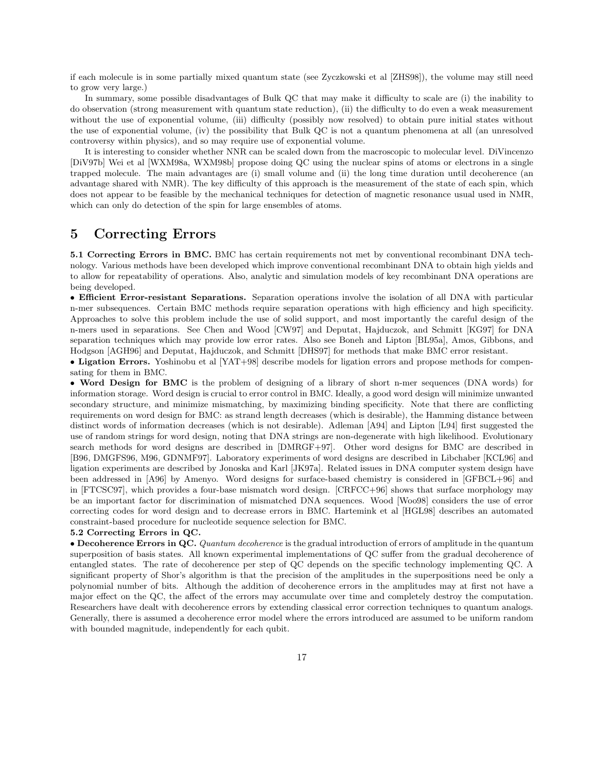if each molecule is in some partially mixed quantum state (see Zyczkowski et al [ZHS98]), the volume may still need to grow very large.)

In summary, some possible disadvantages of Bulk QC that may make it difficulty to scale are (i) the inability to do observation (strong measurement with quantum state reduction), (ii) the difficulty to do even a weak measurement without the use of exponential volume, (iii) difficulty (possibly now resolved) to obtain pure initial states without the use of exponential volume, (iv) the possibility that Bulk QC is not a quantum phenomena at all (an unresolved controversy within physics), and so may require use of exponential volume.

It is interesting to consider whether NNR can be scaled down from the macroscopic to molecular level. DiVincenzo [DiV97b] Wei et al [WXM98a, WXM98b] propose doing QC using the nuclear spins of atoms or electrons in a single trapped molecule. The main advantages are (i) small volume and (ii) the long time duration until decoherence (an advantage shared with NMR). The key difficulty of this approach is the measurement of the state of each spin, which does not appear to be feasible by the mechanical techniques for detection of magnetic resonance usual used in NMR, which can only do detection of the spin for large ensembles of atoms.

# 5 Correcting Errors

**5.1 Correcting Errors in BMC.** BMC has certain requirements not met by conventional recombinant DNA technology. Various methods have been developed which improve conventional recombinant DNA to obtain high yields and to allow for repeatability of operations. Also, analytic and simulation models of key recombinant DNA operations are being developed.

• **Efficient Error-resistant Separations.** Separation operations involve the isolation of all DNA with particular n-mer subsequences. Certain BMC methods require separation operations with high efficiency and high specificity. Approaches to solve this problem include the use of solid support, and most importantly the careful design of the n-mers used in separations. See Chen and Wood [CW97] and Deputat, Hajduczok, and Schmitt [KG97] for DNA separation techniques which may provide low error rates. Also see Boneh and Lipton [BL95a], Amos, Gibbons, and Hodgson [AGH96] and Deputat, Hajduczok, and Schmitt [DHS97] for methods that make BMC error resistant.

• **Ligation Errors.** Yoshinobu et al [YAT+98] describe models for ligation errors and propose methods for compensating for them in BMC.

• **Word Design for BMC** is the problem of designing of a library of short n-mer sequences (DNA words) for information storage. Word design is crucial to error control in BMC. Ideally, a good word design will minimize unwanted secondary structure, and minimize mismatching, by maximizing binding specificity. Note that there are conflicting requirements on word design for BMC: as strand length decreases (which is desirable), the Hamming distance between distinct words of information decreases (which is not desirable). Adleman [A94] and Lipton [L94] first suggested the use of random strings for word design, noting that DNA strings are non-degenerate with high likelihood. Evolutionary search methods for word designs are described in [DMRGF+97]. Other word designs for BMC are described in [B96, DMGFS96, M96, GDNMF97]. Laboratory experiments of word designs are described in Libchaber [KCL96] and ligation experiments are described by Jonoska and Karl [JK97a]. Related issues in DNA computer system design have been addressed in [A96] by Amenyo. Word designs for surface-based chemistry is considered in [GFBCL+96] and in [FTCSC97], which provides a four-base mismatch word design. [CRFCC+96] shows that surface morphology may be an important factor for discrimination of mismatched DNA sequences. Wood [Woo98] considers the use of error correcting codes for word design and to decrease errors in BMC. Hartemink et al [HGL98] describes an automated constraint-based procedure for nucleotide sequence selection for BMC.

**5.2 Correcting Errors in QC.**

• **Decoherence Errors in QC.** *Quantum decoherence* is the gradual introduction of errors of amplitude in the quantum superposition of basis states. All known experimental implementations of QC suffer from the gradual decoherence of entangled states. The rate of decoherence per step of QC depends on the specific technology implementing QC. A significant property of Shor's algorithm is that the precision of the amplitudes in the superpositions need be only a polynomial number of bits. Although the addition of decoherence errors in the amplitudes may at first not have a major effect on the QC, the affect of the errors may accumulate over time and completely destroy the computation. Researchers have dealt with decoherence errors by extending classical error correction techniques to quantum analogs. Generally, there is assumed a decoherence error model where the errors introduced are assumed to be uniform random with bounded magnitude, independently for each qubit.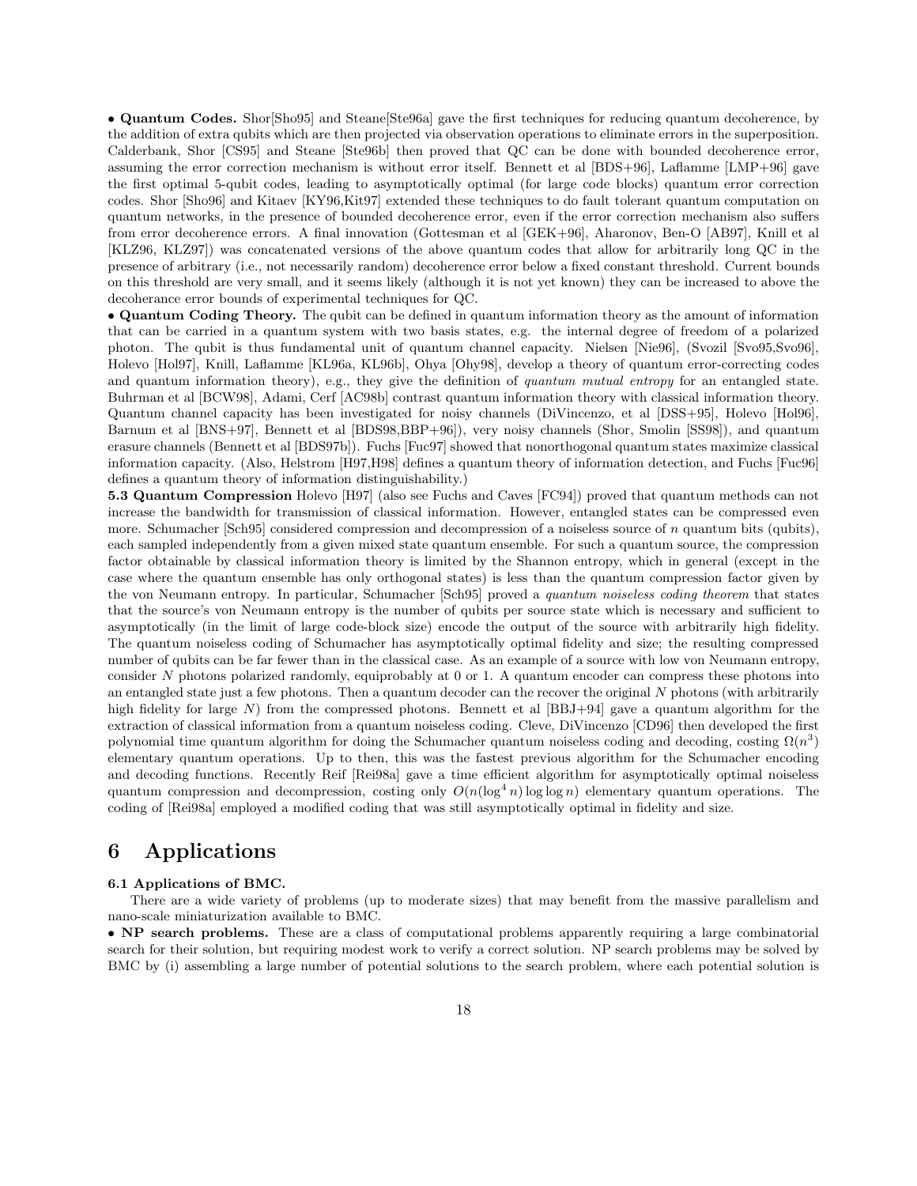• **Quantum Codes.** Shor[Sho95] and Steane[Ste96a] gave the first techniques for reducing quantum decoherence, by the addition of extra qubits which are then projected via observation operations to eliminate errors in the superposition. Calderbank, Shor [CS95] and Steane [Ste96b] then proved that QC can be done with bounded decoherence error, assuming the error correction mechanism is without error itself. Bennett et al [BDS+96], Laflamme [LMP+96] gave the first optimal 5-qubit codes, leading to asymptotically optimal (for large code blocks) quantum error correction codes. Shor [Sho96] and Kitaev [KY96,Kit97] extended these techniques to do fault tolerant quantum computation on quantum networks, in the presence of bounded decoherence error, even if the error correction mechanism also suffers from error decoherence errors. A final innovation (Gottesman et al [GEK+96], Aharonov, Ben-O [AB97], Knill et al [KLZ96, KLZ97]) was concatenated versions of the above quantum codes that allow for arbitrarily long QC in the presence of arbitrary (i.e., not necessarily random) decoherence error below a fixed constant threshold. Current bounds on this threshold are very small, and it seems likely (although it is not yet known) they can be increased to above the decoherance error bounds of experimental techniques for QC.

• **Quantum Coding Theory.** The qubit can be defined in quantum information theory as the amount of information that can be carried in a quantum system with two basis states, e.g. the internal degree of freedom of a polarized photon. The qubit is thus fundamental unit of quantum channel capacity. Nielsen [Nie96], (Svozil [Svo95,Svo96], Holevo [Hol97], Knill, Laflamme [KL96a, KL96b], Ohya [Ohy98], develop a theory of quantum error-correcting codes and quantum information theory), e.g., they give the definition of *quantum mutual entropy* for an entangled state. Buhrman et al [BCW98], Adami, Cerf [AC98b] contrast quantum information theory with classical information theory. Quantum channel capacity has been investigated for noisy channels (DiVincenzo, et al [DSS+95], Holevo [Hol96], Barnum et al [BNS+97], Bennett et al [BDS98,BBP+96]), very noisy channels (Shor, Smolin [SS98]), and quantum erasure channels (Bennett et al [BDS97b]). Fuchs [Fuc97] showed that nonorthogonal quantum states maximize classical information capacity. (Also, Helstrom [H97,H98] defines a quantum theory of information detection, and Fuchs [Fuc96] defines a quantum theory of information distinguishability.)

**5.3 Quantum Compression** Holevo [H97] (also see Fuchs and Caves [FC94]) proved that quantum methods can not increase the bandwidth for transmission of classical information. However, entangled states can be compressed even more. Schumacher [Sch95] considered compression and decompression of a noiseless source of $n$ quantum bits (qubits), each sampled independently from a given mixed state quantum ensemble. For such a quantum source, the compression factor obtainable by classical information theory is limited by the Shannon entropy, which in general (except in the case where the quantum ensemble has only orthogonal states) is less than the quantum compression factor given by the von Neumann entropy. In particular, Schumacher [Sch95] proved a *quantum noiseless coding theorem* that states that the source's von Neumann entropy is the number of qubits per source state which is necessary and sufficient to asymptotically (in the limit of large code-block size) encode the output of the source with arbitrarily high fidelity. The quantum noiseless coding of Schumacher has asymptotically optimal fidelity and size; the resulting compressed number of qubits can be far fewer than in the classical case. As an example of a source with low von Neumann entropy, consider $N$ photons polarized randomly, equiprobably at 0 or 1. A quantum encoder can compress these photons into an entangled state just a few photons. Then a quantum decoder can the recover the original $N$ photons (with arbitrarily high fidelity for large $N$) from the compressed photons. Bennett et al [BBJ+94] gave a quantum algorithm for the extraction of classical information from a quantum noiseless coding. Cleve, DiVincenzo [CD96] then developed the first polynomial time quantum algorithm for doing the Schumacher quantum noiseless coding and decoding, costing $\Omega(n^3)$ elementary quantum operations. Up to then, this was the fastest previous algorithm for the Schumacher encoding and decoding functions. Recently Reif [Rei98a] gave a time efficient algorithm for asymptotically optimal noiseless quantum compression and decompression, costing only $O(n(\log^4 n)\log\log n)$ elementary quantum operations. The coding of [Rei98a] employed a modified coding that was still asymptotically optimal in fidelity and size.

# 6 Applications

**6.1 Applications of BMC.**

There are a wide variety of problems (up to moderate sizes) that may benefit from the massive parallelism and nano-scale miniaturization available to BMC.

• **NP search problems.** These are a class of computational problems apparently requiring a large combinatorial search for their solution, but requiring modest work to verify a correct solution. NP search problems may be solved by BMC by (i) assembling a large number of potential solutions to the search problem, where each potential solution is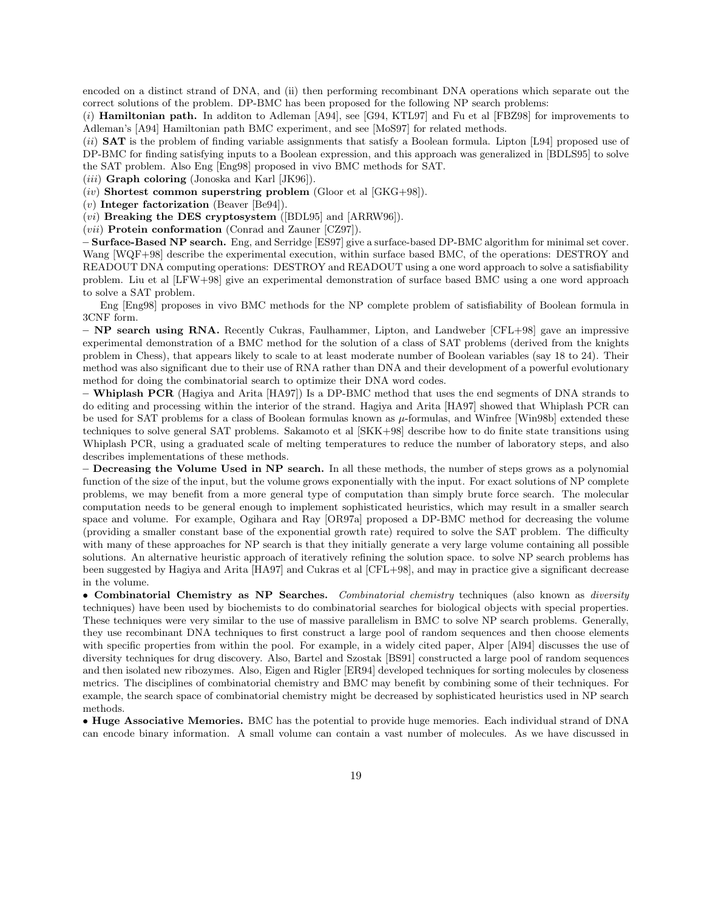encoded on a distinct strand of DNA, and (ii) then performing recombinant DNA operations which separate out the correct solutions of the problem. DP-BMC has been proposed for the following NP search problems:

(*i*) **Hamiltonian path.** In additon to Adleman [A94], see [G94, KTL97] and Fu et al [FBZ98] for improvements to Adleman's [A94] Hamiltonian path BMC experiment, and see [MoS97] for related methods.

(*ii*) **SAT** is the problem of finding variable assignments that satisfy a Boolean formula. Lipton [L94] proposed use of DP-BMC for finding satisfying inputs to a Boolean expression, and this approach was generalized in [BDLS95] to solve the SAT problem. Also Eng [Eng98] proposed in vivo BMC methods for SAT.

(*iii*) **Graph coloring** (Jonoska and Karl [JK96]).

(*iv*) **Shortest common superstring problem** (Gloor et al [GKG+98]).

(*v*) **Integer factorization** (Beaver [Be94]).

(*vi*) **Breaking the DES cryptosystem** ([BDL95] and [ARRW96]).

(*vii*) **Protein conformation** (Conrad and Zauner [CZ97]).

– **Surface-Based NP search.** Eng, and Serridge [ES97] give a surface-based DP-BMC algorithm for minimal set cover. Wang [WQF+98] describe the experimental execution, within surface based BMC, of the operations: DESTROY and READOUT DNA computing operations: DESTROY and READOUT using a one word approach to solve a satisfiability problem. Liu et al [LFW+98] give an experimental demonstration of surface based BMC using a one word approach to solve a SAT problem.

Eng [Eng98] proposes in vivo BMC methods for the NP complete problem of satisfiability of Boolean formula in 3CNF form.

– **NP search using RNA.** Recently Cukras, Faulhammer, Lipton, and Landweber [CFL+98] gave an impressive experimental demonstration of a BMC method for the solution of a class of SAT problems (derived from the knights problem in Chess), that appears likely to scale to at least moderate number of Boolean variables (say 18 to 24). Their method was also significant due to their use of RNA rather than DNA and their development of a powerful evolutionary method for doing the combinatorial search to optimize their DNA word codes.

– **Whiplash PCR** (Hagiya and Arita [HA97]) Is a DP-BMC method that uses the end segments of DNA strands to do editing and processing within the interior of the strand. Hagiya and Arita [HA97] showed that Whiplash PCR can be used for SAT problems for a class of Boolean formulas known as $\mu$-formulas, and Winfree [Win98b] extended these techniques to solve general SAT problems. Sakamoto et al [SKK+98] describe how to do finite state transitions using Whiplash PCR, using a graduated scale of melting temperatures to reduce the number of laboratory steps, and also describes implementations of these methods.

– **Decreasing the Volume Used in NP search.** In all these methods, the number of steps grows as a polynomial function of the size of the input, but the volume grows exponentially with the input. For exact solutions of NP complete problems, we may benefit from a more general type of computation than simply brute force search. The molecular computation needs to be general enough to implement sophisticated heuristics, which may result in a smaller search space and volume. For example, Ogihara and Ray [OR97a] proposed a DP-BMC method for decreasing the volume (providing a smaller constant base of the exponential growth rate) required to solve the SAT problem. The difficulty with many of these approaches for NP search is that they initially generate a very large volume containing all possible solutions. An alternative heuristic approach of iteratively refining the solution space. to solve NP search problems has been suggested by Hagiya and Arita [HA97] and Cukras et al [CFL+98], and may in practice give a significant decrease in the volume.

• **Combinatorial Chemistry as NP Searches.** *Combinatorial chemistry* techniques (also known as *diversity* techniques) have been used by biochemists to do combinatorial searches for biological objects with special properties. These techniques were very similar to the use of massive parallelism in BMC to solve NP search problems. Generally, they use recombinant DNA techniques to first construct a large pool of random sequences and then choose elements with specific properties from within the pool. For example, in a widely cited paper, Alper [Al94] discusses the use of diversity techniques for drug discovery. Also, Bartel and Szostak [BS91] constructed a large pool of random sequences and then isolated new ribozymes. Also, Eigen and Rigler [ER94] developed techniques for sorting molecules by closeness metrics. The disciplines of combinatorial chemistry and BMC may benefit by combining some of their techniques. For example, the search space of combinatorial chemistry might be decreased by sophisticated heuristics used in NP search methods.

• **Huge Associative Memories.** BMC has the potential to provide huge memories. Each individual strand of DNA can encode binary information. A small volume can contain a vast number of molecules. As we have discussed in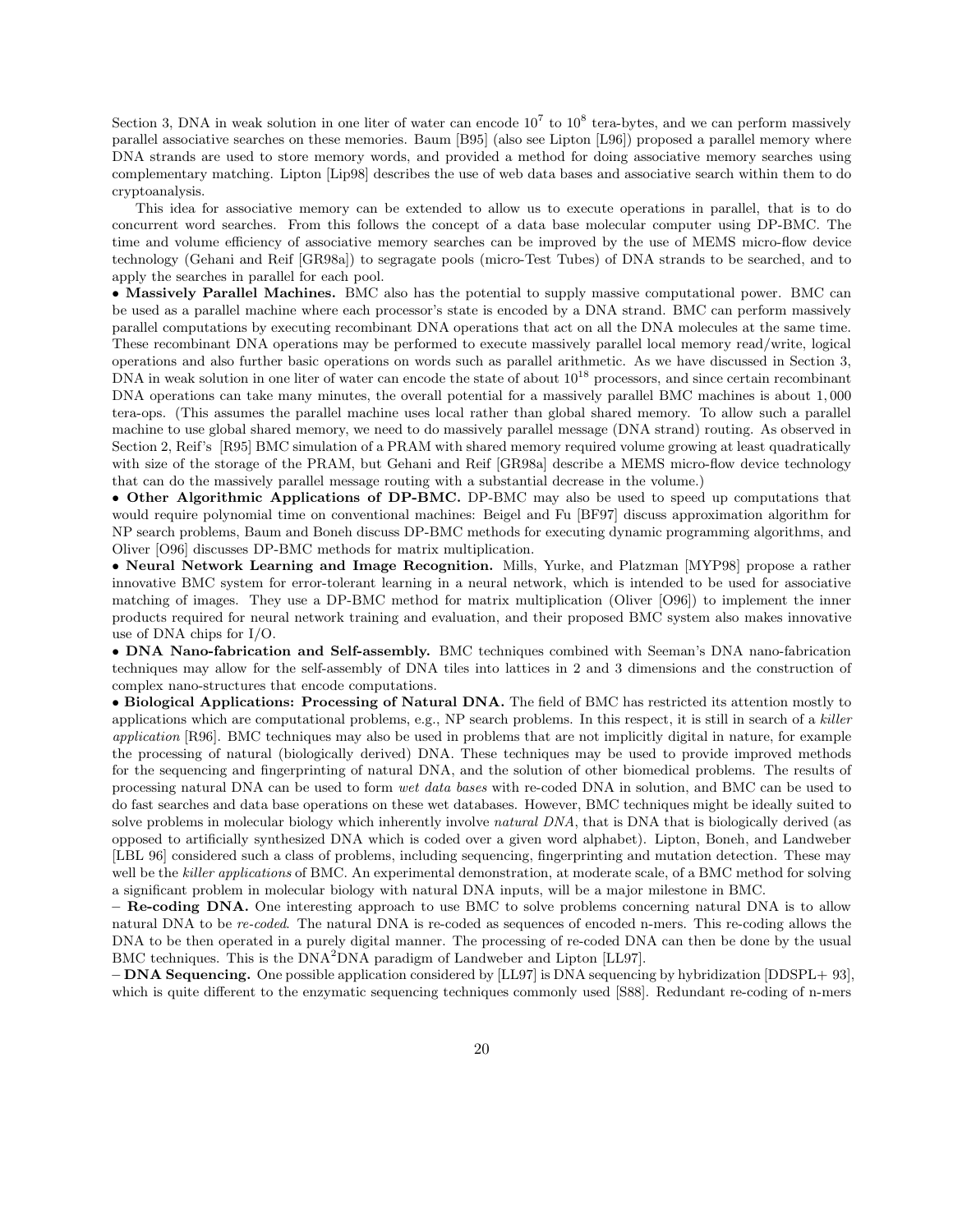Section 3, DNA in weak solution in one liter of water can encode $10^7$ to $10^8$ tera-bytes, and we can perform massively parallel associative searches on these memories. Baum [B95] (also see Lipton [L96]) proposed a parallel memory where DNA strands are used to store memory words, and provided a method for doing associative memory searches using complementary matching. Lipton [Lip98] describes the use of web data bases and associative search within them to do cryptoanalysis.

This idea for associative memory can be extended to allow us to execute operations in parallel, that is to do concurrent word searches. From this follows the concept of a data base molecular computer using DP-BMC. The time and volume efficiency of associative memory searches can be improved by the use of MEMS micro-flow device technology (Gehani and Reif [GR98a]) to segragate pools (micro-Test Tubes) of DNA strands to be searched, and to apply the searches in parallel for each pool.

• **Massively Parallel Machines.** BMC also has the potential to supply massive computational power. BMC can be used as a parallel machine where each processor's state is encoded by a DNA strand. BMC can perform massively parallel computations by executing recombinant DNA operations that act on all the DNA molecules at the same time. These recombinant DNA operations may be performed to execute massively parallel local memory read/write, logical operations and also further basic operations on words such as parallel arithmetic. As we have discussed in Section 3, DNA in weak solution in one liter of water can encode the state of about $10^{18}$ processors, and since certain recombinant DNA operations can take many minutes, the overall potential for a massively parallel BMC machines is about 1,000 tera-ops. (This assumes the parallel machine uses local rather than global shared memory. To allow such a parallel machine to use global shared memory, we need to do massively parallel message (DNA strand) routing. As observed in Section 2, Reif's [R95] BMC simulation of a PRAM with shared memory required volume growing at least quadratically with size of the storage of the PRAM, but Gehani and Reif [GR98a] describe a MEMS micro-flow device technology that can do the massively parallel message routing with a substantial decrease in the volume.)

• **Other Algorithmic Applications of DP-BMC.** DP-BMC may also be used to speed up computations that would require polynomial time on conventional machines: Beigel and Fu [BF97] discuss approximation algorithm for NP search problems, Baum and Boneh discuss DP-BMC methods for executing dynamic programming algorithms, and Oliver [O96] discusses DP-BMC methods for matrix multiplication.

• **Neural Network Learning and Image Recognition.** Mills, Yurke, and Platzman [MYP98] propose a rather innovative BMC system for error-tolerant learning in a neural network, which is intended to be used for associative matching of images. They use a DP-BMC method for matrix multiplication (Oliver [O96]) to implement the inner products required for neural network training and evaluation, and their proposed BMC system also makes innovative use of DNA chips for I/O.

• **DNA Nano-fabrication and Self-assembly.** BMC techniques combined with Seeman's DNA nano-fabrication techniques may allow for the self-assembly of DNA tiles into lattices in 2 and 3 dimensions and the construction of complex nano-structures that encode computations.

• **Biological Applications: Processing of Natural DNA.** The field of BMC has restricted its attention mostly to applications which are computational problems, e.g., NP search problems. In this respect, it is still in search of a *killer application* [R96]. BMC techniques may also be used in problems that are not implicitly digital in nature, for example the processing of natural (biologically derived) DNA. These techniques may be used to provide improved methods for the sequencing and fingerprinting of natural DNA, and the solution of other biomedical problems. The results of processing natural DNA can be used to form *wet data bases* with re-coded DNA in solution, and BMC can be used to do fast searches and data base operations on these wet databases. However, BMC techniques might be ideally suited to solve problems in molecular biology which inherently involve *natural DNA*, that is DNA that is biologically derived (as opposed to artificially synthesized DNA which is coded over a given word alphabet). Lipton, Boneh, and Landweber [LBL 96] considered such a class of problems, including sequencing, fingerprinting and mutation detection. These may well be the *killer applications* of BMC. An experimental demonstration, at moderate scale, of a BMC method for solving a significant problem in molecular biology with natural DNA inputs, will be a major milestone in BMC.

– **Re-coding DNA.** One interesting approach to use BMC to solve problems concerning natural DNA is to allow natural DNA to be *re-coded*. The natural DNA is re-coded as sequences of encoded n-mers. This re-coding allows the DNA to be then operated in a purely digital manner. The processing of re-coded DNA can then be done by the usual BMC techniques. This is the DNA$^2$DNA paradigm of Landweber and Lipton [LL97].

– **DNA Sequencing.** One possible application considered by [LL97] is DNA sequencing by hybridization [DDSPL+ 93], which is quite different to the enzymatic sequencing techniques commonly used [S88]. Redundant re-coding of n-mers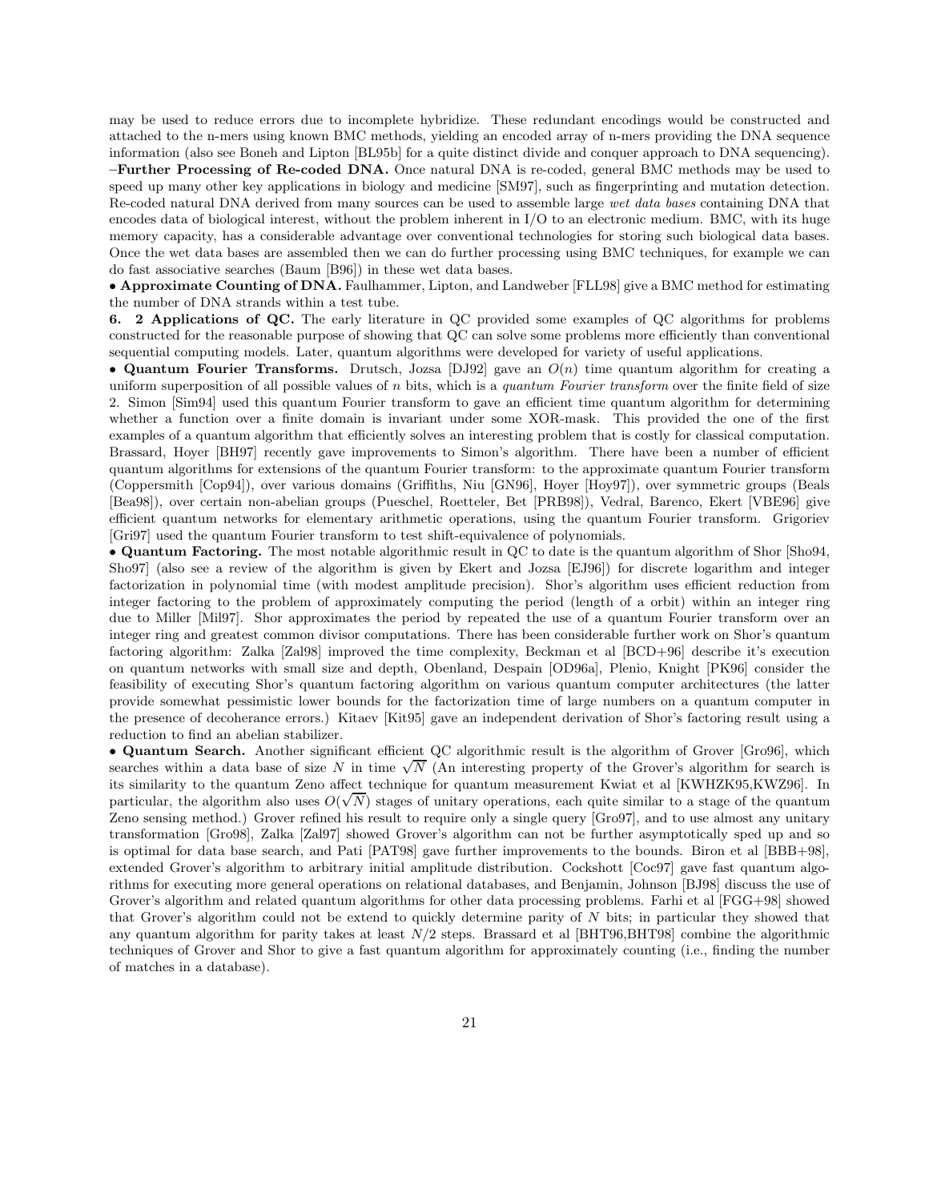may be used to reduce errors due to incomplete hybridize. These redundant encodings would be constructed and attached to the n-mers using known BMC methods, yielding an encoded array of n-mers providing the DNA sequence information (also see Boneh and Lipton [BL95b] for a quite distinct divide and conquer approach to DNA sequencing).
–**Further Processing of Re-coded DNA.** Once natural DNA is re-coded, general BMC methods may be used to speed up many other key applications in biology and medicine [SM97], such as fingerprinting and mutation detection. Re-coded natural DNA derived from many sources can be used to assemble large *wet data bases* containing DNA that encodes data of biological interest, without the problem inherent in I/O to an electronic medium. BMC, with its huge memory capacity, has a considerable advantage over conventional technologies for storing such biological data bases. Once the wet data bases are assembled then we can do further processing using BMC techniques, for example we can do fast associative searches (Baum [B96]) in these wet data bases.

• **Approximate Counting of DNA.** Faulhammer, Lipton, and Landweber [FLL98] give a BMC method for estimating the number of DNA strands within a test tube.

**6. 2 Applications of QC.** The early literature in QC provided some examples of QC algorithms for problems constructed for the reasonable purpose of showing that QC can solve some problems more efficiently than conventional sequential computing models. Later, quantum algorithms were developed for variety of useful applications.

• **Quantum Fourier Transforms.** Drutsch, Jozsa [DJ92] gave an $O(n)$ time quantum algorithm for creating a uniform superposition of all possible values of $n$ bits, which is a *quantum Fourier transform* over the finite field of size 2. Simon [Sim94] used this quantum Fourier transform to gave an efficient time quantum algorithm for determining whether a function over a finite domain is invariant under some XOR-mask. This provided the one of the first examples of a quantum algorithm that efficiently solves an interesting problem that is costly for classical computation. Brassard, Hoyer [BH97] recently gave improvements to Simon's algorithm. There have been a number of efficient quantum algorithms for extensions of the quantum Fourier transform: to the approximate quantum Fourier transform (Coppersmith [Cop94]), over various domains (Griffiths, Niu [GN96], Hoyer [Hoy97]), over symmetric groups (Beals [Bea98]), over certain non-abelian groups (Pueschel, Roetteler, Bet [PRB98]), Vedral, Barenco, Ekert [VBE96] give efficient quantum networks for elementary arithmetic operations, using the quantum Fourier transform. Grigoriev [Gri97] used the quantum Fourier transform to test shift-equivalence of polynomials.

• **Quantum Factoring.** The most notable algorithmic result in QC to date is the quantum algorithm of Shor [Sho94, Sho97] (also see a review of the algorithm is given by Ekert and Jozsa [EJ96]) for discrete logarithm and integer factorization in polynomial time (with modest amplitude precision). Shor's algorithm uses efficient reduction from integer factoring to the problem of approximately computing the period (length of a orbit) within an integer ring due to Miller [Mil97]. Shor approximates the period by repeated the use of a quantum Fourier transform over an integer ring and greatest common divisor computations. There has been considerable further work on Shor's quantum factoring algorithm: Zalka [Zal98] improved the time complexity, Beckman et al [BCD+96] describe it's execution on quantum networks with small size and depth, Obenland, Despain [OD96a], Plenio, Knight [PK96] consider the feasibility of executing Shor's quantum factoring algorithm on various quantum computer architectures (the latter provide somewhat pessimistic lower bounds for the factorization time of large numbers on a quantum computer in the presence of decoherance errors.) Kitaev [Kit95] gave an independent derivation of Shor's factoring result using a reduction to find an abelian stabilizer.

• **Quantum Search.** Another significant efficient QC algorithmic result is the algorithm of Grover [Gro96], which searches within a data base of size $N$ in time $\sqrt{N}$ (An interesting property of the Grover's algorithm for search is its similarity to the quantum Zeno affect technique for quantum measurement Kwiat et al [KWHZK95,KWZ96]. In particular, the algorithm also uses $O(\sqrt{N})$ stages of unitary operations, each quite similar to a stage of the quantum Zeno sensing method.) Grover refined his result to require only a single query [Gro97], and to use almost any unitary transformation [Gro98], Zalka [Zal97] showed Grover's algorithm can not be further asymptotically sped up and so is optimal for data base search, and Pati [PAT98] gave further improvements to the bounds. Biron et al [BBB+98], extended Grover's algorithm to arbitrary initial amplitude distribution. Cockshott [Coc97] gave fast quantum algorithms for executing more general operations on relational databases, and Benjamin, Johnson [BJ98] discuss the use of Grover's algorithm and related quantum algorithms for other data processing problems. Farhi et al [FGG+98] showed that Grover's algorithm could not be extend to quickly determine parity of $N$ bits; in particular they showed that any quantum algorithm for parity takes at least $N/2$ steps. Brassard et al [BHT96,BHT98] combine the algorithmic techniques of Grover and Shor to give a fast quantum algorithm for approximately counting (i.e., finding the number of matches in a database).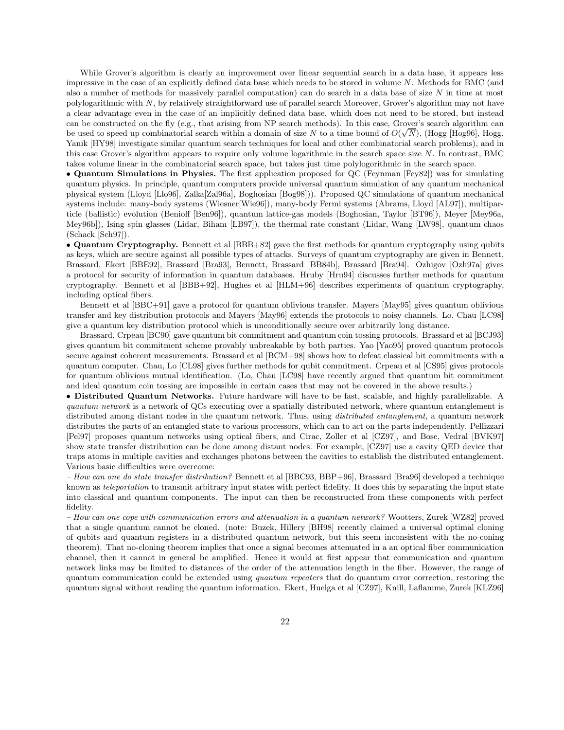While Grover's algorithm is clearly an improvement over linear sequential search in a data base, it appears less impressive in the case of an explicitly defined data base which needs to be stored in volume $N$. Methods for BMC (and also a number of methods for massively parallel computation) can do search in a data base of size $N$ in time at most polylogarithmic with $N$, by relatively straightforward use of parallel search Moreover, Grover's algorithm may not have a clear advantage even in the case of an implicitly defined data base, which does not need to be stored, but instead can be constructed on the fly (e.g., that arising from NP search methods). In this case, Grover's search algorithm can be used to speed up combinatorial search within a domain of size $N$ to a time bound of $O(\sqrt{N})$, (Hogg [Hog96], Hogg, Yanik [HY98] investigate similar quantum search techniques for local and other combinatorial search problems), and in this case Grover's algorithm appears to require only volume logarithmic in the search space size $N$. In contrast, BMC takes volume linear in the combinatorial search space, but takes just time polylogorithmic in the search space.

• **Quantum Simulations in Physics.** The first application proposed for QC (Feynman [Fey82]) was for simulating quantum physics. In principle, quantum computers provide universal quantum simulation of any quantum mechanical physical system (Lloyd [Llo96], Zalka[Zal96a], Boghosian [Bog98])). Proposed QC simulations of quantum mechanical systems include: many-body systems (Wiesner[Wie96]), many-body Fermi systems (Abrams, Lloyd [AL97]), multiparticle (ballistic) evolution (Benioff [Ben96]), quantum lattice-gas models (Boghosian, Taylor [BT96]), Meyer [Mey96a, Mey96b]), Ising spin glasses (Lidar, Biham [LB97]), the thermal rate constant (Lidar, Wang [LW98], quantum chaos (Schack [Sch97]).

• **Quantum Cryptography.** Bennett et al [BBB+82] gave the first methods for quantum cryptography using qubits as keys, which are secure against all possible types of attacks. Surveys of quantum cryptography are given in Bennett, Brassard, Ekert [BBE92], Brassard [Bra93], Bennett, Brassard [BB84b], Brassard [Bra94]. Ozhigov [Ozh97a] gives a protocol for security of information in quantum databases. Hruby [Hru94] discusses further methods for quantum cryptography. Bennett et al [BBB+92], Hughes et al [HLM+96] describes experiments of quantum cryptography, including optical fibers.

Bennett et al [BBC+91] gave a protocol for quantum oblivious transfer. Mayers [May95] gives quantum oblivious transfer and key distribution protocols and Mayers [May96] extends the protocols to noisy channels. Lo, Chau [LC98] give a quantum key distribution protocol which is unconditionally secure over arbitrarily long distance.

Brassard, Crpeau [BC90] gave quantum bit commitment and quantum coin tossing protocols. Brassard et al [BCJ93] gives quantum bit commitment scheme provably unbreakable by both parties. Yao [Yao95] proved quantum protocols secure against coherent measurements. Brassard et al [BCM+98] shows how to defeat classical bit commitments with a quantum computer. Chau, Lo [CL98] gives further methods for qubit commitment. Crpeau et al [CS95] gives protocols for quantum oblivious mutual identification. (Lo, Chau [LC98] have recently argued that quantum bit commitment and ideal quantum coin tossing are impossible in certain cases that may not be covered in the above results.)

• **Distributed Quantum Networks.** Future hardware will have to be fast, scalable, and highly parallelizable. A *quantum network* is a network of QCs executing over a spatially distributed network, where quantum entanglement is distributed among distant nodes in the quantum network. Thus, using *distributed entanglement*, a quantum network distributes the parts of an entangled state to various processors, which can to act on the parts independently. Pellizzari [Pel97] proposes quantum networks using optical fibers, and Cirac, Zoller et al [CZ97], and Bose, Vedral [BVK97] show state transfer distribution can be done among distant nodes. For example, [CZ97] use a cavity QED device that traps atoms in multiple cavities and exchanges photons between the cavities to establish the distributed entanglement. Various basic difficulties were overcome:

– *How can one do state transfer distribution?* Bennett et al [BBC93, BBP+96], Brassard [Bra96] developed a technique known as *teleportation* to transmit arbitrary input states with perfect fidelity. It does this by separating the input state into classical and quantum components. The input can then be reconstructed from these components with perfect fidelity.

– *How can one cope with communication errors and attenuation in a quantum network?* Wootters, Zurek [WZ82] proved that a single quantum cannot be cloned. (note: Buzek, Hillery [BH98] recently claimed a universal optimal cloning of qubits and quantum registers in a distributed quantum network, but this seem inconsistent with the no-coning theorem). That no-cloning theorem implies that once a signal becomes attenuated in a an optical fiber communication channel, then it cannot in general be amplified. Hence it would at first appear that communication and quantum network links may be limited to distances of the order of the attenuation length in the fiber. However, the range of quantum communication could be extended using *quantum repeaters* that do quantum error correction, restoring the quantum signal without reading the quantum information. Ekert, Huelga et al [CZ97], Knill, Laflamme, Zurek [KLZ96]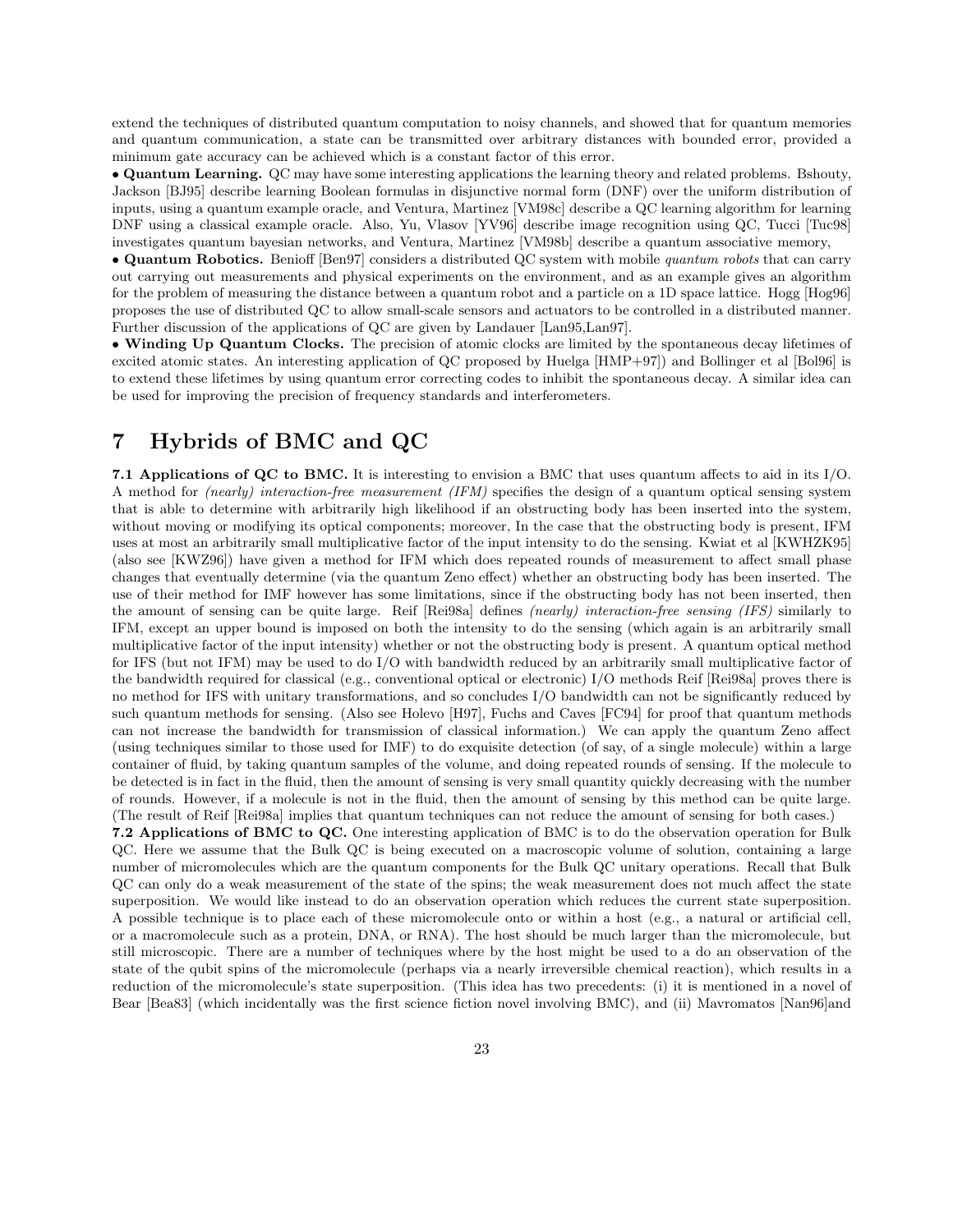extend the techniques of distributed quantum computation to noisy channels, and showed that for quantum memories and quantum communication, a state can be transmitted over arbitrary distances with bounded error, provided a minimum gate accuracy can be achieved which is a constant factor of this error.

• **Quantum Learning.** QC may have some interesting applications the learning theory and related problems. Bshouty, Jackson [BJ95] describe learning Boolean formulas in disjunctive normal form (DNF) over the uniform distribution of inputs, using a quantum example oracle, and Ventura, Martinez [VM98c] describe a QC learning algorithm for learning DNF using a classical example oracle. Also, Yu, Vlasov [YV96] describe image recognition using QC, Tucci [Tuc98] investigates quantum bayesian networks, and Ventura, Martinez [VM98b] describe a quantum associative memory,

• **Quantum Robotics.** Benioff [Ben97] considers a distributed QC system with mobile *quantum robots* that can carry out carrying out measurements and physical experiments on the environment, and as an example gives an algorithm for the problem of measuring the distance between a quantum robot and a particle on a 1D space lattice. Hogg [Hog96] proposes the use of distributed QC to allow small-scale sensors and actuators to be controlled in a distributed manner. Further discussion of the applications of QC are given by Landauer [Lan95,Lan97].

• **Winding Up Quantum Clocks.** The precision of atomic clocks are limited by the spontaneous decay lifetimes of excited atomic states. An interesting application of QC proposed by Huelga [HMP+97]) and Bollinger et al [Bol96] is to extend these lifetimes by using quantum error correcting codes to inhibit the spontaneous decay. A similar idea can be used for improving the precision of frequency standards and interferometers.

# 7 Hybrids of BMC and QC

**7.1 Applications of QC to BMC.** It is interesting to envision a BMC that uses quantum affects to aid in its I/O. A method for *(nearly) interaction-free measurement (IFM)* specifies the design of a quantum optical sensing system that is able to determine with arbitrarily high likelihood if an obstructing body has been inserted into the system, without moving or modifying its optical components; moreover, In the case that the obstructing body is present, IFM uses at most an arbitrarily small multiplicative factor of the input intensity to do the sensing. Kwiat et al [KWHZK95] (also see [KWZ96]) have given a method for IFM which does repeated rounds of measurement to affect small phase changes that eventually determine (via the quantum Zeno effect) whether an obstructing body has been inserted. The use of their method for IMF however has some limitations, since if the obstructing body has not been inserted, then the amount of sensing can be quite large. Reif [Rei98a] defines *(nearly) interaction-free sensing (IFS)* similarly to IFM, except an upper bound is imposed on both the intensity to do the sensing (which again is an arbitrarily small multiplicative factor of the input intensity) whether or not the obstructing body is present. A quantum optical method for IFS (but not IFM) may be used to do I/O with bandwidth reduced by an arbitrarily small multiplicative factor of the bandwidth required for classical (e.g., conventional optical or electronic) I/O methods Reif [Rei98a] proves there is no method for IFS with unitary transformations, and so concludes I/O bandwidth can not be significantly reduced by such quantum methods for sensing. (Also see Holevo [H97], Fuchs and Caves [FC94] for proof that quantum methods can not increase the bandwidth for transmission of classical information.) We can apply the quantum Zeno affect (using techniques similar to those used for IMF) to do exquisite detection (of say, of a single molecule) within a large container of fluid, by taking quantum samples of the volume, and doing repeated rounds of sensing. If the molecule to be detected is in fact in the fluid, then the amount of sensing is very small quantity quickly decreasing with the number of rounds. However, if a molecule is not in the fluid, then the amount of sensing by this method can be quite large. (The result of Reif [Rei98a] implies that quantum techniques can not reduce the amount of sensing for both cases.)

**7.2 Applications of BMC to QC.** One interesting application of BMC is to do the observation operation for Bulk QC. Here we assume that the Bulk QC is being executed on a macroscopic volume of solution, containing a large number of micromolecules which are the quantum components for the Bulk QC unitary operations. Recall that Bulk QC can only do a weak measurement of the state of the spins; the weak measurement does not much affect the state superposition. We would like instead to do an observation operation which reduces the current state superposition. A possible technique is to place each of these micromolecule onto or within a host (e.g., a natural or artificial cell, or a macromolecule such as a protein, DNA, or RNA). The host should be much larger than the micromolecule, but still microscopic. There are a number of techniques where by the host might be used to a do an observation of the state of the qubit spins of the micromolecule (perhaps via a nearly irreversible chemical reaction), which results in a reduction of the micromolecule's state superposition. (This idea has two precedents: (i) it is mentioned in a novel of Bear [Bea83] (which incidentally was the first science fiction novel involving BMC), and (ii) Mavromatos [Nan96]and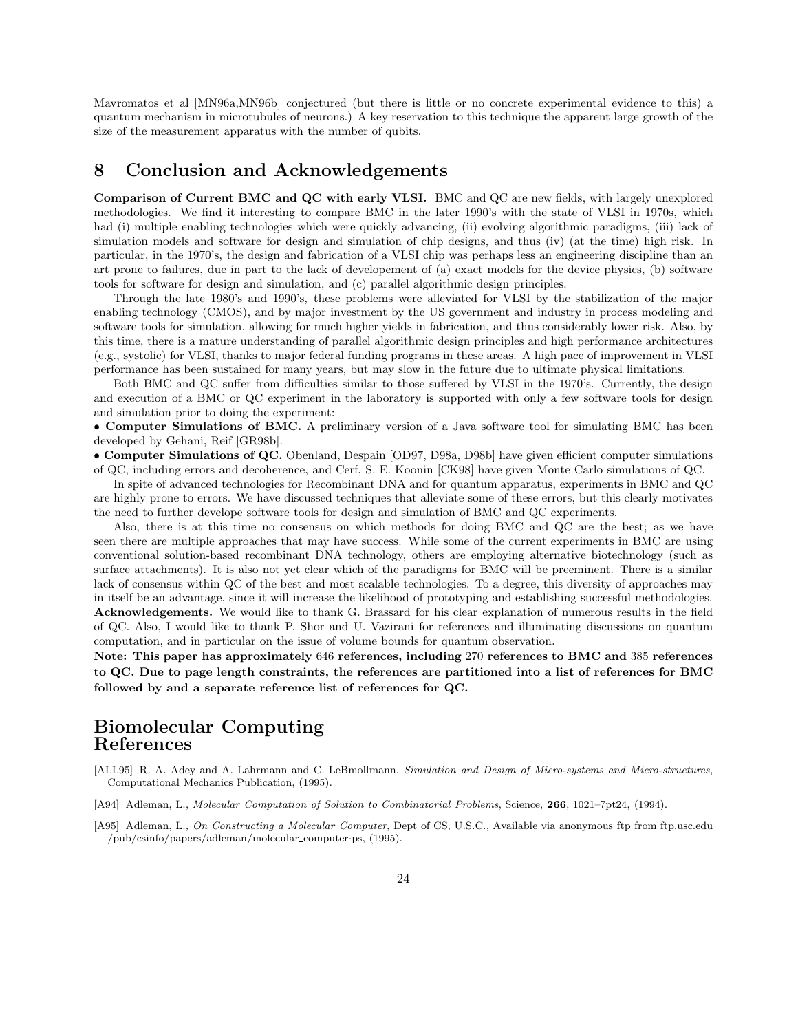Mavromatos et al [MN96a,MN96b] conjectured (but there is little or no concrete experimental evidence to this) a quantum mechanism in microtubules of neurons.) A key reservation to this technique the apparent large growth of the size of the measurement apparatus with the number of qubits.

## 8 Conclusion and Acknowledgements

**Comparison of Current BMC and QC with early VLSI.** BMC and QC are new fields, with largely unexplored methodologies. We find it interesting to compare BMC in the later 1990's with the state of VLSI in 1970s, which had (i) multiple enabling technologies which were quickly advancing, (ii) evolving algorithmic paradigms, (iii) lack of simulation models and software for design and simulation of chip designs, and thus (iv) (at the time) high risk. In particular, in the 1970's, the design and fabrication of a VLSI chip was perhaps less an engineering discipline than an art prone to failures, due in part to the lack of developement of (a) exact models for the device physics, (b) software tools for software for design and simulation, and (c) parallel algorithmic design principles.

Through the late 1980's and 1990's, these problems were alleviated for VLSI by the stabilization of the major enabling technology (CMOS), and by major investment by the US government and industry in process modeling and software tools for simulation, allowing for much higher yields in fabrication, and thus considerably lower risk. Also, by this time, there is a mature understanding of parallel algorithmic design principles and high performance architectures (e.g., systolic) for VLSI, thanks to major federal funding programs in these areas. A high pace of improvement in VLSI performance has been sustained for many years, but may slow in the future due to ultimate physical limitations.

Both BMC and QC suffer from difficulties similar to those suffered by VLSI in the 1970's. Currently, the design and execution of a BMC or QC experiment in the laboratory is supported with only a few software tools for design and simulation prior to doing the experiment:

- **Computer Simulations of BMC.** A preliminary version of a Java software tool for simulating BMC has been developed by Gehani, Reif [GR98b].
- **Computer Simulations of QC.** Obenland, Despain [OD97, D98a, D98b] have given efficient computer simulations of QC, including errors and decoherence, and Cerf, S. E. Koonin [CK98] have given Monte Carlo simulations of QC.

In spite of advanced technologies for Recombinant DNA and for quantum apparatus, experiments in BMC and QC are highly prone to errors. We have discussed techniques that alleviate some of these errors, but this clearly motivates the need to further develope software tools for design and simulation of BMC and QC experiments.

Also, there is at this time no consensus on which methods for doing BMC and QC are the best; as we have seen there are multiple approaches that may have success. While some of the current experiments in BMC are using conventional solution-based recombinant DNA technology, others are employing alternative biotechnology (such as surface attachments). It is also not yet clear which of the paradigms for BMC will be preeminent. There is a similar lack of consensus within QC of the best and most scalable technologies. To a degree, this diversity of approaches may in itself be an advantage, since it will increase the likelihood of prototyping and establishing successful methodologies.

**Acknowledgements.** We would like to thank G. Brassard for his clear explanation of numerous results in the field of QC. Also, I would like to thank P. Shor and U. Vazirani for references and illuminating discussions on quantum computation, and in particular on the issue of volume bounds for quantum observation.

**Note: This paper has approximately 646 references, including 270 references to BMC and 385 references to QC. Due to page length constraints, the references are partitioned into a list of references for BMC followed by and a separate reference list of references for QC.**

## Biomolecular Computing References

[ALL95] R. A. Adey and A. Lahrmann and C. LeBmollmann, *Simulation and Design of Micro-systems and Micro-structures*, Computational Mechanics Publication, (1995).

[A94] Adleman, L., *Molecular Computation of Solution to Combinatorial Problems*, Science, **266**, 1021–7pt24, (1994).

[A95] Adleman, L., *On Constructing a Molecular Computer*, Dept of CS, U.S.C., Available via anonymous ftp from ftp.usc.edu /pub/csinfo/papers/adleman/molecular_computer.ps, (1995).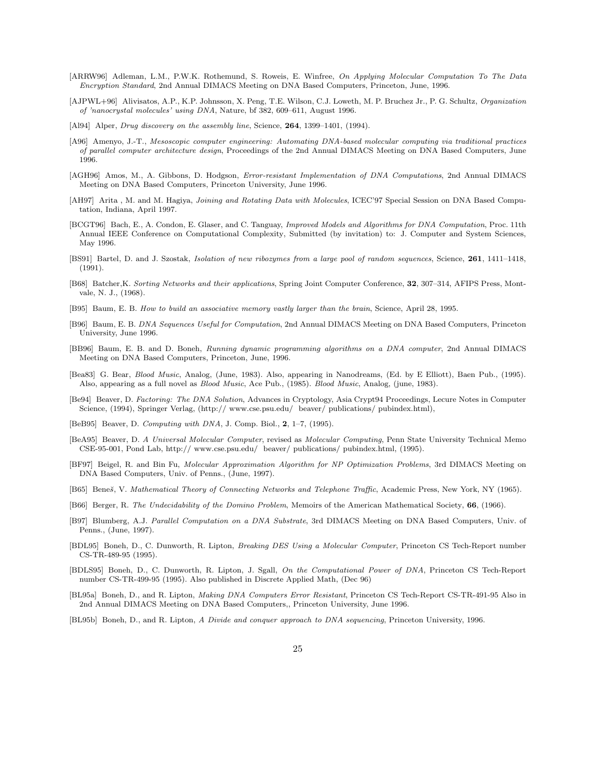[ARRW96] Adleman, L.M., P.W.K. Rothemund, S. Roweis, E. Winfree, *On Applying Molecular Computation To The Data Encryption Standard*, 2nd Annual DIMACS Meeting on DNA Based Computers, Princeton, June, 1996.

[AJPWL+96] Alivisatos, A.P., K.P. Johnsson, X. Peng, T.E. Wilson, C.J. Loweth, M. P. Bruchez Jr., P. G. Schultz, *Organization of 'nanocrystal molecules' using DNA*, Nature, bf 382, 609–611, August 1996.

[Al94] Alper, *Drug discovery on the assembly line*, Science, **264**, 1399–1401, (1994).

[A96] Amenyo, J.-T., *Mesoscopic computer engineering: Automating DNA-based molecular computing via traditional practices of parallel computer architecture design*, Proceedings of the 2nd Annual DIMACS Meeting on DNA Based Computers, June 1996.

[AGH96] Amos, M., A. Gibbons, D. Hodgson, *Error-resistant Implementation of DNA Computations*, 2nd Annual DIMACS Meeting on DNA Based Computers, Princeton University, June 1996.

[AH97] Arita , M. and M. Hagiya, *Joining and Rotating Data with Molecules*, ICEC'97 Special Session on DNA Based Computation, Indiana, April 1997.

[BCGT96] Bach, E., A. Condon, E. Glaser, and C. Tanguay, *Improved Models and Algorithms for DNA Computation*, Proc. 11th Annual IEEE Conference on Computational Complexity, Submitted (by invitation) to: J. Computer and System Sciences, May 1996.

[BS91] Bartel, D. and J. Szostak, *Isolation of new ribozymes from a large pool of random sequences*, Science, **261**, 1411–1418, (1991).

[B68] Batcher,K. *Sorting Networks and their applications*, Spring Joint Computer Conference, **32**, 307–314, AFIPS Press, Montvale, N. J., (1968).

[B95] Baum, E. B. *How to build an associative memory vastly larger than the brain*, Science, April 28, 1995.

[B96] Baum, E. B. *DNA Sequences Useful for Computation*, 2nd Annual DIMACS Meeting on DNA Based Computers, Princeton University, June 1996.

[BB96] Baum, E. B. and D. Boneh, *Running dynamic programming algorithms on a DNA computer*, 2nd Annual DIMACS Meeting on DNA Based Computers, Princeton, June, 1996.

[Bea83] G. Bear, *Blood Music*, Analog, (June, 1983). Also, appearing in Nanodreams, (Ed. by E Elliott), Baen Pub., (1995). Also, appearing as a full novel as *Blood Music*, Ace Pub., (1985). *Blood Music*, Analog, (june, 1983).

[Be94] Beaver, D. *Factoring: The DNA Solution*, Advances in Cryptology, Asia Crypt94 Proceedings, Lecure Notes in Computer Science, (1994), Springer Verlag, (http:// www.cse.psu.edu/ beaver/ publications/ pubindex.html),

[BeB95] Beaver, D. *Computing with DNA*, J. Comp. Biol., **2**, 1–7, (1995).

[BeA95] Beaver, D. *A Universal Molecular Computer*, revised as *Molecular Computing*, Penn State University Technical Memo CSE-95-001, Pond Lab, http:// www.cse.psu.edu/ beaver/ publications/ pubindex.html, (1995).

[BF97] Beigel, R. and Bin Fu, *Molecular Approximation Algorithm for NP Optimization Problems*, 3rd DIMACS Meeting on DNA Based Computers, Univ. of Penns., (June, 1997).

[B65] Beneš, V. *Mathematical Theory of Connecting Networks and Telephone Traffic*, Academic Press, New York, NY (1965).

[B66] Berger, R. *The Undecidability of the Domino Problem*, Memoirs of the American Mathematical Society, **66**, (1966).

[B97] Blumberg, A.J. *Parallel Computation on a DNA Substrate*, 3rd DIMACS Meeting on DNA Based Computers, Univ. of Penns., (June, 1997).

[BDL95] Boneh, D., C. Dunworth, R. Lipton, *Breaking DES Using a Molecular Computer*, Princeton CS Tech-Report number CS-TR-489-95 (1995).

[BDLS95] Boneh, D., C. Dunworth, R. Lipton, J. Sgall, *On the Computational Power of DNA*, Princeton CS Tech-Report number CS-TR-499-95 (1995). Also published in Discrete Applied Math, (Dec 96)

[BL95a] Boneh, D., and R. Lipton, *Making DNA Computers Error Resistant*, Princeton CS Tech-Report CS-TR-491-95 Also in 2nd Annual DIMACS Meeting on DNA Based Computers,, Princeton University, June 1996.

[BL95b] Boneh, D., and R. Lipton, *A Divide and conquer approach to DNA sequencing*, Princeton University, 1996.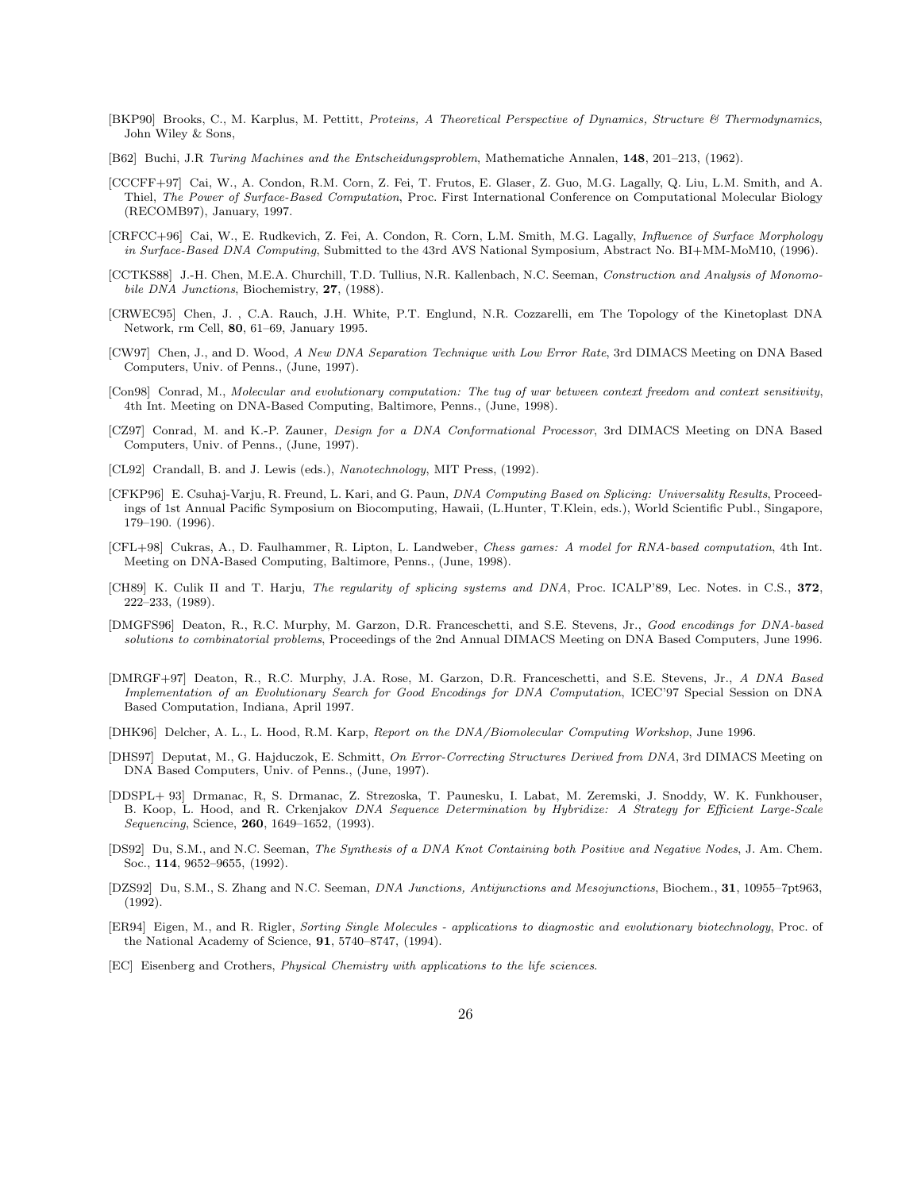[BKP90] Brooks, C., M. Karplus, M. Pettitt, *Proteins, A Theoretical Perspective of Dynamics, Structure & Thermodynamics*, John Wiley & Sons,

[B62] Buchi, J.R *Turing Machines and the Entscheidungsproblem*, Mathematiche Annalen, **148**, 201–213, (1962).

[CCCFF+97] Cai, W., A. Condon, R.M. Corn, Z. Fei, T. Frutos, E. Glaser, Z. Guo, M.G. Lagally, Q. Liu, L.M. Smith, and A. Thiel, *The Power of Surface-Based Computation*, Proc. First International Conference on Computational Molecular Biology (RECOMB97), January, 1997.

[CRFCC+96] Cai, W., E. Rudkevich, Z. Fei, A. Condon, R. Corn, L.M. Smith, M.G. Lagally, *Influence of Surface Morphology in Surface-Based DNA Computing*, Submitted to the 43rd AVS National Symposium, Abstract No. BI+MM-MoM10, (1996).

[CCTKS88] J.-H. Chen, M.E.A. Churchill, T.D. Tullius, N.R. Kallenbach, N.C. Seeman, *Construction and Analysis of Monomobile DNA Junctions*, Biochemistry, **27**, (1988).

[CRWEC95] Chen, J. , C.A. Rauch, J.H. White, P.T. Englund, N.R. Cozzarelli, em The Topology of the Kinetoplast DNA Network, rm Cell, **80**, 61–69, January 1995.

[CW97] Chen, J., and D. Wood, *A New DNA Separation Technique with Low Error Rate*, 3rd DIMACS Meeting on DNA Based Computers, Univ. of Penns., (June, 1997).

[Con98] Conrad, M., *Molecular and evolutionary computation: The tug of war between context freedom and context sensitivity*, 4th Int. Meeting on DNA-Based Computing, Baltimore, Penns., (June, 1998).

[CZ97] Conrad, M. and K.-P. Zauner, *Design for a DNA Conformational Processor*, 3rd DIMACS Meeting on DNA Based Computers, Univ. of Penns., (June, 1997).

[CL92] Crandall, B. and J. Lewis (eds.), *Nanotechnology*, MIT Press, (1992).

[CFKP96] E. Csuhaj-Varju, R. Freund, L. Kari, and G. Paun, *DNA Computing Based on Splicing: Universality Results*, Proceedings of 1st Annual Pacific Symposium on Biocomputing, Hawaii, (L.Hunter, T.Klein, eds.), World Scientific Publ., Singapore, 179–190. (1996).

[CFL+98] Cukras, A., D. Faulhammer, R. Lipton, L. Landweber, *Chess games: A model for RNA-based computation*, 4th Int. Meeting on DNA-Based Computing, Baltimore, Penns., (June, 1998).

[CH89] K. Culik II and T. Harju, *The regularity of splicing systems and DNA*, Proc. ICALP'89, Lec. Notes. in C.S., **372**, 222–233, (1989).

[DMGFS96] Deaton, R., R.C. Murphy, M. Garzon, D.R. Franceschetti, and S.E. Stevens, Jr., *Good encodings for DNA-based solutions to combinatorial problems*, Proceedings of the 2nd Annual DIMACS Meeting on DNA Based Computers, June 1996.

[DMRGF+97] Deaton, R., R.C. Murphy, J.A. Rose, M. Garzon, D.R. Franceschetti, and S.E. Stevens, Jr., *A DNA Based Implementation of an Evolutionary Search for Good Encodings for DNA Computation*, ICEC'97 Special Session on DNA Based Computation, Indiana, April 1997.

[DHK96] Delcher, A. L., L. Hood, R.M. Karp, *Report on the DNA/Biomolecular Computing Workshop*, June 1996.

[DHS97] Deputat, M., G. Hajduczok, E. Schmitt, *On Error-Correcting Structures Derived from DNA*, 3rd DIMACS Meeting on DNA Based Computers, Univ. of Penns., (June, 1997).

[DDSPL+ 93] Drmanac, R, S. Drmanac, Z. Strezoska, T. Paunesku, I. Labat, M. Zeremski, J. Snoddy, W. K. Funkhouser, B. Koop, L. Hood, and R. Crkenjakov *DNA Sequence Determination by Hybridize: A Strategy for Efficient Large-Scale Sequencing*, Science, **260**, 1649–1652, (1993).

[DS92] Du, S.M., and N.C. Seeman, *The Synthesis of a DNA Knot Containing both Positive and Negative Nodes*, J. Am. Chem. Soc., **114**, 9652–9655, (1992).

[DZS92] Du, S.M., S. Zhang and N.C. Seeman, *DNA Junctions, Antijunctions and Mesojunctions*, Biochem., **31**, 10955–7pt963, (1992).

[ER94] Eigen, M., and R. Rigler, *Sorting Single Molecules - applications to diagnostic and evolutionary biotechnology*, Proc. of the National Academy of Science, **91**, 5740–8747, (1994).

[EC] Eisenberg and Crothers, *Physical Chemistry with applications to the life sciences*.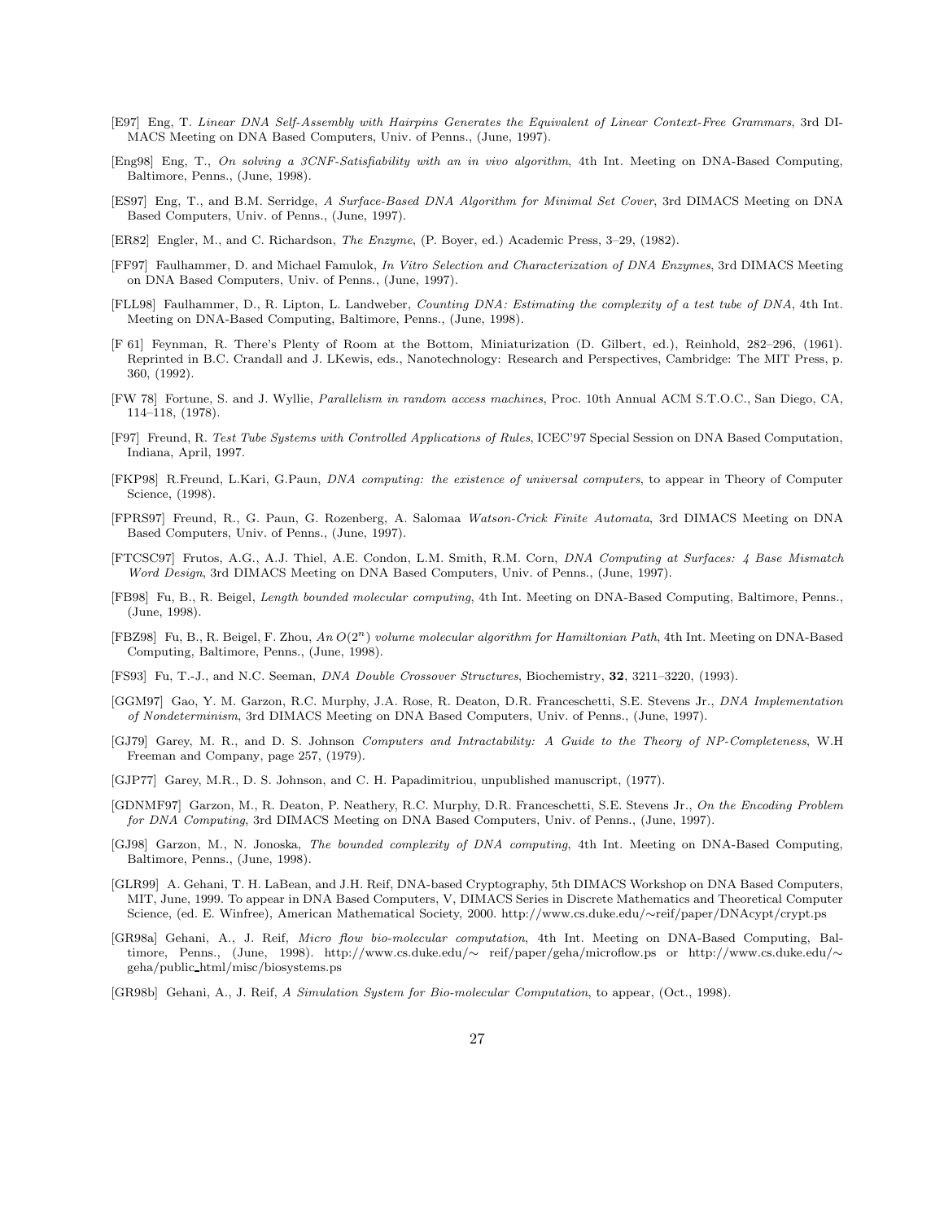[E97] Eng, T. *Linear DNA Self-Assembly with Hairpins Generates the Equivalent of Linear Context-Free Grammars*, 3rd DIMACS Meeting on DNA Based Computers, Univ. of Penns., (June, 1997).

[Eng98] Eng, T., *On solving a 3CNF-Satisfiability with an in vivo algorithm*, 4th Int. Meeting on DNA-Based Computing, Baltimore, Penns., (June, 1998).

[ES97] Eng, T., and B.M. Serridge, *A Surface-Based DNA Algorithm for Minimal Set Cover*, 3rd DIMACS Meeting on DNA Based Computers, Univ. of Penns., (June, 1997).

[ER82] Engler, M., and C. Richardson, *The Enzyme*, (P. Boyer, ed.) Academic Press, 3–29, (1982).

[FF97] Faulhammer, D. and Michael Famulok, *In Vitro Selection and Characterization of DNA Enzymes*, 3rd DIMACS Meeting on DNA Based Computers, Univ. of Penns., (June, 1997).

[FLL98] Faulhammer, D., R. Lipton, L. Landweber, *Counting DNA: Estimating the complexity of a test tube of DNA*, 4th Int. Meeting on DNA-Based Computing, Baltimore, Penns., (June, 1998).

[F 61] Feynman, R. There's Plenty of Room at the Bottom, Miniaturization (D. Gilbert, ed.), Reinhold, 282–296, (1961). Reprinted in B.C. Crandall and J. LKewis, eds., Nanotechnology: Research and Perspectives, Cambridge: The MIT Press, p. 360, (1992).

[FW 78] Fortune, S. and J. Wyllie, *Parallelism in random access machines*, Proc. 10th Annual ACM S.T.O.C., San Diego, CA, 114–118, (1978).

[F97] Freund, R. *Test Tube Systems with Controlled Applications of Rules*, ICEC'97 Special Session on DNA Based Computation, Indiana, April, 1997.

[FKP98] R.Freund, L.Kari, G.Paun, *DNA computing: the existence of universal computers*, to appear in Theory of Computer Science, (1998).

[FPRS97] Freund, R., G. Paun, G. Rozenberg, A. Salomaa *Watson-Crick Finite Automata*, 3rd DIMACS Meeting on DNA Based Computers, Univ. of Penns., (June, 1997).

[FTCSC97] Frutos, A.G., A.J. Thiel, A.E. Condon, L.M. Smith, R.M. Corn, *DNA Computing at Surfaces: 4 Base Mismatch Word Design*, 3rd DIMACS Meeting on DNA Based Computers, Univ. of Penns., (June, 1997).

[FB98] Fu, B., R. Beigel, *Length bounded molecular computing*, 4th Int. Meeting on DNA-Based Computing, Baltimore, Penns., (June, 1998).

[FBZ98] Fu, B., R. Beigel, F. Zhou, *An $O(2^n)$ volume molecular algorithm for Hamiltonian Path*, 4th Int. Meeting on DNA-Based Computing, Baltimore, Penns., (June, 1998).

[FS93] Fu, T.-J., and N.C. Seeman, *DNA Double Crossover Structures*, Biochemistry, **32**, 3211–3220, (1993).

[GGM97] Gao, Y. M. Garzon, R.C. Murphy, J.A. Rose, R. Deaton, D.R. Franceschetti, S.E. Stevens Jr., *DNA Implementation of Nondeterminism*, 3rd DIMACS Meeting on DNA Based Computers, Univ. of Penns., (June, 1997).

[GJ79] Garey, M. R., and D. S. Johnson *Computers and Intractability: A Guide to the Theory of NP-Completeness*, W.H Freeman and Company, page 257, (1979).

[GJP77] Garey, M.R., D. S. Johnson, and C. H. Papadimitriou, unpublished manuscript, (1977).

[GDNMF97] Garzon, M., R. Deaton, P. Neathery, R.C. Murphy, D.R. Franceschetti, S.E. Stevens Jr., *On the Encoding Problem for DNA Computing*, 3rd DIMACS Meeting on DNA Based Computers, Univ. of Penns., (June, 1997).

[GJ98] Garzon, M., N. Jonoska, *The bounded complexity of DNA computing*, 4th Int. Meeting on DNA-Based Computing, Baltimore, Penns., (June, 1998).

[GLR99] A. Gehani, T. H. LaBean, and J.H. Reif, DNA-based Cryptography, 5th DIMACS Workshop on DNA Based Computers, MIT, June, 1999. To appear in DNA Based Computers, V, DIMACS Series in Discrete Mathematics and Theoretical Computer Science, (ed. E. Winfree), American Mathematical Society, 2000. http://www.cs.duke.edu/∼reif/paper/DNAcypt/crypt.ps

[GR98a] Gehani, A., J. Reif, *Micro flow bio-molecular computation*, 4th Int. Meeting on DNA-Based Computing, Baltimore, Penns., (June, 1998). http://www.cs.duke.edu/∼ reif/paper/geha/microflow.ps or http://www.cs.duke.edu/∼ geha/public_html/misc/biosystems.ps

[GR98b] Gehani, A., J. Reif, *A Simulation System for Bio-molecular Computation*, to appear, (Oct., 1998).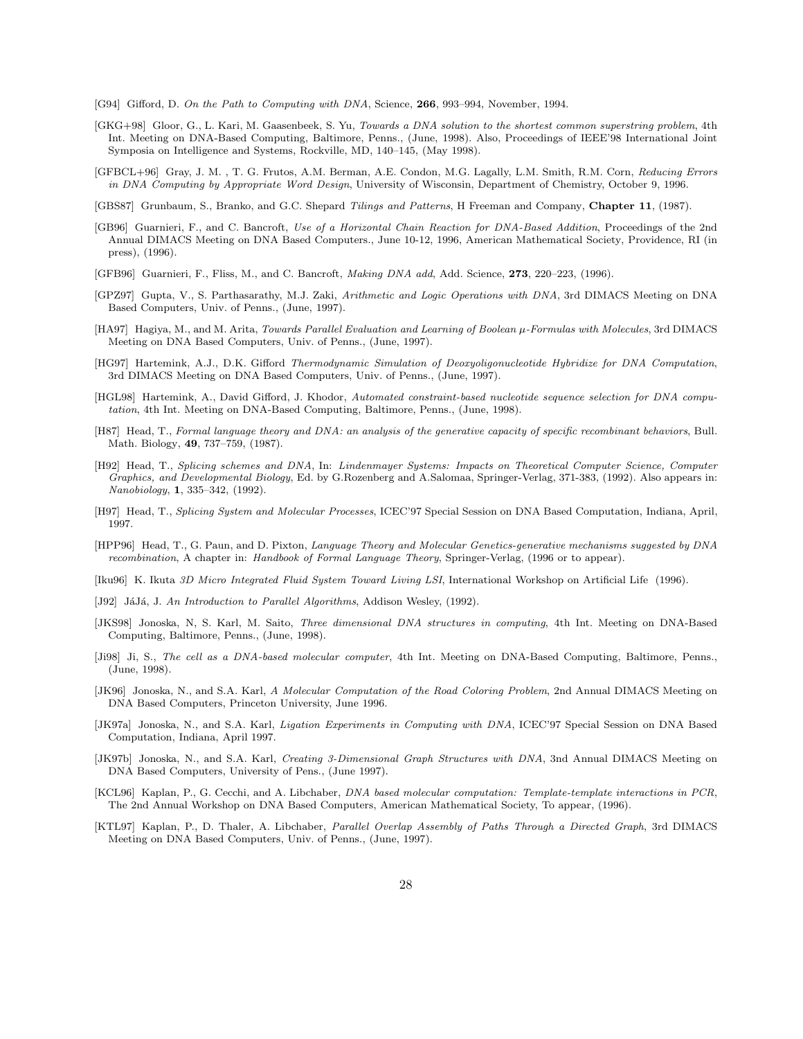[G94] Gifford, D. *On the Path to Computing with DNA*, Science, **266**, 993–994, November, 1994.

[GKG+98] Gloor, G., L. Kari, M. Gaasenbeek, S. Yu, *Towards a DNA solution to the shortest common superstring problem*, 4th Int. Meeting on DNA-Based Computing, Baltimore, Penns., (June, 1998). Also, Proceedings of IEEE'98 International Joint Symposia on Intelligence and Systems, Rockville, MD, 140–145, (May 1998).

[GFBCL+96] Gray, J. M. , T. G. Frutos, A.M. Berman, A.E. Condon, M.G. Lagally, L.M. Smith, R.M. Corn, *Reducing Errors in DNA Computing by Appropriate Word Design*, University of Wisconsin, Department of Chemistry, October 9, 1996.

[GBS87] Grunbaum, S., Branko, and G.C. Shepard *Tilings and Patterns*, H Freeman and Company, **Chapter 11**, (1987).

[GB96] Guarnieri, F., and C. Bancroft, *Use of a Horizontal Chain Reaction for DNA-Based Addition*, Proceedings of the 2nd Annual DIMACS Meeting on DNA Based Computers., June 10-12, 1996, American Mathematical Society, Providence, RI (in press), (1996).

[GFB96] Guarnieri, F., Fliss, M., and C. Bancroft, *Making DNA add*, Add. Science, **273**, 220–223, (1996).

[GPZ97] Gupta, V., S. Parthasarathy, M.J. Zaki, *Arithmetic and Logic Operations with DNA*, 3rd DIMACS Meeting on DNA Based Computers, Univ. of Penns., (June, 1997).

[HA97] Hagiya, M., and M. Arita, *Towards Parallel Evaluation and Learning of Boolean μ-Formulas with Molecules*, 3rd DIMACS Meeting on DNA Based Computers, Univ. of Penns., (June, 1997).

[HG97] Hartemink, A.J., D.K. Gifford *Thermodynamic Simulation of Deoxyoligonucleotide Hybridize for DNA Computation*, 3rd DIMACS Meeting on DNA Based Computers, Univ. of Penns., (June, 1997).

[HGL98] Hartemink, A., David Gifford, J. Khodor, *Automated constraint-based nucleotide sequence selection for DNA computation*, 4th Int. Meeting on DNA-Based Computing, Baltimore, Penns., (June, 1998).

[H87] Head, T., *Formal language theory and DNA: an analysis of the generative capacity of specific recombinant behaviors*, Bull. Math. Biology, **49**, 737–759, (1987).

[H92] Head, T., *Splicing schemes and DNA*, In: *Lindenmayer Systems: Impacts on Theoretical Computer Science, Computer Graphics, and Developmental Biology*, Ed. by G.Rozenberg and A.Salomaa, Springer-Verlag, 371-383, (1992). Also appears in: *Nanobiology*, **1**, 335–342, (1992).

[H97] Head, T., *Splicing System and Molecular Processes*, ICEC'97 Special Session on DNA Based Computation, Indiana, April, 1997.

[HPP96] Head, T., G. Paun, and D. Pixton, *Language Theory and Molecular Genetics-generative mechanisms suggested by DNA recombination*, A chapter in: *Handbook of Formal Language Theory*, Springer-Verlag, (1996 or to appear).

[Iku96] K. Ikuta *3D Micro Integrated Fluid System Toward Living LSI*, International Workshop on Artificial Life (1996).

[J92] JáJá, J. *An Introduction to Parallel Algorithms*, Addison Wesley, (1992).

[JKS98] Jonoska, N, S. Karl, M. Saito, *Three dimensional DNA structures in computing*, 4th Int. Meeting on DNA-Based Computing, Baltimore, Penns., (June, 1998).

[Ji98] Ji, S., *The cell as a DNA-based molecular computer*, 4th Int. Meeting on DNA-Based Computing, Baltimore, Penns., (June, 1998).

[JK96] Jonoska, N., and S.A. Karl, *A Molecular Computation of the Road Coloring Problem*, 2nd Annual DIMACS Meeting on DNA Based Computers, Princeton University, June 1996.

[JK97a] Jonoska, N., and S.A. Karl, *Ligation Experiments in Computing with DNA*, ICEC'97 Special Session on DNA Based Computation, Indiana, April 1997.

[JK97b] Jonoska, N., and S.A. Karl, *Creating 3-Dimensional Graph Structures with DNA*, 3nd Annual DIMACS Meeting on DNA Based Computers, University of Pens., (June 1997).

[KCL96] Kaplan, P., G. Cecchi, and A. Libchaber, *DNA based molecular computation: Template-template interactions in PCR*, The 2nd Annual Workshop on DNA Based Computers, American Mathematical Society, To appear, (1996).

[KTL97] Kaplan, P., D. Thaler, A. Libchaber, *Parallel Overlap Assembly of Paths Through a Directed Graph*, 3rd DIMACS Meeting on DNA Based Computers, Univ. of Penns., (June, 1997).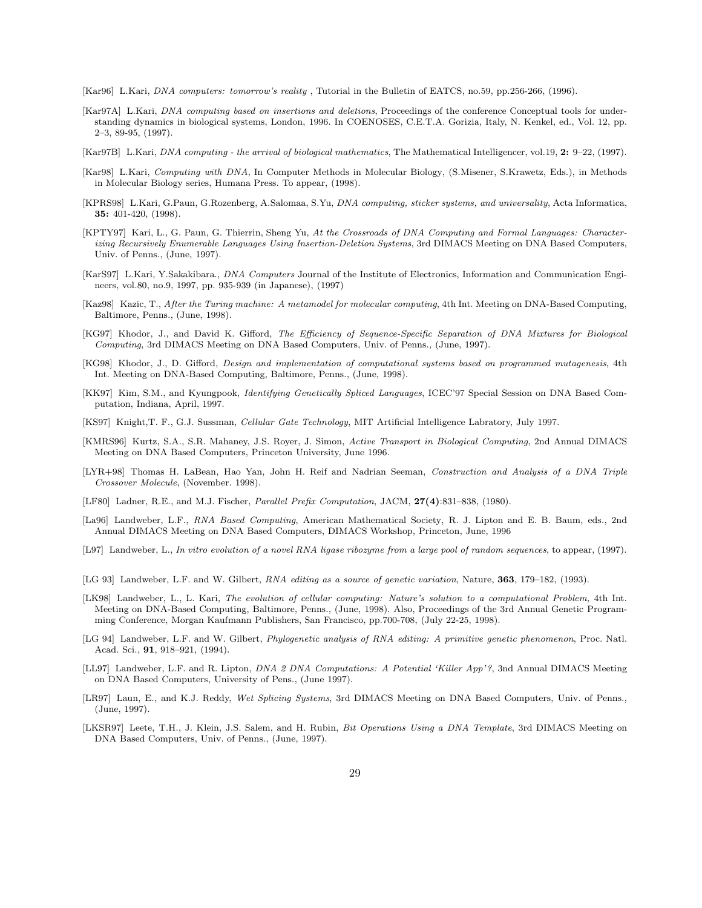[Kar96] L.Kari, *DNA computers: tomorrow's reality* , Tutorial in the Bulletin of EATCS, no.59, pp.256-266, (1996).

[Kar97A] L.Kari, *DNA computing based on insertions and deletions*, Proceedings of the conference Conceptual tools for understanding dynamics in biological systems, London, 1996. In COENOSES, C.E.T.A. Gorizia, Italy, N. Kenkel, ed., Vol. 12, pp. 2–3, 89-95, (1997).

[Kar97B] L.Kari, *DNA computing - the arrival of biological mathematics*, The Mathematical Intelligencer, vol.19, **2:** 9–22, (1997).

[Kar98] L.Kari, *Computing with DNA*, In Computer Methods in Molecular Biology, (S.Misener, S.Krawetz, Eds.), in Methods in Molecular Biology series, Humana Press. To appear, (1998).

[KPRS98] L.Kari, G.Paun, G.Rozenberg, A.Salomaa, S.Yu, *DNA computing, sticker systems, and universality*, Acta Informatica, **35:** 401-420, (1998).

[KPTY97] Kari, L., G. Paun, G. Thierrin, Sheng Yu, *At the Crossroads of DNA Computing and Formal Languages: Characterizing Recursively Enumerable Languages Using Insertion-Deletion Systems*, 3rd DIMACS Meeting on DNA Based Computers, Univ. of Penns., (June, 1997).

[KarS97] L.Kari, Y.Sakakibara., *DNA Computers* Journal of the Institute of Electronics, Information and Communication Engineers, vol.80, no.9, 1997, pp. 935-939 (in Japanese), (1997)

[Kaz98] Kazic, T., *After the Turing machine: A metamodel for molecular computing*, 4th Int. Meeting on DNA-Based Computing, Baltimore, Penns., (June, 1998).

[KG97] Khodor, J., and David K. Gifford, *The Efficiency of Sequence-Specific Separation of DNA Mixtures for Biological Computing*, 3rd DIMACS Meeting on DNA Based Computers, Univ. of Penns., (June, 1997).

[KG98] Khodor, J., D. Gifford, *Design and implementation of computational systems based on programmed mutagenesis*, 4th Int. Meeting on DNA-Based Computing, Baltimore, Penns., (June, 1998).

[KK97] Kim, S.M., and Kyungpook, *Identifying Genetically Spliced Languages*, ICEC'97 Special Session on DNA Based Computation, Indiana, April, 1997.

[KS97] Knight,T. F., G.J. Sussman, *Cellular Gate Technology*, MIT Artificial Intelligence Labratory, July 1997.

[KMRS96] Kurtz, S.A., S.R. Mahaney, J.S. Royer, J. Simon, *Active Transport in Biological Computing*, 2nd Annual DIMACS Meeting on DNA Based Computers, Princeton University, June 1996.

[LYR+98] Thomas H. LaBean, Hao Yan, John H. Reif and Nadrian Seeman, *Construction and Analysis of a DNA Triple Crossover Molecule*, (November. 1998).

[LF80] Ladner, R.E., and M.J. Fischer, *Parallel Prefix Computation*, JACM, **27(4)**:831–838, (1980).

[La96] Landweber, L.F., *RNA Based Computing*, American Mathematical Society, R. J. Lipton and E. B. Baum, eds., 2nd Annual DIMACS Meeting on DNA Based Computers, DIMACS Workshop, Princeton, June, 1996

[L97] Landweber, L., *In vitro evolution of a novel RNA ligase ribozyme from a large pool of random sequences*, to appear, (1997).

[LG 93] Landweber, L.F. and W. Gilbert, *RNA editing as a source of genetic variation*, Nature, **363**, 179–182, (1993).

[LK98] Landweber, L., L. Kari, *The evolution of cellular computing: Nature's solution to a computational Problem*, 4th Int. Meeting on DNA-Based Computing, Baltimore, Penns., (June, 1998). Also, Proceedings of the 3rd Annual Genetic Programming Conference, Morgan Kaufmann Publishers, San Francisco, pp.700-708, (July 22-25, 1998).

[LG 94] Landweber, L.F. and W. Gilbert, *Phylogenetic analysis of RNA editing: A primitive genetic phenomenon*, Proc. Natl. Acad. Sci., **91**, 918–921, (1994).

[LL97] Landweber, L.F. and R. Lipton, *DNA 2 DNA Computations: A Potential 'Killer App'?*, 3nd Annual DIMACS Meeting on DNA Based Computers, University of Pens., (June 1997).

[LR97] Laun, E., and K.J. Reddy, *Wet Splicing Systems*, 3rd DIMACS Meeting on DNA Based Computers, Univ. of Penns., (June, 1997).

[LKSR97] Leete, T.H., J. Klein, J.S. Salem, and H. Rubin, *Bit Operations Using a DNA Template*, 3rd DIMACS Meeting on DNA Based Computers, Univ. of Penns., (June, 1997).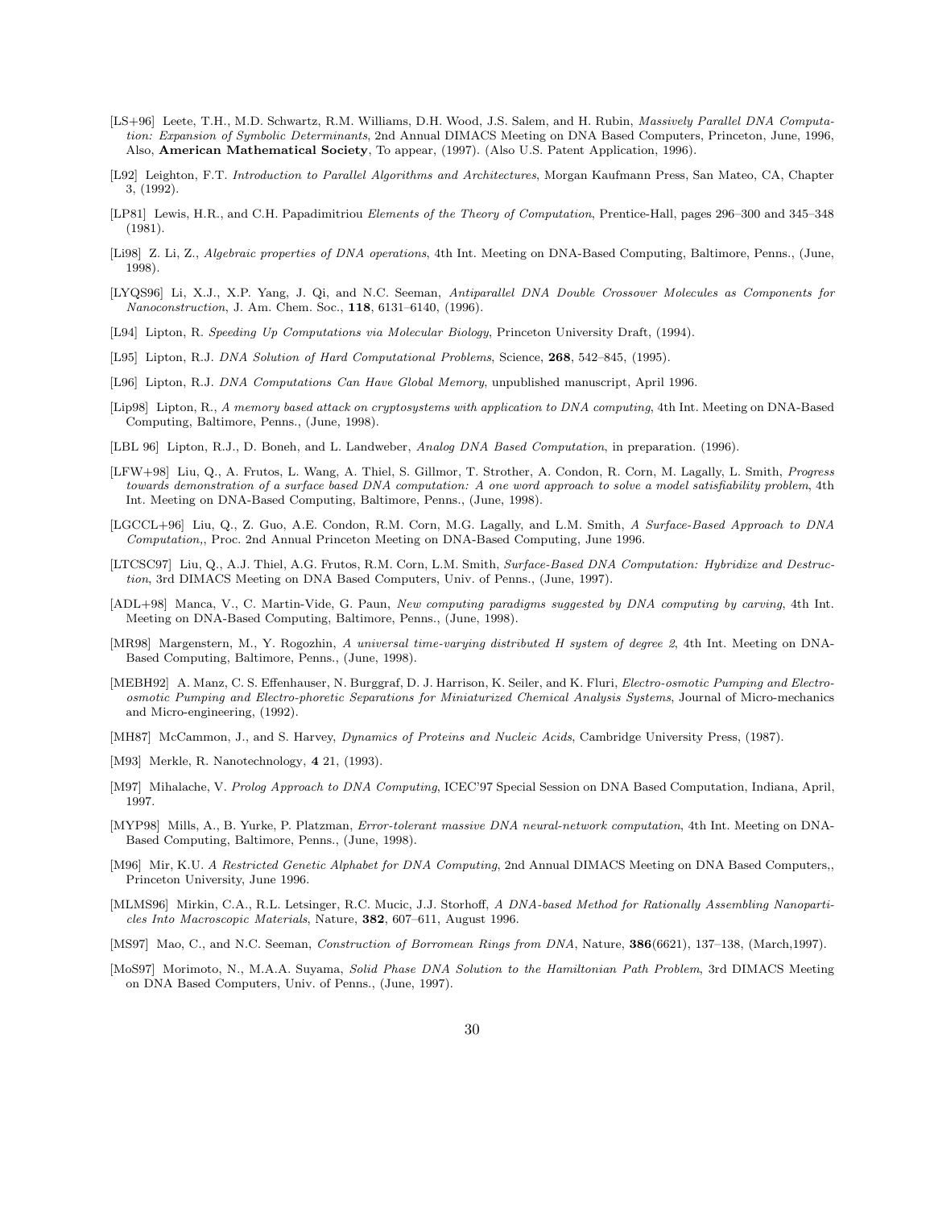[LS+96] Leete, T.H., M.D. Schwartz, R.M. Williams, D.H. Wood, J.S. Salem, and H. Rubin, *Massively Parallel DNA Computation: Expansion of Symbolic Determinants*, 2nd Annual DIMACS Meeting on DNA Based Computers, Princeton, June, 1996, Also, **American Mathematical Society**, To appear, (1997). (Also U.S. Patent Application, 1996).

[L92] Leighton, F.T. *Introduction to Parallel Algorithms and Architectures*, Morgan Kaufmann Press, San Mateo, CA, Chapter 3, (1992).

[LP81] Lewis, H.R., and C.H. Papadimitriou *Elements of the Theory of Computation*, Prentice-Hall, pages 296–300 and 345–348 (1981).

[Li98] Z. Li, Z., *Algebraic properties of DNA operations*, 4th Int. Meeting on DNA-Based Computing, Baltimore, Penns., (June, 1998).

[LYQS96] Li, X.J., X.P. Yang, J. Qi, and N.C. Seeman, *Antiparallel DNA Double Crossover Molecules as Components for Nanoconstruction*, J. Am. Chem. Soc., **118**, 6131–6140, (1996).

[L94] Lipton, R. *Speeding Up Computations via Molecular Biology*, Princeton University Draft, (1994).

[L95] Lipton, R.J. *DNA Solution of Hard Computational Problems*, Science, **268**, 542–845, (1995).

[L96] Lipton, R.J. *DNA Computations Can Have Global Memory*, unpublished manuscript, April 1996.

[Lip98] Lipton, R., *A memory based attack on cryptosystems with application to DNA computing*, 4th Int. Meeting on DNA-Based Computing, Baltimore, Penns., (June, 1998).

[LBL 96] Lipton, R.J., D. Boneh, and L. Landweber, *Analog DNA Based Computation*, in preparation. (1996).

[LFW+98] Liu, Q., A. Frutos, L. Wang, A. Thiel, S. Gillmor, T. Strother, A. Condon, R. Corn, M. Lagally, L. Smith, *Progress towards demonstration of a surface based DNA computation: A one word approach to solve a model satisfiability problem*, 4th Int. Meeting on DNA-Based Computing, Baltimore, Penns., (June, 1998).

[LGCCL+96] Liu, Q., Z. Guo, A.E. Condon, R.M. Corn, M.G. Lagally, and L.M. Smith, *A Surface-Based Approach to DNA Computation,*, Proc. 2nd Annual Princeton Meeting on DNA-Based Computing, June 1996.

[LTCSC97] Liu, Q., A.J. Thiel, A.G. Frutos, R.M. Corn, L.M. Smith, *Surface-Based DNA Computation: Hybridize and Destruction*, 3rd DIMACS Meeting on DNA Based Computers, Univ. of Penns., (June, 1997).

[ADL+98] Manca, V., C. Martin-Vide, G. Paun, *New computing paradigms suggested by DNA computing by carving*, 4th Int. Meeting on DNA-Based Computing, Baltimore, Penns., (June, 1998).

[MR98] Margenstern, M., Y. Rogozhin, *A universal time-varying distributed H system of degree 2*, 4th Int. Meeting on DNA-Based Computing, Baltimore, Penns., (June, 1998).

[MEBH92] A. Manz, C. S. Effenhauser, N. Burggraf, D. J. Harrison, K. Seiler, and K. Fluri, *Electro-osmotic Pumping and Electro-osmotic Pumping and Electro-phoretic Separations for Miniaturized Chemical Analysis Systems*, Journal of Micro-mechanics and Micro-engineering, (1992).

[MH87] McCammon, J., and S. Harvey, *Dynamics of Proteins and Nucleic Acids*, Cambridge University Press, (1987).

[M93] Merkle, R. Nanotechnology, **4** 21, (1993).

[M97] Mihalache, V. *Prolog Approach to DNA Computing*, ICEC'97 Special Session on DNA Based Computation, Indiana, April, 1997.

[MYP98] Mills, A., B. Yurke, P. Platzman, *Error-tolerant massive DNA neural-network computation*, 4th Int. Meeting on DNA-Based Computing, Baltimore, Penns., (June, 1998).

[M96] Mir, K.U. *A Restricted Genetic Alphabet for DNA Computing*, 2nd Annual DIMACS Meeting on DNA Based Computers,, Princeton University, June 1996.

[MLMS96] Mirkin, C.A., R.L. Letsinger, R.C. Mucic, J.J. Storhoff, *A DNA-based Method for Rationally Assembling Nanoparticles Into Macroscopic Materials*, Nature, **382**, 607–611, August 1996.

[MS97] Mao, C., and N.C. Seeman, *Construction of Borromean Rings from DNA*, Nature, **386**(6621), 137–138, (March,1997).

[MoS97] Morimoto, N., M.A.A. Suyama, *Solid Phase DNA Solution to the Hamiltonian Path Problem*, 3rd DIMACS Meeting on DNA Based Computers, Univ. of Penns., (June, 1997).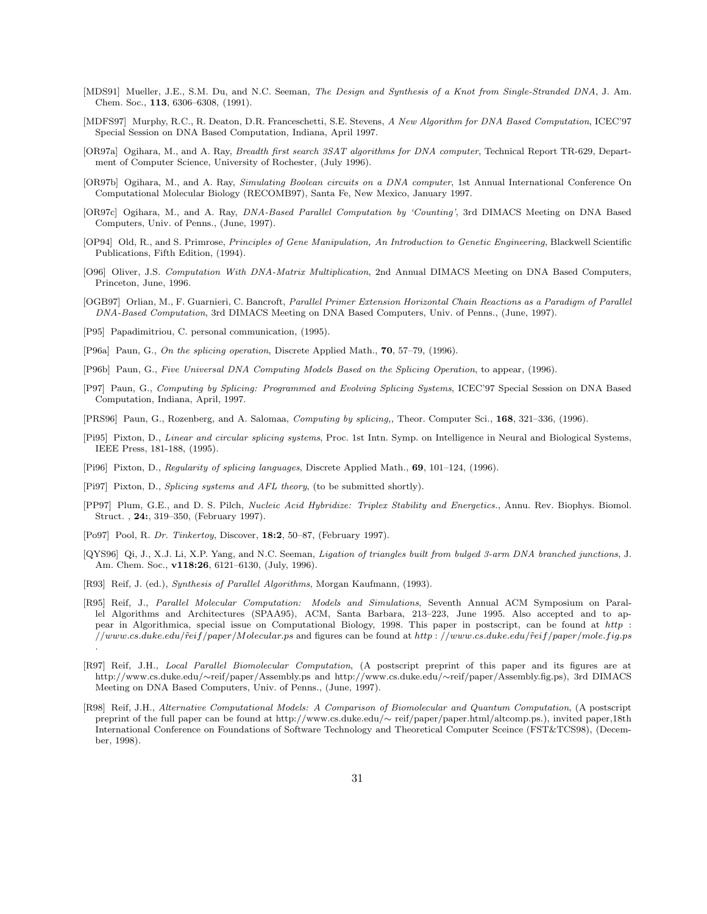[MDS91] Mueller, J.E., S.M. Du, and N.C. Seeman, *The Design and Synthesis of a Knot from Single-Stranded DNA*, J. Am. Chem. Soc., **113**, 6306–6308, (1991).

[MDFS97] Murphy, R.C., R. Deaton, D.R. Franceschetti, S.E. Stevens, *A New Algorithm for DNA Based Computation*, ICEC'97 Special Session on DNA Based Computation, Indiana, April 1997.

[OR97a] Ogihara, M., and A. Ray, *Breadth first search 3SAT algorithms for DNA computer*, Technical Report TR-629, Department of Computer Science, University of Rochester, (July 1996).

[OR97b] Ogihara, M., and A. Ray, *Simulating Boolean circuits on a DNA computer*, 1st Annual International Conference On Computational Molecular Biology (RECOMB97), Santa Fe, New Mexico, January 1997.

[OR97c] Ogihara, M., and A. Ray, *DNA-Based Parallel Computation by 'Counting'*, 3rd DIMACS Meeting on DNA Based Computers, Univ. of Penns., (June, 1997).

[OP94] Old, R., and S. Primrose, *Principles of Gene Manipulation, An Introduction to Genetic Engineering*, Blackwell Scientific Publications, Fifth Edition, (1994).

[O96] Oliver, J.S. *Computation With DNA-Matrix Multiplication*, 2nd Annual DIMACS Meeting on DNA Based Computers, Princeton, June, 1996.

[OGB97] Orlian, M., F. Guarnieri, C. Bancroft, *Parallel Primer Extension Horizontal Chain Reactions as a Paradigm of Parallel DNA-Based Computation*, 3rd DIMACS Meeting on DNA Based Computers, Univ. of Penns., (June, 1997).

[P95] Papadimitriou, C. personal communication, (1995).

[P96a] Paun, G., *On the splicing operation*, Discrete Applied Math., **70**, 57–79, (1996).

[P96b] Paun, G., *Five Universal DNA Computing Models Based on the Splicing Operation*, to appear, (1996).

[P97] Paun, G., *Computing by Splicing: Programmed and Evolving Splicing Systems*, ICEC'97 Special Session on DNA Based Computation, Indiana, April, 1997.

[PRS96] Paun, G., Rozenberg, and A. Salomaa, *Computing by splicing,*, Theor. Computer Sci., **168**, 321–336, (1996).

[Pi95] Pixton, D., *Linear and circular splicing systems*, Proc. 1st Intn. Symp. on Intelligence in Neural and Biological Systems, IEEE Press, 181-188, (1995).

[Pi96] Pixton, D., *Regularity of splicing languages*, Discrete Applied Math., **69**, 101–124, (1996).

[Pi97] Pixton, D., *Splicing systems and AFL theory*, (to be submitted shortly).

[PP97] Plum, G.E., and D. S. Pilch, *Nucleic Acid Hybridize: Triplex Stability and Energetics.*, Annu. Rev. Biophys. Biomol. Struct. , **24:**, 319–350, (February 1997).

[Po97] Pool, R. *Dr. Tinkertoy*, Discover, **18:2**, 50–87, (February 1997).

[QYS96] Qi, J., X.J. Li, X.P. Yang, and N.C. Seeman, *Ligation of triangles built from bulged 3-arm DNA branched junctions*, J. Am. Chem. Soc., **v118:26**, 6121–6130, (July, 1996).

[R93] Reif, J. (ed.), *Synthesis of Parallel Algorithms*, Morgan Kaufmann, (1993).

[R95] Reif, J., *Parallel Molecular Computation: Models and Simulations*, Seventh Annual ACM Symposium on Parallel Algorithms and Architectures (SPAA95), ACM, Santa Barbara, 213–223, June 1995. Also accepted and to appear in Algorithmica, special issue on Computational Biology, 1998. This paper in postscript, can be found at *http : //www.cs.duke.edu/˜reif/paper/Molecular.ps* and figures can be found at *http : //www.cs.duke.edu/˜reif/paper/mole.fig.ps* .

[R97] Reif, J.H., *Local Parallel Biomolecular Computation*, (A postscript preprint of this paper and its figures are at http://www.cs.duke.edu/∼reif/paper/Assembly.ps and http://www.cs.duke.edu/∼reif/paper/Assembly.fig.ps), 3rd DIMACS Meeting on DNA Based Computers, Univ. of Penns., (June, 1997).

[R98] Reif, J.H., *Alternative Computational Models: A Comparison of Biomolecular and Quantum Computation*, (A postscript preprint of the full paper can be found at http://www.cs.duke.edu/∼ reif/paper/paper.html/altcomp.ps.), invited paper,18th International Conference on Foundations of Software Technology and Theoretical Computer Sceince (FST&TCS98), (December, 1998).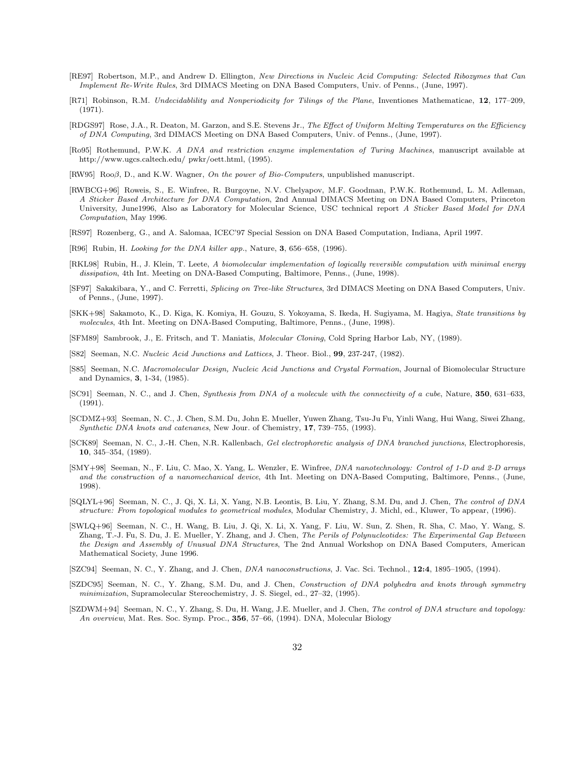[RE97] Robertson, M.P., and Andrew D. Ellington, *New Directions in Nucleic Acid Computing: Selected Ribozymes that Can Implement Re-Write Rules*, 3rd DIMACS Meeting on DNA Based Computers, Univ. of Penns., (June, 1997).

[R71] Robinson, R.M. *Undecidablility and Nonperiodicity for Tilings of the Plane*, Inventiones Mathematicae, **12**, 177–209, (1971).

[RDGS97] Rose, J.A., R. Deaton, M. Garzon, and S.E. Stevens Jr., *The Effect of Uniform Melting Temperatures on the Efficiency of DNA Computing*, 3rd DIMACS Meeting on DNA Based Computers, Univ. of Penns., (June, 1997).

[Ro95] Rothemund, P.W.K. *A DNA and restriction enzyme implementation of Turing Machines*, manuscript available at http://www.ugcs.caltech.edu/ pwkr/oett.html, (1995).

[RW95] Roo$\beta$, D., and K.W. Wagner, *On the power of Bio-Computers*, unpublished manuscript.

[RWBCG+96] Roweis, S., E. Winfree, R. Burgoyne, N.V. Chelyapov, M.F. Goodman, P.W.K. Rothemund, L. M. Adleman, *A Sticker Based Architecture for DNA Computation*, 2nd Annual DIMACS Meeting on DNA Based Computers, Princeton University, June1996, Also as Laboratory for Molecular Science, USC technical report *A Sticker Based Model for DNA Computation*, May 1996.

[RS97] Rozenberg, G., and A. Salomaa, ICEC'97 Special Session on DNA Based Computation, Indiana, April 1997.

[R96] Rubin, H. *Looking for the DNA killer app.*, Nature, **3**, 656–658, (1996).

[RKL98] Rubin, H., J. Klein, T. Leete, *A biomolecular implementation of logically reversible computation with minimal energy dissipation*, 4th Int. Meeting on DNA-Based Computing, Baltimore, Penns., (June, 1998).

[SF97] Sakakibara, Y., and C. Ferretti, *Splicing on Tree-like Structures*, 3rd DIMACS Meeting on DNA Based Computers, Univ. of Penns., (June, 1997).

[SKK+98] Sakamoto, K., D. Kiga, K. Komiya, H. Gouzu, S. Yokoyama, S. Ikeda, H. Sugiyama, M. Hagiya, *State transitions by molecules*, 4th Int. Meeting on DNA-Based Computing, Baltimore, Penns., (June, 1998).

[SFM89] Sambrook, J., E. Fritsch, and T. Maniatis, *Molecular Cloning*, Cold Spring Harbor Lab, NY, (1989).

[S82] Seeman, N.C. *Nucleic Acid Junctions and Lattices*, J. Theor. Biol., **99**, 237-247, (1982).

[S85] Seeman, N.C. *Macromolecular Design, Nucleic Acid Junctions and Crystal Formation*, Journal of Biomolecular Structure and Dynamics, **3**, 1-34, (1985).

[SC91] Seeman, N. C., and J. Chen, *Synthesis from DNA of a molecule with the connectivity of a cube*, Nature, **350**, 631–633, (1991).

[SCDMZ+93] Seeman, N. C., J. Chen, S.M. Du, John E. Mueller, Yuwen Zhang, Tsu-Ju Fu, Yinli Wang, Hui Wang, Siwei Zhang, *Synthetic DNA knots and catenanes*, New Jour. of Chemistry, **17**, 739–755, (1993).

[SCK89] Seeman, N. C., J.-H. Chen, N.R. Kallenbach, *Gel electrophoretic analysis of DNA branched junctions*, Electrophoresis, **10**, 345–354, (1989).

[SMY+98] Seeman, N., F. Liu, C. Mao, X. Yang, L. Wenzler, E. Winfree, *DNA nanotechnology: Control of 1-D and 2-D arrays and the construction of a nanomechanical device*, 4th Int. Meeting on DNA-Based Computing, Baltimore, Penns., (June, 1998).

[SQLYL+96] Seeman, N. C., J. Qi, X. Li, X. Yang, N.B. Leontis, B. Liu, Y. Zhang, S.M. Du, and J. Chen, *The control of DNA structure: From topological modules to geometrical modules*, Modular Chemistry, J. Michl, ed., Kluwer, To appear, (1996).

[SWLQ+96] Seeman, N. C., H. Wang, B. Liu, J. Qi, X. Li, X. Yang, F. Liu, W. Sun, Z. Shen, R. Sha, C. Mao, Y. Wang, S. Zhang, T.-J. Fu, S. Du, J. E. Mueller, Y. Zhang, and J. Chen, *The Perils of Polynucleotides: The Experimental Gap Between the Design and Assembly of Unusual DNA Structures*, The 2nd Annual Workshop on DNA Based Computers, American Mathematical Society, June 1996.

[SZC94] Seeman, N. C., Y. Zhang, and J. Chen, *DNA nanoconstructions*, J. Vac. Sci. Technol., **12:4**, 1895–1905, (1994).

[SZDC95] Seeman, N. C., Y. Zhang, S.M. Du, and J. Chen, *Construction of DNA polyhedra and knots through symmetry minimization*, Supramolecular Stereochemistry, J. S. Siegel, ed., 27–32, (1995).

[SZDWM+94] Seeman, N. C., Y. Zhang, S. Du, H. Wang, J.E. Mueller, and J. Chen, *The control of DNA structure and topology: An overview*, Mat. Res. Soc. Symp. Proc., **356**, 57–66, (1994). DNA, Molecular Biology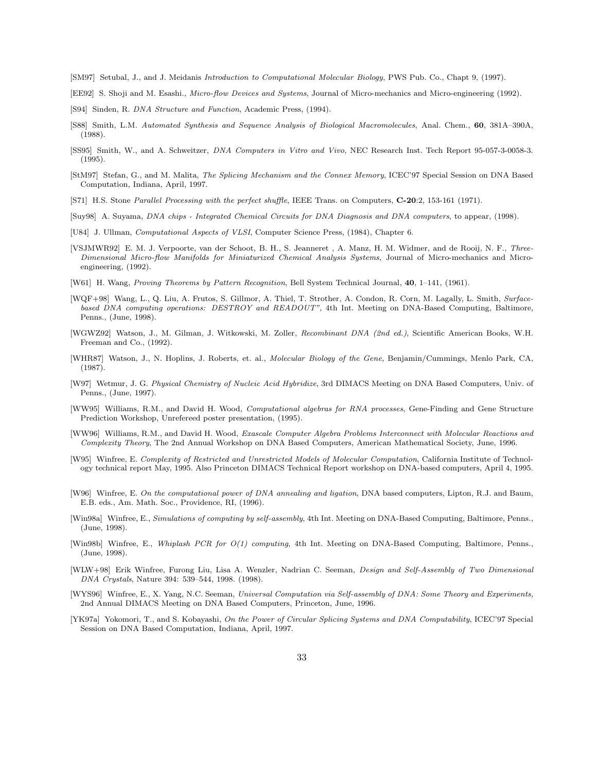[SM97] Setubal, J., and J. Meidanis *Introduction to Computational Molecular Biology*, PWS Pub. Co., Chapt 9, (1997).

[EE92] S. Shoji and M. Esashi., *Micro-flow Devices and Systems*, Journal of Micro-mechanics and Micro-engineering (1992).

[S94] Sinden, R. *DNA Structure and Function*, Academic Press, (1994).

[S88] Smith, L.M. *Automated Synthesis and Sequence Analysis of Biological Macromolecules*, Anal. Chem., **60**, 381A–390A, (1988).

[SS95] Smith, W., and A. Schweitzer, *DNA Computers in Vitro and Vivo*, NEC Research Inst. Tech Report 95-057-3-0058-3. (1995).

[StM97] Stefan, G., and M. Malita, *The Splicing Mechanism and the Connex Memory*, ICEC'97 Special Session on DNA Based Computation, Indiana, April, 1997.

[S71] H.S. Stone *Parallel Processing with the perfect shuffle*, IEEE Trans. on Computers, **C-20**:2, 153-161 (1971).

[Suy98] A. Suyama, *DNA chips - Integrated Chemical Circuits for DNA Diagnosis and DNA computers*, to appear, (1998).

[U84] J. Ullman, *Computational Aspects of VLSI*, Computer Science Press, (1984), Chapter 6.

[VSJMWR92] E. M. J. Verpoorte, van der Schoot, B. H., S. Jeanneret , A. Manz, H. M. Widmer, and de Rooij, N. F., *Three-Dimensional Micro-flow Manifolds for Miniaturized Chemical Analysis Systems*, Journal of Micro-mechanics and Micro-engineering, (1992).

[W61] H. Wang, *Proving Theorems by Pattern Recognition*, Bell System Technical Journal, **40**, 1–141, (1961).

[WQF+98] Wang, L., Q. Liu, A. Frutos, S. Gillmor, A. Thiel, T. Strother, A. Condon, R. Corn, M. Lagally, L. Smith, *Surface-based DNA computing operations: DESTROY and READOUT"*, 4th Int. Meeting on DNA-Based Computing, Baltimore, Penns., (June, 1998).

[WGWZ92] Watson, J., M. Gilman, J. Witkowski, M. Zoller, *Recombinant DNA (2nd ed.)*, Scientific American Books, W.H. Freeman and Co., (1992).

[WHR87] Watson, J., N. Hoplins, J. Roberts, et. al., *Molecular Biology of the Gene*, Benjamin/Cummings, Menlo Park, CA, (1987).

[W97] Wetmur, J. G. *Physical Chemistry of Nucleic Acid Hybridize*, 3rd DIMACS Meeting on DNA Based Computers, Univ. of Penns., (June, 1997).

[WW95] Williams, R.M., and David H. Wood, *Computational algebras for RNA processes*, Gene-Finding and Gene Structure Prediction Workshop, Unrefereed poster presentation, (1995).

[WW96] Williams, R.M., and David H. Wood, *Exascale Computer Algebra Problems Interconnect with Molecular Reactions and Complexity Theory*, The 2nd Annual Workshop on DNA Based Computers, American Mathematical Society, June, 1996.

[W95] Winfree, E. *Complexity of Restricted and Unrestricted Models of Molecular Computation*, California Institute of Technology technical report May, 1995. Also Princeton DIMACS Technical Report workshop on DNA-based computers, April 4, 1995.

[W96] Winfree, E. *On the computational power of DNA annealing and ligation*, DNA based computers, Lipton, R.J. and Baum, E.B. eds., Am. Math. Soc., Providence, RI, (1996).

[Win98a] Winfree, E., *Simulations of computing by self-assembly*, 4th Int. Meeting on DNA-Based Computing, Baltimore, Penns., (June, 1998).

[Win98b] Winfree, E., *Whiplash PCR for O(1) computing*, 4th Int. Meeting on DNA-Based Computing, Baltimore, Penns., (June, 1998).

[WLW+98] Erik Winfree, Furong Liu, Lisa A. Wenzler, Nadrian C. Seeman, *Design and Self-Assembly of Two Dimensional DNA Crystals*, Nature 394: 539–544, 1998. (1998).

[WYS96] Winfree, E., X. Yang, N.C. Seeman, *Universal Computation via Self-assembly of DNA: Some Theory and Experiments*, 2nd Annual DIMACS Meeting on DNA Based Computers, Princeton, June, 1996.

[YK97a] Yokomori, T., and S. Kobayashi, *On the Power of Circular Splicing Systems and DNA Computability*, ICEC'97 Special Session on DNA Based Computation, Indiana, April, 1997.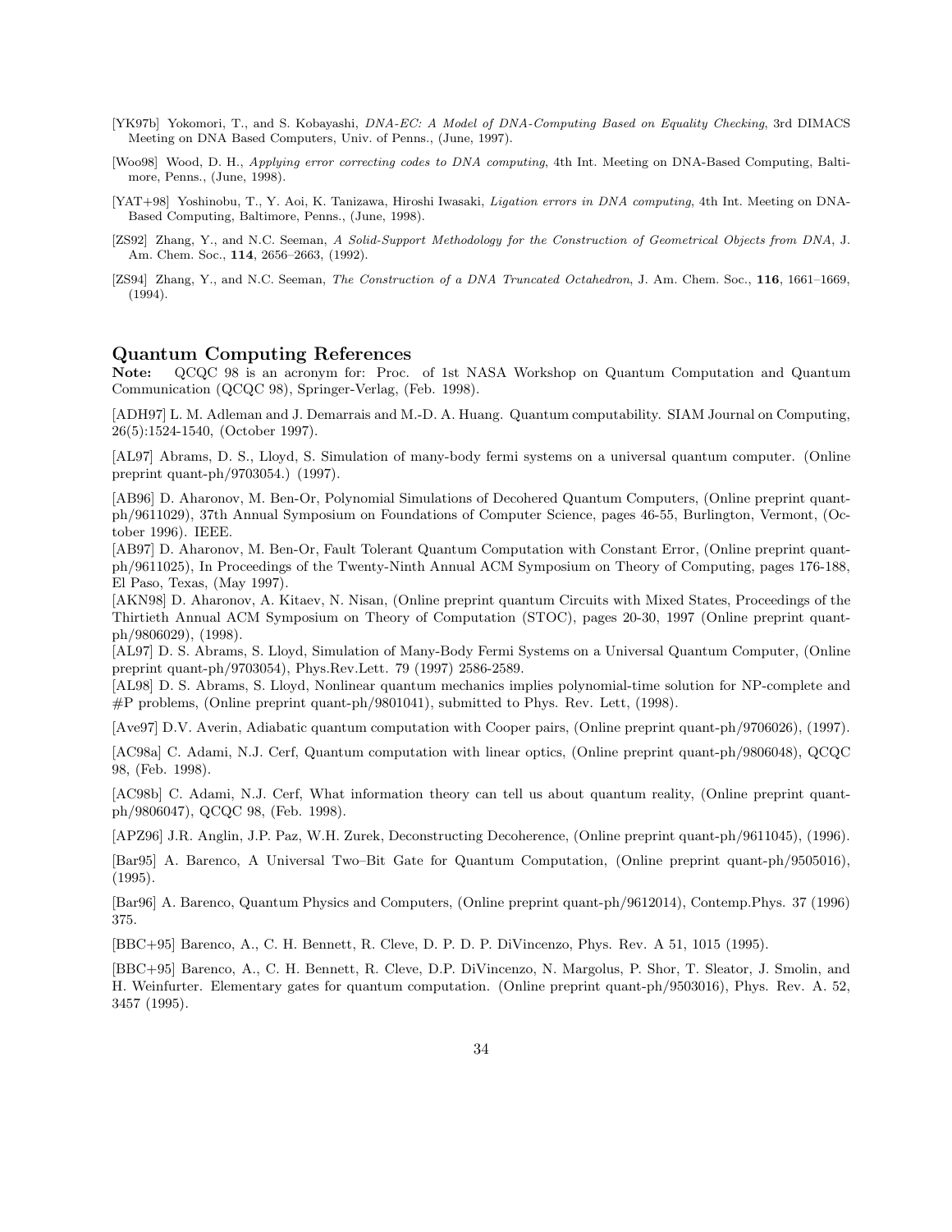[YK97b] Yokomori, T., and S. Kobayashi, *DNA-EC: A Model of DNA-Computing Based on Equality Checking*, 3rd DIMACS Meeting on DNA Based Computers, Univ. of Penns., (June, 1997).

[Woo98] Wood, D. H., *Applying error correcting codes to DNA computing*, 4th Int. Meeting on DNA-Based Computing, Baltimore, Penns., (June, 1998).

[YAT+98] Yoshinobu, T., Y. Aoi, K. Tanizawa, Hiroshi Iwasaki, *Ligation errors in DNA computing*, 4th Int. Meeting on DNA-Based Computing, Baltimore, Penns., (June, 1998).

[ZS92] Zhang, Y., and N.C. Seeman, *A Solid-Support Methodology for the Construction of Geometrical Objects from DNA*, J. Am. Chem. Soc., **114**, 2656–2663, (1992).

[ZS94] Zhang, Y., and N.C. Seeman, *The Construction of a DNA Truncated Octahedron*, J. Am. Chem. Soc., **116**, 1661–1669, (1994).

## Quantum Computing References

**Note:** QCQC 98 is an acronym for: Proc. of 1st NASA Workshop on Quantum Computation and Quantum Communication (QCQC 98), Springer-Verlag, (Feb. 1998).

[ADH97] L. M. Adleman and J. Demarrais and M.-D. A. Huang. Quantum computability. SIAM Journal on Computing, 26(5):1524-1540, (October 1997).

[AL97] Abrams, D. S., Lloyd, S. Simulation of many-body fermi systems on a universal quantum computer. (Online preprint quant-ph/9703054.) (1997).

[AB96] D. Aharonov, M. Ben-Or, Polynomial Simulations of Decohered Quantum Computers, (Online preprint quant-ph/9611029), 37th Annual Symposium on Foundations of Computer Science, pages 46-55, Burlington, Vermont, (October 1996). IEEE.

[AB97] D. Aharonov, M. Ben-Or, Fault Tolerant Quantum Computation with Constant Error, (Online preprint quant-ph/9611025), In Proceedings of the Twenty-Ninth Annual ACM Symposium on Theory of Computing, pages 176-188, El Paso, Texas, (May 1997).

[AKN98] D. Aharonov, A. Kitaev, N. Nisan, (Online preprint quantum Circuits with Mixed States, Proceedings of the Thirtieth Annual ACM Symposium on Theory of Computation (STOC), pages 20-30, 1997 (Online preprint quant-ph/9806029), (1998).

[AL97] D. S. Abrams, S. Lloyd, Simulation of Many-Body Fermi Systems on a Universal Quantum Computer, (Online preprint quant-ph/9703054), Phys.Rev.Lett. 79 (1997) 2586-2589.

[AL98] D. S. Abrams, S. Lloyd, Nonlinear quantum mechanics implies polynomial-time solution for NP-complete and #P problems, (Online preprint quant-ph/9801041), submitted to Phys. Rev. Lett, (1998).

[Ave97] D.V. Averin, Adiabatic quantum computation with Cooper pairs, (Online preprint quant-ph/9706026), (1997).

[AC98a] C. Adami, N.J. Cerf, Quantum computation with linear optics, (Online preprint quant-ph/9806048), QCQC 98, (Feb. 1998).

[AC98b] C. Adami, N.J. Cerf, What information theory can tell us about quantum reality, (Online preprint quant-ph/9806047), QCQC 98, (Feb. 1998).

[APZ96] J.R. Anglin, J.P. Paz, W.H. Zurek, Deconstructing Decoherence, (Online preprint quant-ph/9611045), (1996).

[Bar95] A. Barenco, A Universal Two–Bit Gate for Quantum Computation, (Online preprint quant-ph/9505016), (1995).

[Bar96] A. Barenco, Quantum Physics and Computers, (Online preprint quant-ph/9612014), Contemp.Phys. 37 (1996) 375.

[BBC+95] Barenco, A., C. H. Bennett, R. Cleve, D. P. D. P. DiVincenzo, Phys. Rev. A 51, 1015 (1995).

[BBC+95] Barenco, A., C. H. Bennett, R. Cleve, D.P. DiVincenzo, N. Margolus, P. Shor, T. Sleator, J. Smolin, and H. Weinfurter. Elementary gates for quantum computation. (Online preprint quant-ph/9503016), Phys. Rev. A. 52, 3457 (1995).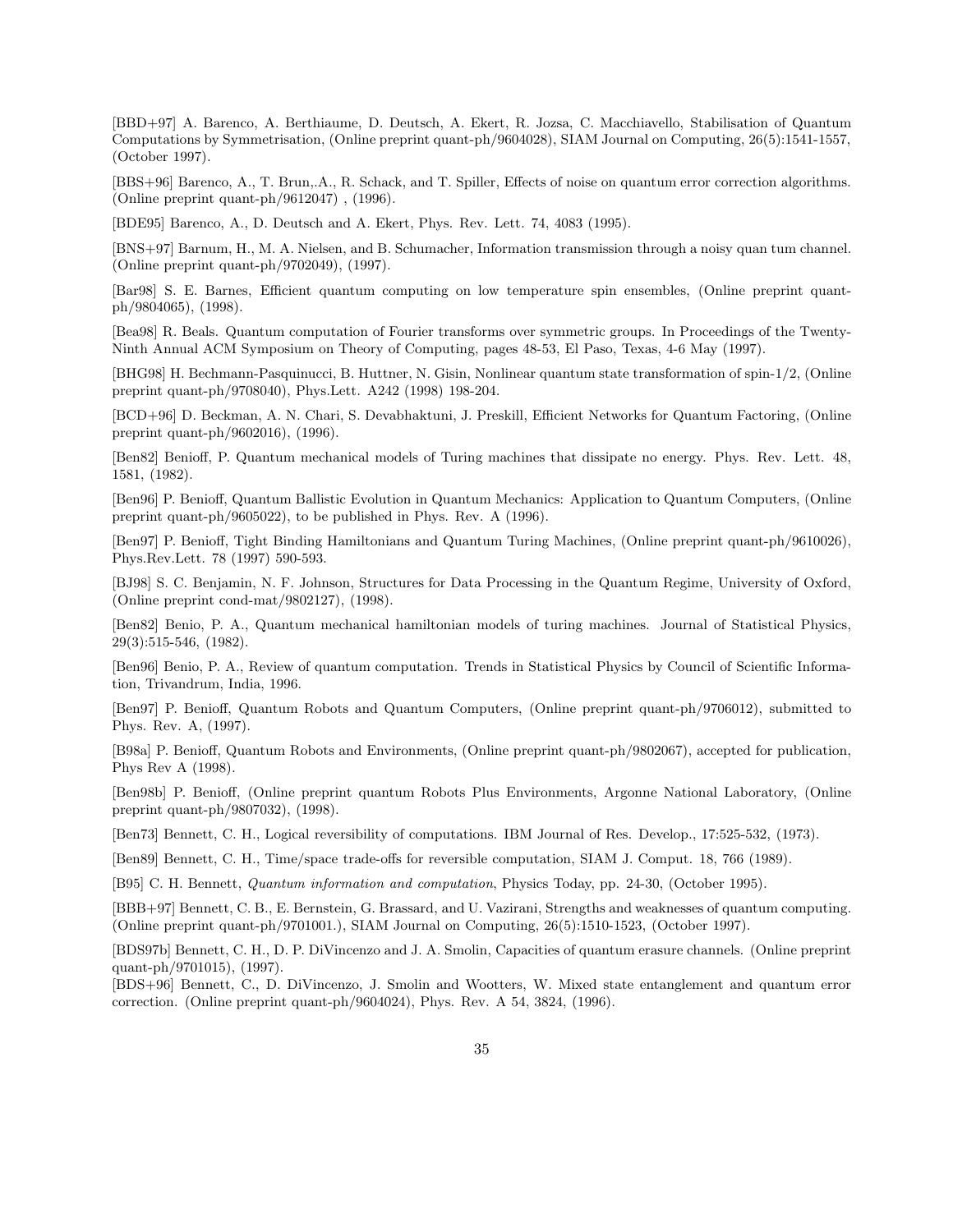[BBD+97] A. Barenco, A. Berthiaume, D. Deutsch, A. Ekert, R. Jozsa, C. Macchiavello, Stabilisation of Quantum Computations by Symmetrisation, (Online preprint quant-ph/9604028), SIAM Journal on Computing, 26(5):1541-1557, (October 1997).

[BBS+96] Barenco, A., T. Brun,.A., R. Schack, and T. Spiller, Effects of noise on quantum error correction algorithms. (Online preprint quant-ph/9612047) , (1996).

[BDE95] Barenco, A., D. Deutsch and A. Ekert, Phys. Rev. Lett. 74, 4083 (1995).

[BNS+97] Barnum, H., M. A. Nielsen, and B. Schumacher, Information transmission through a noisy quan tum channel. (Online preprint quant-ph/9702049), (1997).

[Bar98] S. E. Barnes, Efficient quantum computing on low temperature spin ensembles, (Online preprint quant-ph/9804065), (1998).

[Bea98] R. Beals. Quantum computation of Fourier transforms over symmetric groups. In Proceedings of the Twenty-Ninth Annual ACM Symposium on Theory of Computing, pages 48-53, El Paso, Texas, 4-6 May (1997).

[BHG98] H. Bechmann-Pasquinucci, B. Huttner, N. Gisin, Nonlinear quantum state transformation of spin-1/2, (Online preprint quant-ph/9708040), Phys.Lett. A242 (1998) 198-204.

[BCD+96] D. Beckman, A. N. Chari, S. Devabhaktuni, J. Preskill, Efficient Networks for Quantum Factoring, (Online preprint quant-ph/9602016), (1996).

[Ben82] Benioff, P. Quantum mechanical models of Turing machines that dissipate no energy. Phys. Rev. Lett. 48, 1581, (1982).

[Ben96] P. Benioff, Quantum Ballistic Evolution in Quantum Mechanics: Application to Quantum Computers, (Online preprint quant-ph/9605022), to be published in Phys. Rev. A (1996).

[Ben97] P. Benioff, Tight Binding Hamiltonians and Quantum Turing Machines, (Online preprint quant-ph/9610026), Phys.Rev.Lett. 78 (1997) 590-593.

[BJ98] S. C. Benjamin, N. F. Johnson, Structures for Data Processing in the Quantum Regime, University of Oxford, (Online preprint cond-mat/9802127), (1998).

[Ben82] Benio, P. A., Quantum mechanical hamiltonian models of turing machines. Journal of Statistical Physics, 29(3):515-546, (1982).

[Ben96] Benio, P. A., Review of quantum computation. Trends in Statistical Physics by Council of Scientific Information, Trivandrum, India, 1996.

[Ben97] P. Benioff, Quantum Robots and Quantum Computers, (Online preprint quant-ph/9706012), submitted to Phys. Rev. A, (1997).

[B98a] P. Benioff, Quantum Robots and Environments, (Online preprint quant-ph/9802067), accepted for publication, Phys Rev A (1998).

[Ben98b] P. Benioff, (Online preprint quantum Robots Plus Environments, Argonne National Laboratory, (Online preprint quant-ph/9807032), (1998).

[Ben73] Bennett, C. H., Logical reversibility of computations. IBM Journal of Res. Develop., 17:525-532, (1973).

[Ben89] Bennett, C. H., Time/space trade-offs for reversible computation, SIAM J. Comput. 18, 766 (1989).

[B95] C. H. Bennett, *Quantum information and computation*, Physics Today, pp. 24-30, (October 1995).

[BBB+97] Bennett, C. B., E. Bernstein, G. Brassard, and U. Vazirani, Strengths and weaknesses of quantum computing. (Online preprint quant-ph/9701001.), SIAM Journal on Computing, 26(5):1510-1523, (October 1997).

[BDS97b] Bennett, C. H., D. P. DiVincenzo and J. A. Smolin, Capacities of quantum erasure channels. (Online preprint quant-ph/9701015), (1997).

[BDS+96] Bennett, C., D. DiVincenzo, J. Smolin and Wootters, W. Mixed state entanglement and quantum error correction. (Online preprint quant-ph/9604024), Phys. Rev. A 54, 3824, (1996).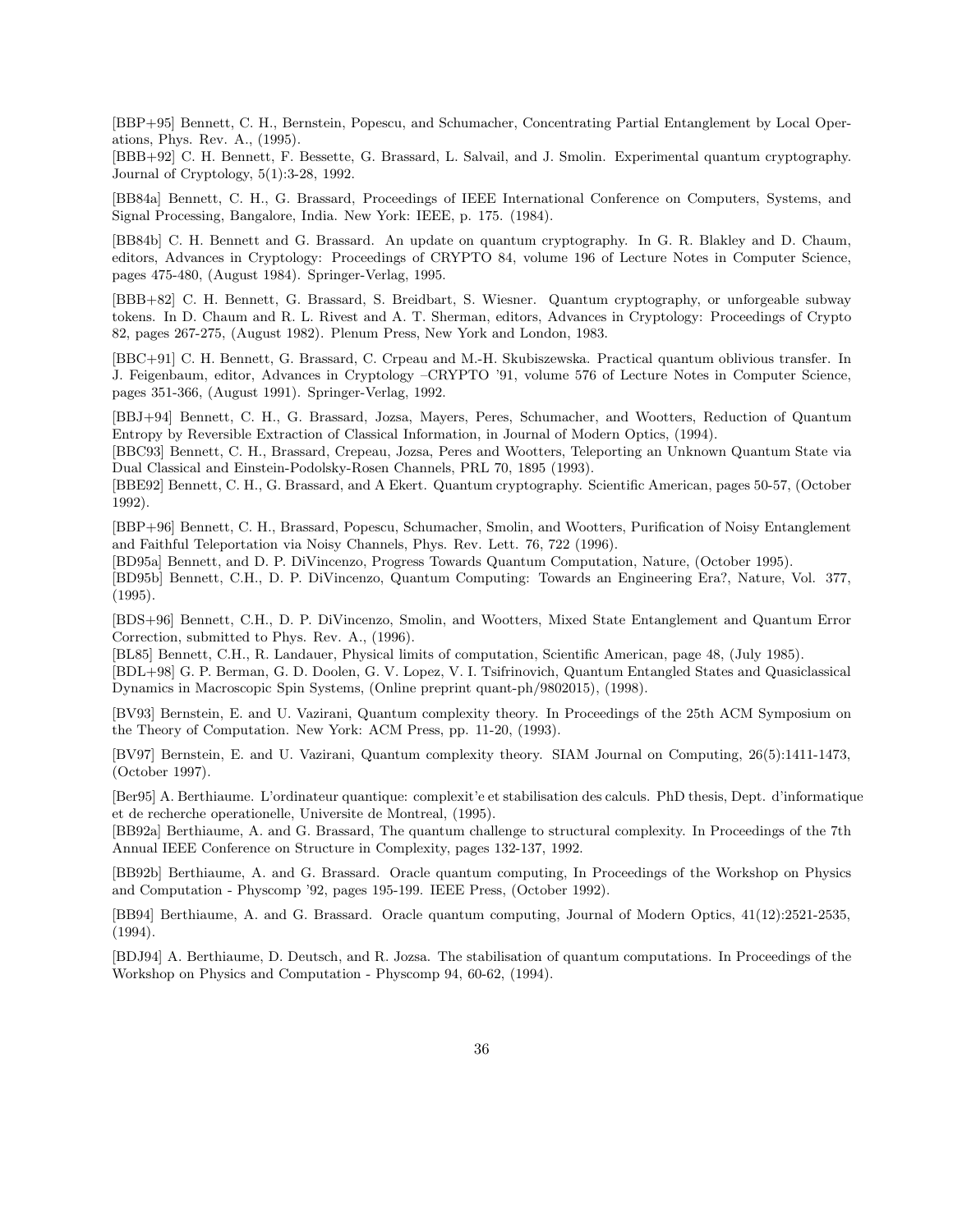[BBP+95] Bennett, C. H., Bernstein, Popescu, and Schumacher, Concentrating Partial Entanglement by Local Operations, Phys. Rev. A., (1995).

[BBB+92] C. H. Bennett, F. Bessette, G. Brassard, L. Salvail, and J. Smolin. Experimental quantum cryptography. Journal of Cryptology, 5(1):3-28, 1992.

[BB84a] Bennett, C. H., G. Brassard, Proceedings of IEEE International Conference on Computers, Systems, and Signal Processing, Bangalore, India. New York: IEEE, p. 175. (1984).

[BB84b] C. H. Bennett and G. Brassard. An update on quantum cryptography. In G. R. Blakley and D. Chaum, editors, Advances in Cryptology: Proceedings of CRYPTO 84, volume 196 of Lecture Notes in Computer Science, pages 475-480, (August 1984). Springer-Verlag, 1995.

[BBB+82] C. H. Bennett, G. Brassard, S. Breidbart, S. Wiesner. Quantum cryptography, or unforgeable subway tokens. In D. Chaum and R. L. Rivest and A. T. Sherman, editors, Advances in Cryptology: Proceedings of Crypto 82, pages 267-275, (August 1982). Plenum Press, New York and London, 1983.

[BBC+91] C. H. Bennett, G. Brassard, C. Crpeau and M.-H. Skubiszewska. Practical quantum oblivious transfer. In J. Feigenbaum, editor, Advances in Cryptology –CRYPTO '91, volume 576 of Lecture Notes in Computer Science, pages 351-366, (August 1991). Springer-Verlag, 1992.

[BBJ+94] Bennett, C. H., G. Brassard, Jozsa, Mayers, Peres, Schumacher, and Wootters, Reduction of Quantum Entropy by Reversible Extraction of Classical Information, in Journal of Modern Optics, (1994).

[BBC93] Bennett, C. H., Brassard, Crepeau, Jozsa, Peres and Wootters, Teleporting an Unknown Quantum State via Dual Classical and Einstein-Podolsky-Rosen Channels, PRL 70, 1895 (1993).

[BBE92] Bennett, C. H., G. Brassard, and A Ekert. Quantum cryptography. Scientific American, pages 50-57, (October 1992).

[BBP+96] Bennett, C. H., Brassard, Popescu, Schumacher, Smolin, and Wootters, Purification of Noisy Entanglement and Faithful Teleportation via Noisy Channels, Phys. Rev. Lett. 76, 722 (1996).

[BD95a] Bennett, and D. P. DiVincenzo, Progress Towards Quantum Computation, Nature, (October 1995).

[BD95b] Bennett, C.H., D. P. DiVincenzo, Quantum Computing: Towards an Engineering Era?, Nature, Vol. 377, (1995).

[BDS+96] Bennett, C.H., D. P. DiVincenzo, Smolin, and Wootters, Mixed State Entanglement and Quantum Error Correction, submitted to Phys. Rev. A., (1996).

[BL85] Bennett, C.H., R. Landauer, Physical limits of computation, Scientific American, page 48, (July 1985).

[BDL+98] G. P. Berman, G. D. Doolen, G. V. Lopez, V. I. Tsifrinovich, Quantum Entangled States and Quasiclassical Dynamics in Macroscopic Spin Systems, (Online preprint quant-ph/9802015), (1998).

[BV93] Bernstein, E. and U. Vazirani, Quantum complexity theory. In Proceedings of the 25th ACM Symposium on the Theory of Computation. New York: ACM Press, pp. 11-20, (1993).

[BV97] Bernstein, E. and U. Vazirani, Quantum complexity theory. SIAM Journal on Computing, 26(5):1411-1473, (October 1997).

[Ber95] A. Berthiaume. L'ordinateur quantique: complexit'e et stabilisation des calculs. PhD thesis, Dept. d'informatique et de recherche operationelle, Universite de Montreal, (1995).

[BB92a] Berthiaume, A. and G. Brassard, The quantum challenge to structural complexity. In Proceedings of the 7th Annual IEEE Conference on Structure in Complexity, pages 132-137, 1992.

[BB92b] Berthiaume, A. and G. Brassard. Oracle quantum computing, In Proceedings of the Workshop on Physics and Computation - Physcomp '92, pages 195-199. IEEE Press, (October 1992).

[BB94] Berthiaume, A. and G. Brassard. Oracle quantum computing, Journal of Modern Optics, 41(12):2521-2535, (1994).

[BDJ94] A. Berthiaume, D. Deutsch, and R. Jozsa. The stabilisation of quantum computations. In Proceedings of the Workshop on Physics and Computation - Physcomp 94, 60-62, (1994).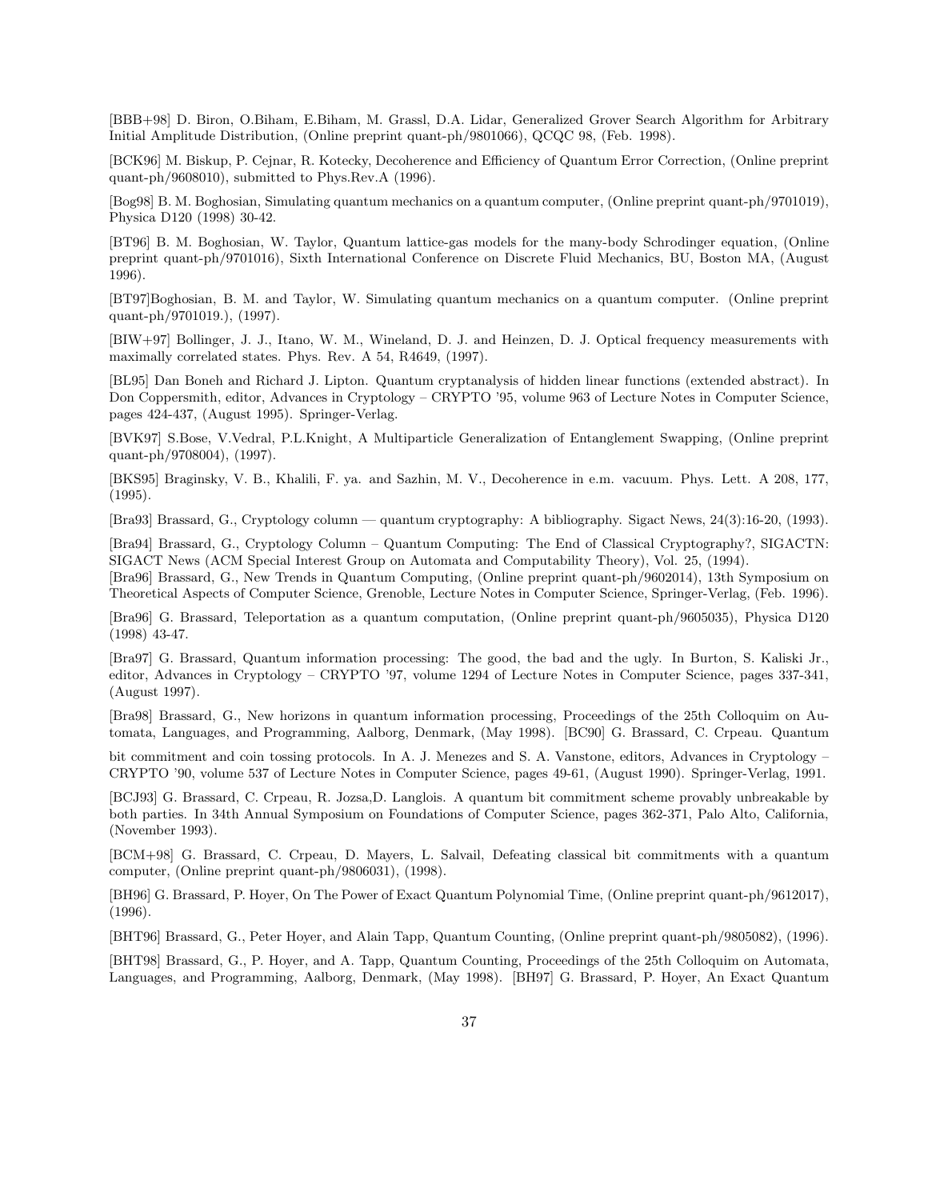[BBB+98] D. Biron, O.Biham, E.Biham, M. Grassl, D.A. Lidar, Generalized Grover Search Algorithm for Arbitrary Initial Amplitude Distribution, (Online preprint quant-ph/9801066), QCQC 98, (Feb. 1998).

[BCK96] M. Biskup, P. Cejnar, R. Kotecky, Decoherence and Efficiency of Quantum Error Correction, (Online preprint quant-ph/9608010), submitted to Phys.Rev.A (1996).

[Bog98] B. M. Boghosian, Simulating quantum mechanics on a quantum computer, (Online preprint quant-ph/9701019), Physica D120 (1998) 30-42.

[BT96] B. M. Boghosian, W. Taylor, Quantum lattice-gas models for the many-body Schrodinger equation, (Online preprint quant-ph/9701016), Sixth International Conference on Discrete Fluid Mechanics, BU, Boston MA, (August 1996).

[BT97]Boghosian, B. M. and Taylor, W. Simulating quantum mechanics on a quantum computer. (Online preprint quant-ph/9701019.), (1997).

[BIW+97] Bollinger, J. J., Itano, W. M., Wineland, D. J. and Heinzen, D. J. Optical frequency measurements with maximally correlated states. Phys. Rev. A 54, R4649, (1997).

[BL95] Dan Boneh and Richard J. Lipton. Quantum cryptanalysis of hidden linear functions (extended abstract). In Don Coppersmith, editor, Advances in Cryptology – CRYPTO '95, volume 963 of Lecture Notes in Computer Science, pages 424-437, (August 1995). Springer-Verlag.

[BVK97] S.Bose, V.Vedral, P.L.Knight, A Multiparticle Generalization of Entanglement Swapping, (Online preprint quant-ph/9708004), (1997).

[BKS95] Braginsky, V. B., Khalili, F. ya. and Sazhin, M. V., Decoherence in e.m. vacuum. Phys. Lett. A 208, 177, (1995).

[Bra93] Brassard, G., Cryptology column — quantum cryptography: A bibliography. Sigact News, 24(3):16-20, (1993).

[Bra94] Brassard, G., Cryptology Column – Quantum Computing: The End of Classical Cryptography?, SIGACTN: SIGACT News (ACM Special Interest Group on Automata and Computability Theory), Vol. 25, (1994).

[Bra96] Brassard, G., New Trends in Quantum Computing, (Online preprint quant-ph/9602014), 13th Symposium on Theoretical Aspects of Computer Science, Grenoble, Lecture Notes in Computer Science, Springer-Verlag, (Feb. 1996).

[Bra96] G. Brassard, Teleportation as a quantum computation, (Online preprint quant-ph/9605035), Physica D120 (1998) 43-47.

[Bra97] G. Brassard, Quantum information processing: The good, the bad and the ugly. In Burton, S. Kaliski Jr., editor, Advances in Cryptology – CRYPTO '97, volume 1294 of Lecture Notes in Computer Science, pages 337-341, (August 1997).

[Bra98] Brassard, G., New horizons in quantum information processing, Proceedings of the 25th Colloquim on Automata, Languages, and Programming, Aalborg, Denmark, (May 1998). [BC90] G. Brassard, C. Crpeau. Quantum bit commitment and coin tossing protocols. In A. J. Menezes and S. A. Vanstone, editors, Advances in Cryptology – CRYPTO '90, volume 537 of Lecture Notes in Computer Science, pages 49-61, (August 1990). Springer-Verlag, 1991.

[BCJ93] G. Brassard, C. Crpeau, R. Jozsa,D. Langlois. A quantum bit commitment scheme provably unbreakable by both parties. In 34th Annual Symposium on Foundations of Computer Science, pages 362-371, Palo Alto, California, (November 1993).

[BCM+98] G. Brassard, C. Crpeau, D. Mayers, L. Salvail, Defeating classical bit commitments with a quantum computer, (Online preprint quant-ph/9806031), (1998).

[BH96] G. Brassard, P. Hoyer, On The Power of Exact Quantum Polynomial Time, (Online preprint quant-ph/9612017), (1996).

[BHT96] Brassard, G., Peter Hoyer, and Alain Tapp, Quantum Counting, (Online preprint quant-ph/9805082), (1996).

[BHT98] Brassard, G., P. Hoyer, and A. Tapp, Quantum Counting, Proceedings of the 25th Colloquim on Automata, Languages, and Programming, Aalborg, Denmark, (May 1998). [BH97] G. Brassard, P. Hoyer, An Exact Quantum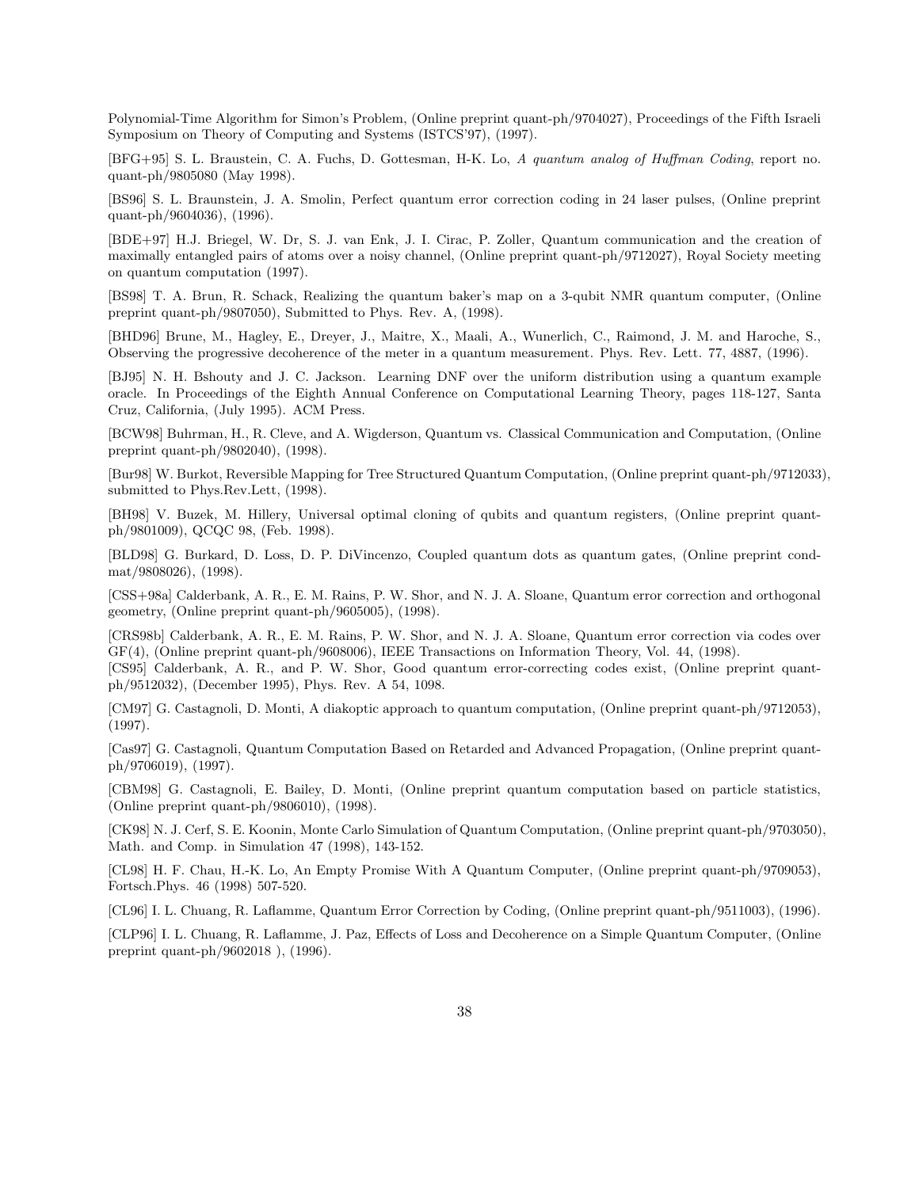Polynomial-Time Algorithm for Simon's Problem, (Online preprint quant-ph/9704027), Proceedings of the Fifth Israeli Symposium on Theory of Computing and Systems (ISTCS'97), (1997).

[BFG+95] S. L. Braustein, C. A. Fuchs, D. Gottesman, H-K. Lo, *A quantum analog of Huffman Coding*, report no. quant-ph/9805080 (May 1998).

[BS96] S. L. Braunstein, J. A. Smolin, Perfect quantum error correction coding in 24 laser pulses, (Online preprint quant-ph/9604036), (1996).

[BDE+97] H.J. Briegel, W. Dr, S. J. van Enk, J. I. Cirac, P. Zoller, Quantum communication and the creation of maximally entangled pairs of atoms over a noisy channel, (Online preprint quant-ph/9712027), Royal Society meeting on quantum computation (1997).

[BS98] T. A. Brun, R. Schack, Realizing the quantum baker's map on a 3-qubit NMR quantum computer, (Online preprint quant-ph/9807050), Submitted to Phys. Rev. A, (1998).

[BHD96] Brune, M., Hagley, E., Dreyer, J., Maitre, X., Maali, A., Wunerlich, C., Raimond, J. M. and Haroche, S., Observing the progressive decoherence of the meter in a quantum measurement. Phys. Rev. Lett. 77, 4887, (1996).

[BJ95] N. H. Bshouty and J. C. Jackson. Learning DNF over the uniform distribution using a quantum example oracle. In Proceedings of the Eighth Annual Conference on Computational Learning Theory, pages 118-127, Santa Cruz, California, (July 1995). ACM Press.

[BCW98] Buhrman, H., R. Cleve, and A. Wigderson, Quantum vs. Classical Communication and Computation, (Online preprint quant-ph/9802040), (1998).

[Bur98] W. Burkot, Reversible Mapping for Tree Structured Quantum Computation, (Online preprint quant-ph/9712033), submitted to Phys.Rev.Lett, (1998).

[BH98] V. Buzek, M. Hillery, Universal optimal cloning of qubits and quantum registers, (Online preprint quant-ph/9801009), QCQC 98, (Feb. 1998).

[BLD98] G. Burkard, D. Loss, D. P. DiVincenzo, Coupled quantum dots as quantum gates, (Online preprint cond-mat/9808026), (1998).

[CSS+98a] Calderbank, A. R., E. M. Rains, P. W. Shor, and N. J. A. Sloane, Quantum error correction and orthogonal geometry, (Online preprint quant-ph/9605005), (1998).

[CRS98b] Calderbank, A. R., E. M. Rains, P. W. Shor, and N. J. A. Sloane, Quantum error correction via codes over GF(4), (Online preprint quant-ph/9608006), IEEE Transactions on Information Theory, Vol. 44, (1998).

[CS95] Calderbank, A. R., and P. W. Shor, Good quantum error-correcting codes exist, (Online preprint quant-ph/9512032), (December 1995), Phys. Rev. A 54, 1098.

[CM97] G. Castagnoli, D. Monti, A diakoptic approach to quantum computation, (Online preprint quant-ph/9712053), (1997).

[Cas97] G. Castagnoli, Quantum Computation Based on Retarded and Advanced Propagation, (Online preprint quant-ph/9706019), (1997).

[CBM98] G. Castagnoli, E. Bailey, D. Monti, (Online preprint quantum computation based on particle statistics, (Online preprint quant-ph/9806010), (1998).

[CK98] N. J. Cerf, S. E. Koonin, Monte Carlo Simulation of Quantum Computation, (Online preprint quant-ph/9703050), Math. and Comp. in Simulation 47 (1998), 143-152.

[CL98] H. F. Chau, H.-K. Lo, An Empty Promise With A Quantum Computer, (Online preprint quant-ph/9709053), Fortsch.Phys. 46 (1998) 507-520.

[CL96] I. L. Chuang, R. Laflamme, Quantum Error Correction by Coding, (Online preprint quant-ph/9511003), (1996).

[CLP96] I. L. Chuang, R. Laflamme, J. Paz, Effects of Loss and Decoherence on a Simple Quantum Computer, (Online preprint quant-ph/9602018 ), (1996).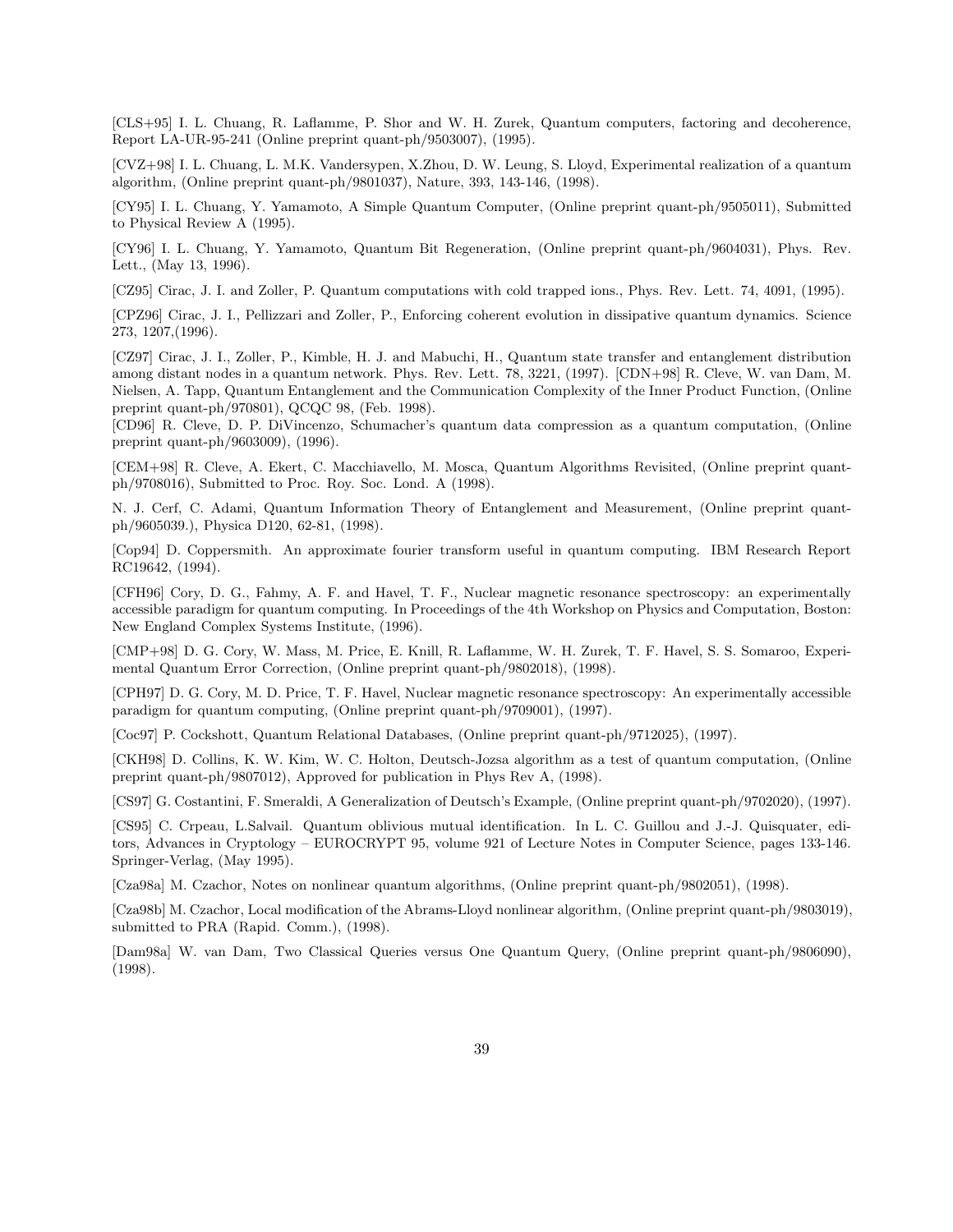[CLS+95] I. L. Chuang, R. Laflamme, P. Shor and W. H. Zurek, Quantum computers, factoring and decoherence, Report LA-UR-95-241 (Online preprint quant-ph/9503007), (1995).

[CVZ+98] I. L. Chuang, L. M.K. Vandersypen, X.Zhou, D. W. Leung, S. Lloyd, Experimental realization of a quantum algorithm, (Online preprint quant-ph/9801037), Nature, 393, 143-146, (1998).

[CY95] I. L. Chuang, Y. Yamamoto, A Simple Quantum Computer, (Online preprint quant-ph/9505011), Submitted to Physical Review A (1995).

[CY96] I. L. Chuang, Y. Yamamoto, Quantum Bit Regeneration, (Online preprint quant-ph/9604031), Phys. Rev. Lett., (May 13, 1996).

[CZ95] Cirac, J. I. and Zoller, P. Quantum computations with cold trapped ions., Phys. Rev. Lett. 74, 4091, (1995).

[CPZ96] Cirac, J. I., Pellizzari and Zoller, P., Enforcing coherent evolution in dissipative quantum dynamics. Science 273, 1207,(1996).

[CZ97] Cirac, J. I., Zoller, P., Kimble, H. J. and Mabuchi, H., Quantum state transfer and entanglement distribution among distant nodes in a quantum network. Phys. Rev. Lett. 78, 3221, (1997). [CDN+98] R. Cleve, W. van Dam, M. Nielsen, A. Tapp, Quantum Entanglement and the Communication Complexity of the Inner Product Function, (Online preprint quant-ph/970801), QCQC 98, (Feb. 1998).

[CD96] R. Cleve, D. P. DiVincenzo, Schumacher's quantum data compression as a quantum computation, (Online preprint quant-ph/9603009), (1996).

[CEM+98] R. Cleve, A. Ekert, C. Macchiavello, M. Mosca, Quantum Algorithms Revisited, (Online preprint quant-ph/9708016), Submitted to Proc. Roy. Soc. Lond. A (1998).

N. J. Cerf, C. Adami, Quantum Information Theory of Entanglement and Measurement, (Online preprint quant-ph/9605039.), Physica D120, 62-81, (1998).

[Cop94] D. Coppersmith. An approximate fourier transform useful in quantum computing. IBM Research Report RC19642, (1994).

[CFH96] Cory, D. G., Fahmy, A. F. and Havel, T. F., Nuclear magnetic resonance spectroscopy: an experimentally accessible paradigm for quantum computing. In Proceedings of the 4th Workshop on Physics and Computation, Boston: New England Complex Systems Institute, (1996).

[CMP+98] D. G. Cory, W. Mass, M. Price, E. Knill, R. Laflamme, W. H. Zurek, T. F. Havel, S. S. Somaroo, Experimental Quantum Error Correction, (Online preprint quant-ph/9802018), (1998).

[CPH97] D. G. Cory, M. D. Price, T. F. Havel, Nuclear magnetic resonance spectroscopy: An experimentally accessible paradigm for quantum computing, (Online preprint quant-ph/9709001), (1997).

[Coc97] P. Cockshott, Quantum Relational Databases, (Online preprint quant-ph/9712025), (1997).

[CKH98] D. Collins, K. W. Kim, W. C. Holton, Deutsch-Jozsa algorithm as a test of quantum computation, (Online preprint quant-ph/9807012), Approved for publication in Phys Rev A, (1998).

[CS97] G. Costantini, F. Smeraldi, A Generalization of Deutsch's Example, (Online preprint quant-ph/9702020), (1997).

[CS95] C. Crpeau, L.Salvail. Quantum oblivious mutual identification. In L. C. Guillou and J.-J. Quisquater, editors, Advances in Cryptology – EUROCRYPT 95, volume 921 of Lecture Notes in Computer Science, pages 133-146. Springer-Verlag, (May 1995).

[Cza98a] M. Czachor, Notes on nonlinear quantum algorithms, (Online preprint quant-ph/9802051), (1998).

[Cza98b] M. Czachor, Local modification of the Abrams-Lloyd nonlinear algorithm, (Online preprint quant-ph/9803019), submitted to PRA (Rapid. Comm.), (1998).

[Dam98a] W. van Dam, Two Classical Queries versus One Quantum Query, (Online preprint quant-ph/9806090), (1998).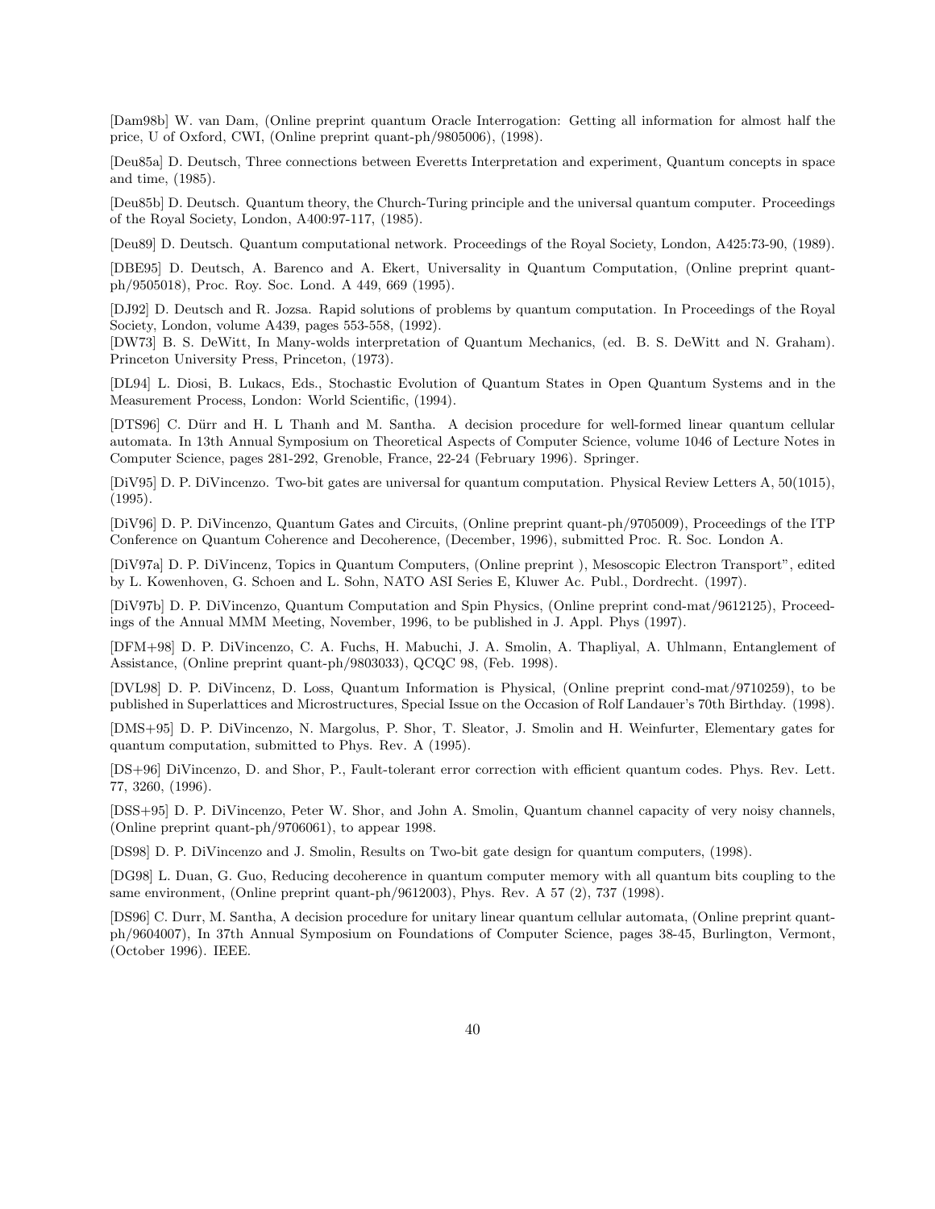[Dam98b] W. van Dam, (Online preprint quantum Oracle Interrogation: Getting all information for almost half the price, U of Oxford, CWI, (Online preprint quant-ph/9805006), (1998).

[Deu85a] D. Deutsch, Three connections between Everetts Interpretation and experiment, Quantum concepts in space and time, (1985).

[Deu85b] D. Deutsch. Quantum theory, the Church-Turing principle and the universal quantum computer. Proceedings of the Royal Society, London, A400:97-117, (1985).

[Deu89] D. Deutsch. Quantum computational network. Proceedings of the Royal Society, London, A425:73-90, (1989).

[DBE95] D. Deutsch, A. Barenco and A. Ekert, Universality in Quantum Computation, (Online preprint quant-ph/9505018), Proc. Roy. Soc. Lond. A 449, 669 (1995).

[DJ92] D. Deutsch and R. Jozsa. Rapid solutions of problems by quantum computation. In Proceedings of the Royal Society, London, volume A439, pages 553-558, (1992).

[DW73] B. S. DeWitt, In Many-wolds interpretation of Quantum Mechanics, (ed. B. S. DeWitt and N. Graham). Princeton University Press, Princeton, (1973).

[DL94] L. Diosi, B. Lukacs, Eds., Stochastic Evolution of Quantum States in Open Quantum Systems and in the Measurement Process, London: World Scientific, (1994).

[DTS96] C. Dürr and H. L Thanh and M. Santha. A decision procedure for well-formed linear quantum cellular automata. In 13th Annual Symposium on Theoretical Aspects of Computer Science, volume 1046 of Lecture Notes in Computer Science, pages 281-292, Grenoble, France, 22-24 (February 1996). Springer.

[DiV95] D. P. DiVincenzo. Two-bit gates are universal for quantum computation. Physical Review Letters A, 50(1015), (1995).

[DiV96] D. P. DiVincenzo, Quantum Gates and Circuits, (Online preprint quant-ph/9705009), Proceedings of the ITP Conference on Quantum Coherence and Decoherence, (December, 1996), submitted Proc. R. Soc. London A.

[DiV97a] D. P. DiVincenz, Topics in Quantum Computers, (Online preprint ), Mesoscopic Electron Transport", edited by L. Kowenhoven, G. Schoen and L. Sohn, NATO ASI Series E, Kluwer Ac. Publ., Dordrecht. (1997).

[DiV97b] D. P. DiVincenzo, Quantum Computation and Spin Physics, (Online preprint cond-mat/9612125), Proceedings of the Annual MMM Meeting, November, 1996, to be published in J. Appl. Phys (1997).

[DFM+98] D. P. DiVincenzo, C. A. Fuchs, H. Mabuchi, J. A. Smolin, A. Thapliyal, A. Uhlmann, Entanglement of Assistance, (Online preprint quant-ph/9803033), QCQC 98, (Feb. 1998).

[DVL98] D. P. DiVincenz, D. Loss, Quantum Information is Physical, (Online preprint cond-mat/9710259), to be published in Superlattices and Microstructures, Special Issue on the Occasion of Rolf Landauer's 70th Birthday. (1998).

[DMS+95] D. P. DiVincenzo, N. Margolus, P. Shor, T. Sleator, J. Smolin and H. Weinfurter, Elementary gates for quantum computation, submitted to Phys. Rev. A (1995).

[DS+96] DiVincenzo, D. and Shor, P., Fault-tolerant error correction with efficient quantum codes. Phys. Rev. Lett. 77, 3260, (1996).

[DSS+95] D. P. DiVincenzo, Peter W. Shor, and John A. Smolin, Quantum channel capacity of very noisy channels, (Online preprint quant-ph/9706061), to appear 1998.

[DS98] D. P. DiVincenzo and J. Smolin, Results on Two-bit gate design for quantum computers, (1998).

[DG98] L. Duan, G. Guo, Reducing decoherence in quantum computer memory with all quantum bits coupling to the same environment, (Online preprint quant-ph/9612003), Phys. Rev. A 57 (2), 737 (1998).

[DS96] C. Durr, M. Santha, A decision procedure for unitary linear quantum cellular automata, (Online preprint quant-ph/9604007), In 37th Annual Symposium on Foundations of Computer Science, pages 38-45, Burlington, Vermont, (October 1996). IEEE.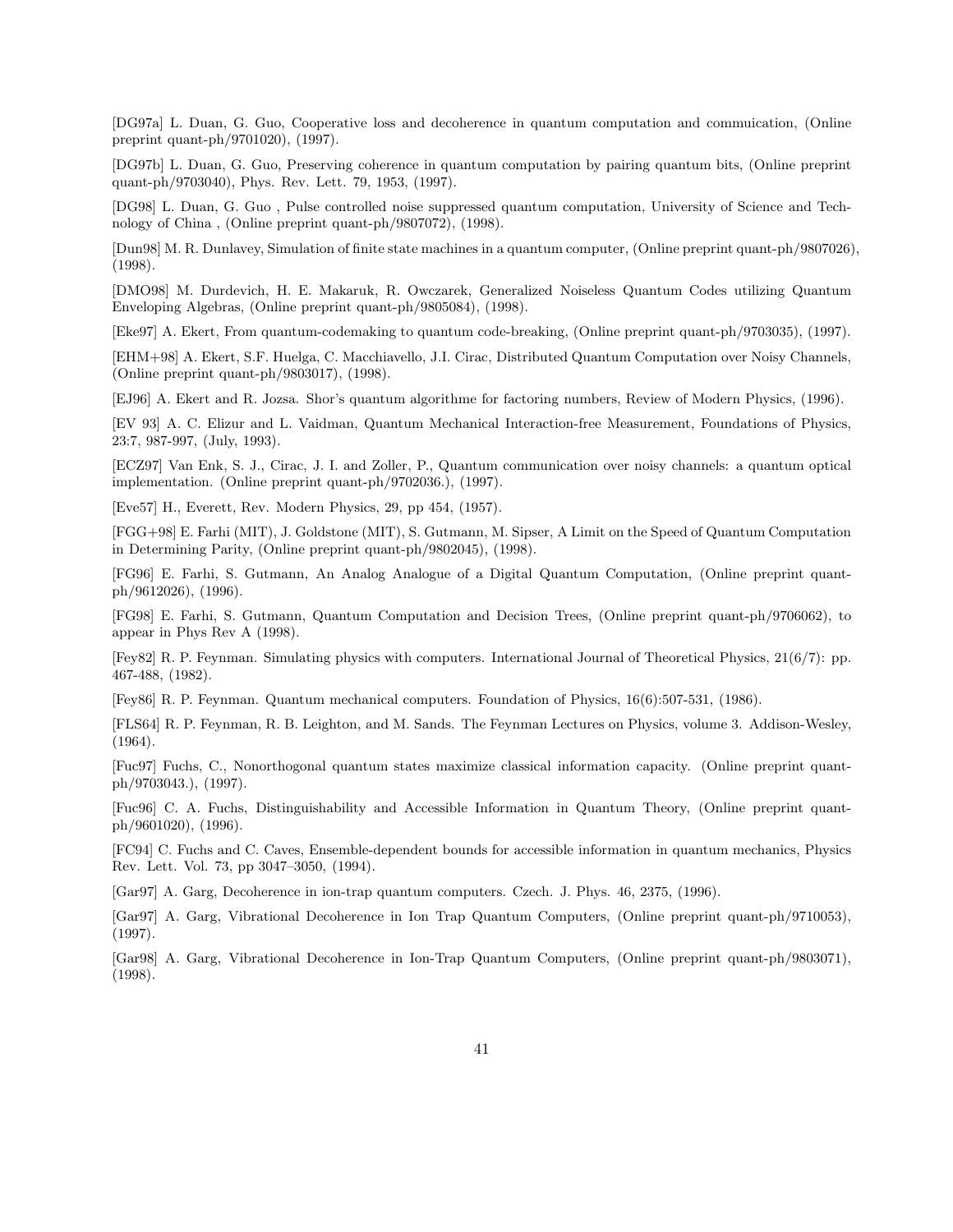[DG97a] L. Duan, G. Guo, Cooperative loss and decoherence in quantum computation and commuication, (Online preprint quant-ph/9701020), (1997).

[DG97b] L. Duan, G. Guo, Preserving coherence in quantum computation by pairing quantum bits, (Online preprint quant-ph/9703040), Phys. Rev. Lett. 79, 1953, (1997).

[DG98] L. Duan, G. Guo , Pulse controlled noise suppressed quantum computation, University of Science and Technology of China , (Online preprint quant-ph/9807072), (1998).

[Dun98] M. R. Dunlavey, Simulation of finite state machines in a quantum computer, (Online preprint quant-ph/9807026), (1998).

[DMO98] M. Durdevich, H. E. Makaruk, R. Owczarek, Generalized Noiseless Quantum Codes utilizing Quantum Enveloping Algebras, (Online preprint quant-ph/9805084), (1998).

[Eke97] A. Ekert, From quantum-codemaking to quantum code-breaking, (Online preprint quant-ph/9703035), (1997).

[EHM+98] A. Ekert, S.F. Huelga, C. Macchiavello, J.I. Cirac, Distributed Quantum Computation over Noisy Channels, (Online preprint quant-ph/9803017), (1998).

[EJ96] A. Ekert and R. Jozsa. Shor's quantum algorithme for factoring numbers, Review of Modern Physics, (1996).

[EV 93] A. C. Elizur and L. Vaidman, Quantum Mechanical Interaction-free Measurement, Foundations of Physics, 23:7, 987-997, (July, 1993).

[ECZ97] Van Enk, S. J., Cirac, J. I. and Zoller, P., Quantum communication over noisy channels: a quantum optical implementation. (Online preprint quant-ph/9702036.), (1997).

[Eve57] H., Everett, Rev. Modern Physics, 29, pp 454, (1957).

[FGG+98] E. Farhi (MIT), J. Goldstone (MIT), S. Gutmann, M. Sipser, A Limit on the Speed of Quantum Computation in Determining Parity, (Online preprint quant-ph/9802045), (1998).

[FG96] E. Farhi, S. Gutmann, An Analog Analogue of a Digital Quantum Computation, (Online preprint quant-ph/9612026), (1996).

[FG98] E. Farhi, S. Gutmann, Quantum Computation and Decision Trees, (Online preprint quant-ph/9706062), to appear in Phys Rev A (1998).

[Fey82] R. P. Feynman. Simulating physics with computers. International Journal of Theoretical Physics, 21(6/7): pp. 467-488, (1982).

[Fey86] R. P. Feynman. Quantum mechanical computers. Foundation of Physics, 16(6):507-531, (1986).

[FLS64] R. P. Feynman, R. B. Leighton, and M. Sands. The Feynman Lectures on Physics, volume 3. Addison-Wesley, (1964).

[Fuc97] Fuchs, C., Nonorthogonal quantum states maximize classical information capacity. (Online preprint quant-ph/9703043.), (1997).

[Fuc96] C. A. Fuchs, Distinguishability and Accessible Information in Quantum Theory, (Online preprint quant-ph/9601020), (1996).

[FC94] C. Fuchs and C. Caves, Ensemble-dependent bounds for accessible information in quantum mechanics, Physics Rev. Lett. Vol. 73, pp 3047–3050, (1994).

[Gar97] A. Garg, Decoherence in ion-trap quantum computers. Czech. J. Phys. 46, 2375, (1996).

[Gar97] A. Garg, Vibrational Decoherence in Ion Trap Quantum Computers, (Online preprint quant-ph/9710053), (1997).

[Gar98] A. Garg, Vibrational Decoherence in Ion-Trap Quantum Computers, (Online preprint quant-ph/9803071), (1998).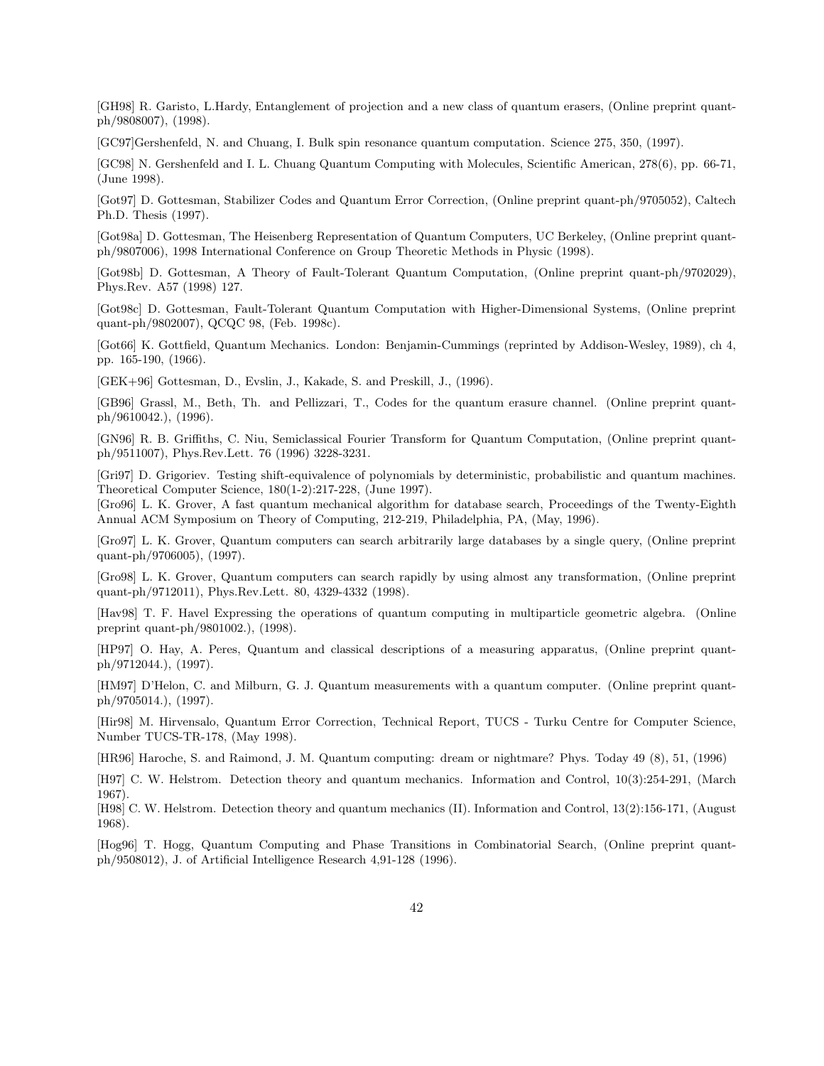[GH98] R. Garisto, L.Hardy, Entanglement of projection and a new class of quantum erasers, (Online preprint quant-ph/9808007), (1998).

[GC97]Gershenfeld, N. and Chuang, I. Bulk spin resonance quantum computation. Science 275, 350, (1997).

[GC98] N. Gershenfeld and I. L. Chuang Quantum Computing with Molecules, Scientific American, 278(6), pp. 66-71, (June 1998).

[Got97] D. Gottesman, Stabilizer Codes and Quantum Error Correction, (Online preprint quant-ph/9705052), Caltech Ph.D. Thesis (1997).

[Got98a] D. Gottesman, The Heisenberg Representation of Quantum Computers, UC Berkeley, (Online preprint quant-ph/9807006), 1998 International Conference on Group Theoretic Methods in Physic (1998).

[Got98b] D. Gottesman, A Theory of Fault-Tolerant Quantum Computation, (Online preprint quant-ph/9702029), Phys.Rev. A57 (1998) 127.

[Got98c] D. Gottesman, Fault-Tolerant Quantum Computation with Higher-Dimensional Systems, (Online preprint quant-ph/9802007), QCQC 98, (Feb. 1998c).

[Got66] K. Gottfield, Quantum Mechanics. London: Benjamin-Cummings (reprinted by Addison-Wesley, 1989), ch 4, pp. 165-190, (1966).

[GEK+96] Gottesman, D., Evslin, J., Kakade, S. and Preskill, J., (1996).

[GB96] Grassl, M., Beth, Th. and Pellizzari, T., Codes for the quantum erasure channel. (Online preprint quant-ph/9610042.), (1996).

[GN96] R. B. Griffiths, C. Niu, Semiclassical Fourier Transform for Quantum Computation, (Online preprint quant-ph/9511007), Phys.Rev.Lett. 76 (1996) 3228-3231.

[Gri97] D. Grigoriev. Testing shift-equivalence of polynomials by deterministic, probabilistic and quantum machines. Theoretical Computer Science, 180(1-2):217-228, (June 1997).

[Gro96] L. K. Grover, A fast quantum mechanical algorithm for database search, Proceedings of the Twenty-Eighth Annual ACM Symposium on Theory of Computing, 212-219, Philadelphia, PA, (May, 1996).

[Gro97] L. K. Grover, Quantum computers can search arbitrarily large databases by a single query, (Online preprint quant-ph/9706005), (1997).

[Gro98] L. K. Grover, Quantum computers can search rapidly by using almost any transformation, (Online preprint quant-ph/9712011), Phys.Rev.Lett. 80, 4329-4332 (1998).

[Hav98] T. F. Havel Expressing the operations of quantum computing in multiparticle geometric algebra. (Online preprint quant-ph/9801002.), (1998).

[HP97] O. Hay, A. Peres, Quantum and classical descriptions of a measuring apparatus, (Online preprint quant-ph/9712044.), (1997).

[HM97] D'Helon, C. and Milburn, G. J. Quantum measurements with a quantum computer. (Online preprint quant-ph/9705014.), (1997).

[Hir98] M. Hirvensalo, Quantum Error Correction, Technical Report, TUCS - Turku Centre for Computer Science, Number TUCS-TR-178, (May 1998).

[HR96] Haroche, S. and Raimond, J. M. Quantum computing: dream or nightmare? Phys. Today 49 (8), 51, (1996)

[H97] C. W. Helstrom. Detection theory and quantum mechanics. Information and Control, 10(3):254-291, (March 1967).

[H98] C. W. Helstrom. Detection theory and quantum mechanics (II). Information and Control, 13(2):156-171, (August 1968).

[Hog96] T. Hogg, Quantum Computing and Phase Transitions in Combinatorial Search, (Online preprint quant-ph/9508012), J. of Artificial Intelligence Research 4,91-128 (1996).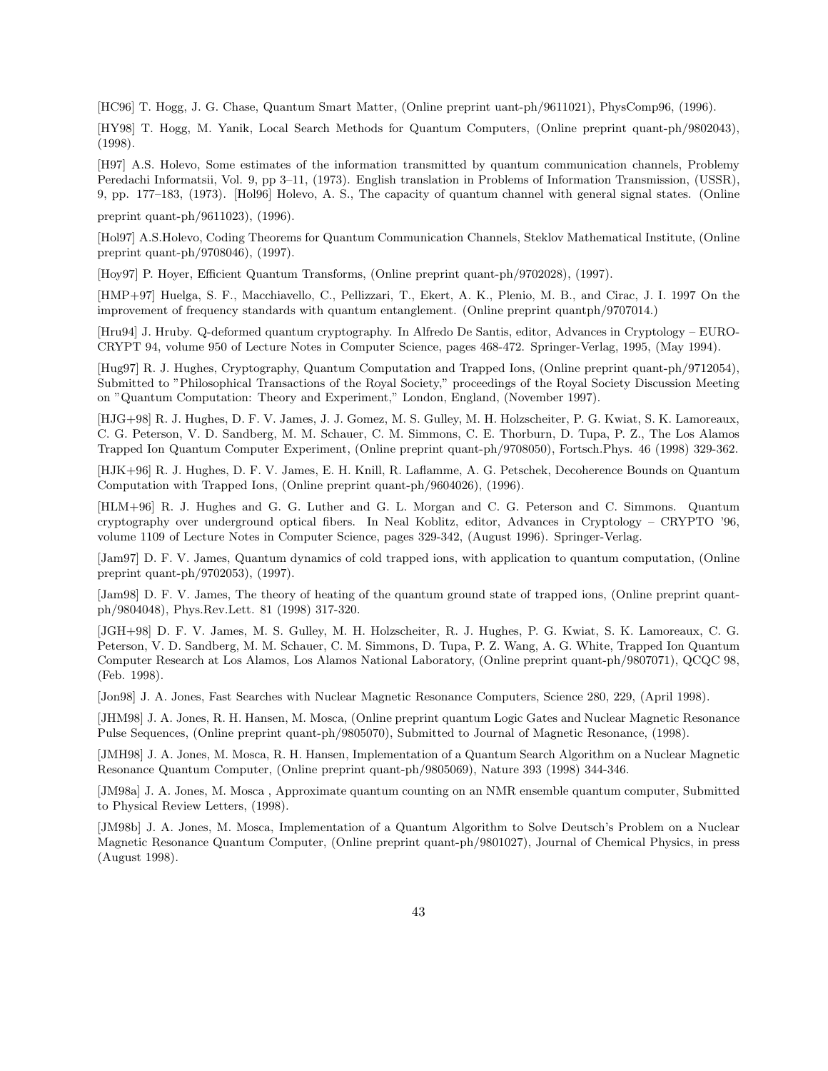[HC96] T. Hogg, J. G. Chase, Quantum Smart Matter, (Online preprint uant-ph/9611021), PhysComp96, (1996).

[HY98] T. Hogg, M. Yanik, Local Search Methods for Quantum Computers, (Online preprint quant-ph/9802043), (1998).

[H97] A.S. Holevo, Some estimates of the information transmitted by quantum communication channels, Problemy Peredachi Informatsii, Vol. 9, pp 3–11, (1973). English translation in Problems of Information Transmission, (USSR), 9, pp. 177–183, (1973). [Hol96] Holevo, A. S., The capacity of quantum channel with general signal states. (Online preprint quant-ph/9611023), (1996).

[Hol97] A.S.Holevo, Coding Theorems for Quantum Communication Channels, Steklov Mathematical Institute, (Online preprint quant-ph/9708046), (1997).

[Hoy97] P. Hoyer, Efficient Quantum Transforms, (Online preprint quant-ph/9702028), (1997).

[HMP+97] Huelga, S. F., Macchiavello, C., Pellizzari, T., Ekert, A. K., Plenio, M. B., and Cirac, J. I. 1997 On the improvement of frequency standards with quantum entanglement. (Online preprint quantph/9707014.)

[Hru94] J. Hruby. Q-deformed quantum cryptography. In Alfredo De Santis, editor, Advances in Cryptology – EUROCRYPT 94, volume 950 of Lecture Notes in Computer Science, pages 468-472. Springer-Verlag, 1995, (May 1994).

[Hug97] R. J. Hughes, Cryptography, Quantum Computation and Trapped Ions, (Online preprint quant-ph/9712054), Submitted to "Philosophical Transactions of the Royal Society," proceedings of the Royal Society Discussion Meeting on "Quantum Computation: Theory and Experiment," London, England, (November 1997).

[HJG+98] R. J. Hughes, D. F. V. James, J. J. Gomez, M. S. Gulley, M. H. Holzscheiter, P. G. Kwiat, S. K. Lamoreaux, C. G. Peterson, V. D. Sandberg, M. M. Schauer, C. M. Simmons, C. E. Thorburn, D. Tupa, P. Z., The Los Alamos Trapped Ion Quantum Computer Experiment, (Online preprint quant-ph/9708050), Fortsch.Phys. 46 (1998) 329-362.

[HJK+96] R. J. Hughes, D. F. V. James, E. H. Knill, R. Laflamme, A. G. Petschek, Decoherence Bounds on Quantum Computation with Trapped Ions, (Online preprint quant-ph/9604026), (1996).

[HLM+96] R. J. Hughes and G. G. Luther and G. L. Morgan and C. G. Peterson and C. Simmons. Quantum cryptography over underground optical fibers. In Neal Koblitz, editor, Advances in Cryptology – CRYPTO '96, volume 1109 of Lecture Notes in Computer Science, pages 329-342, (August 1996). Springer-Verlag.

[Jam97] D. F. V. James, Quantum dynamics of cold trapped ions, with application to quantum computation, (Online preprint quant-ph/9702053), (1997).

[Jam98] D. F. V. James, The theory of heating of the quantum ground state of trapped ions, (Online preprint quant-ph/9804048), Phys.Rev.Lett. 81 (1998) 317-320.

[JGH+98] D. F. V. James, M. S. Gulley, M. H. Holzscheiter, R. J. Hughes, P. G. Kwiat, S. K. Lamoreaux, C. G. Peterson, V. D. Sandberg, M. M. Schauer, C. M. Simmons, D. Tupa, P. Z. Wang, A. G. White, Trapped Ion Quantum Computer Research at Los Alamos, Los Alamos National Laboratory, (Online preprint quant-ph/9807071), QCQC 98, (Feb. 1998).

[Jon98] J. A. Jones, Fast Searches with Nuclear Magnetic Resonance Computers, Science 280, 229, (April 1998).

[JHM98] J. A. Jones, R. H. Hansen, M. Mosca, (Online preprint quantum Logic Gates and Nuclear Magnetic Resonance Pulse Sequences, (Online preprint quant-ph/9805070), Submitted to Journal of Magnetic Resonance, (1998).

[JMH98] J. A. Jones, M. Mosca, R. H. Hansen, Implementation of a Quantum Search Algorithm on a Nuclear Magnetic Resonance Quantum Computer, (Online preprint quant-ph/9805069), Nature 393 (1998) 344-346.

[JM98a] J. A. Jones, M. Mosca , Approximate quantum counting on an NMR ensemble quantum computer, Submitted to Physical Review Letters, (1998).

[JM98b] J. A. Jones, M. Mosca, Implementation of a Quantum Algorithm to Solve Deutsch's Problem on a Nuclear Magnetic Resonance Quantum Computer, (Online preprint quant-ph/9801027), Journal of Chemical Physics, in press (August 1998).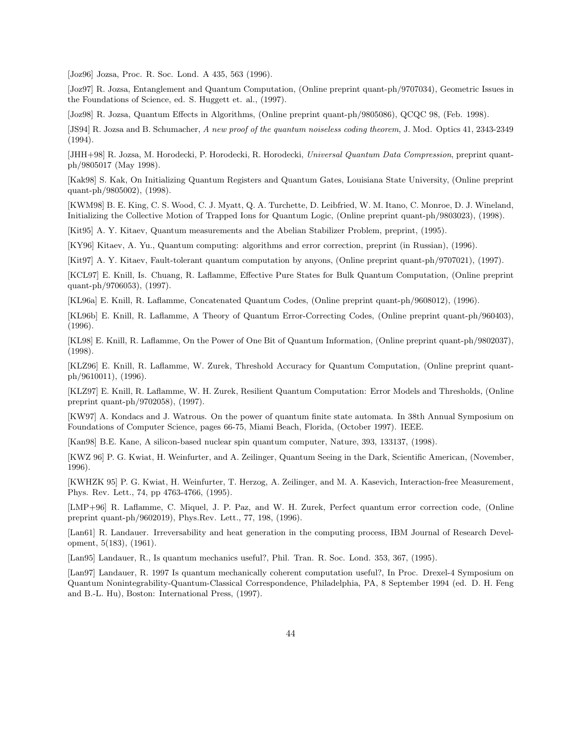[Joz96] Jozsa, Proc. R. Soc. Lond. A 435, 563 (1996).

[Joz97] R. Jozsa, Entanglement and Quantum Computation, (Online preprint quant-ph/9707034), Geometric Issues in the Foundations of Science, ed. S. Huggett et. al., (1997).

[Joz98] R. Jozsa, Quantum Effects in Algorithms, (Online preprint quant-ph/9805086), QCQC 98, (Feb. 1998).

[JS94] R. Jozsa and B. Schumacher, *A new proof of the quantum noiseless coding theorem*, J. Mod. Optics 41, 2343-2349 (1994).

[JHH+98] R. Jozsa, M. Horodecki, P. Horodecki, R. Horodecki, *Universal Quantum Data Compression*, preprint quant-ph/9805017 (May 1998).

[Kak98] S. Kak, On Initializing Quantum Registers and Quantum Gates, Louisiana State University, (Online preprint quant-ph/9805002), (1998).

[KWM98] B. E. King, C. S. Wood, C. J. Myatt, Q. A. Turchette, D. Leibfried, W. M. Itano, C. Monroe, D. J. Wineland, Initializing the Collective Motion of Trapped Ions for Quantum Logic, (Online preprint quant-ph/9803023), (1998).

[Kit95] A. Y. Kitaev, Quantum measurements and the Abelian Stabilizer Problem, preprint, (1995).

[KY96] Kitaev, A. Yu., Quantum computing: algorithms and error correction, preprint (in Russian), (1996).

[Kit97] A. Y. Kitaev, Fault-tolerant quantum computation by anyons, (Online preprint quant-ph/9707021), (1997).

[KCL97] E. Knill, Is. Chuang, R. Laflamme, Effective Pure States for Bulk Quantum Computation, (Online preprint quant-ph/9706053), (1997).

[KL96a] E. Knill, R. Laflamme, Concatenated Quantum Codes, (Online preprint quant-ph/9608012), (1996).

[KL96b] E. Knill, R. Laflamme, A Theory of Quantum Error-Correcting Codes, (Online preprint quant-ph/960403), (1996).

[KL98] E. Knill, R. Laflamme, On the Power of One Bit of Quantum Information, (Online preprint quant-ph/9802037), (1998).

[KLZ96] E. Knill, R. Laflamme, W. Zurek, Threshold Accuracy for Quantum Computation, (Online preprint quant-ph/9610011), (1996).

[KLZ97] E. Knill, R. Laflamme, W. H. Zurek, Resilient Quantum Computation: Error Models and Thresholds, (Online preprint quant-ph/9702058), (1997).

[KW97] A. Kondacs and J. Watrous. On the power of quantum finite state automata. In 38th Annual Symposium on Foundations of Computer Science, pages 66-75, Miami Beach, Florida, (October 1997). IEEE.

[Kan98] B.E. Kane, A silicon-based nuclear spin quantum computer, Nature, 393, 133137, (1998).

[KWZ 96] P. G. Kwiat, H. Weinfurter, and A. Zeilinger, Quantum Seeing in the Dark, Scientific American, (November, 1996).

[KWHZK 95] P. G. Kwiat, H. Weinfurter, T. Herzog, A. Zeilinger, and M. A. Kasevich, Interaction-free Measurement, Phys. Rev. Lett., 74, pp 4763-4766, (1995).

[LMP+96] R. Laflamme, C. Miquel, J. P. Paz, and W. H. Zurek, Perfect quantum error correction code, (Online preprint quant-ph/9602019), Phys.Rev. Lett., 77, 198, (1996).

[Lan61] R. Landauer. Irreversability and heat generation in the computing process, IBM Journal of Research Development, 5(183), (1961).

[Lan95] Landauer, R., Is quantum mechanics useful?, Phil. Tran. R. Soc. Lond. 353, 367, (1995).

[Lan97] Landauer, R. 1997 Is quantum mechanically coherent computation useful?, In Proc. Drexel-4 Symposium on Quantum Nonintegrability-Quantum-Classical Correspondence, Philadelphia, PA, 8 September 1994 (ed. D. H. Feng and B.-L. Hu), Boston: International Press, (1997).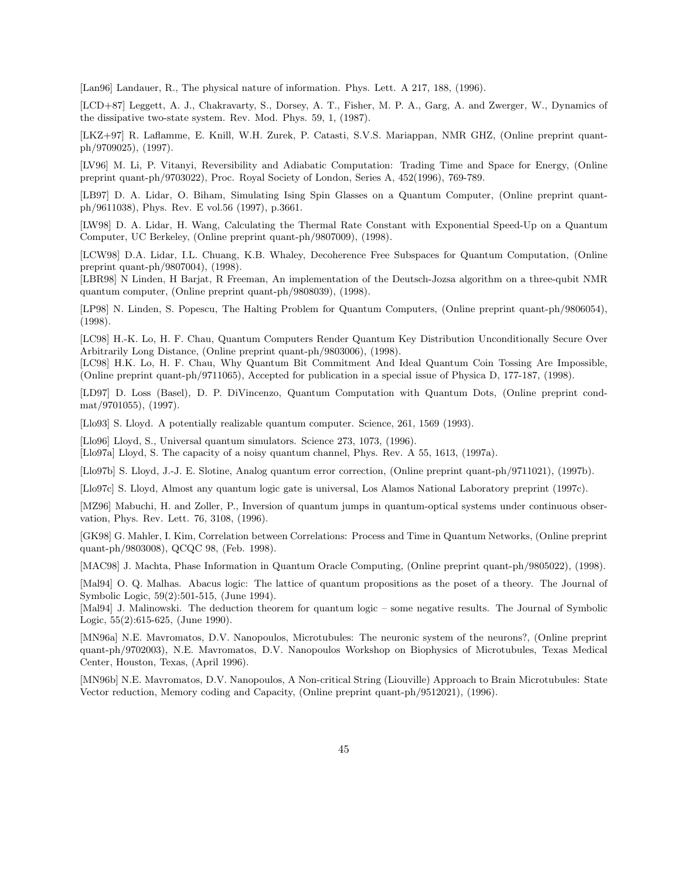[Lan96] Landauer, R., The physical nature of information. Phys. Lett. A 217, 188, (1996).

[LCD+87] Leggett, A. J., Chakravarty, S., Dorsey, A. T., Fisher, M. P. A., Garg, A. and Zwerger, W., Dynamics of the dissipative two-state system. Rev. Mod. Phys. 59, 1, (1987).

[LKZ+97] R. Laflamme, E. Knill, W.H. Zurek, P. Catasti, S.V.S. Mariappan, NMR GHZ, (Online preprint quant-ph/9709025), (1997).

[LV96] M. Li, P. Vitanyi, Reversibility and Adiabatic Computation: Trading Time and Space for Energy, (Online preprint quant-ph/9703022), Proc. Royal Society of London, Series A, 452(1996), 769-789.

[LB97] D. A. Lidar, O. Biham, Simulating Ising Spin Glasses on a Quantum Computer, (Online preprint quant-ph/9611038), Phys. Rev. E vol.56 (1997), p.3661.

[LW98] D. A. Lidar, H. Wang, Calculating the Thermal Rate Constant with Exponential Speed-Up on a Quantum Computer, UC Berkeley, (Online preprint quant-ph/9807009), (1998).

[LCW98] D.A. Lidar, I.L. Chuang, K.B. Whaley, Decoherence Free Subspaces for Quantum Computation, (Online preprint quant-ph/9807004), (1998).

[LBR98] N Linden, H Barjat, R Freeman, An implementation of the Deutsch-Jozsa algorithm on a three-qubit NMR quantum computer, (Online preprint quant-ph/9808039), (1998).

[LP98] N. Linden, S. Popescu, The Halting Problem for Quantum Computers, (Online preprint quant-ph/9806054), (1998).

[LC98] H.-K. Lo, H. F. Chau, Quantum Computers Render Quantum Key Distribution Unconditionally Secure Over Arbitrarily Long Distance, (Online preprint quant-ph/9803006), (1998).

[LC98] H.K. Lo, H. F. Chau, Why Quantum Bit Commitment And Ideal Quantum Coin Tossing Are Impossible, (Online preprint quant-ph/9711065), Accepted for publication in a special issue of Physica D, 177-187, (1998).

[LD97] D. Loss (Basel), D. P. DiVincenzo, Quantum Computation with Quantum Dots, (Online preprint cond-mat/9701055), (1997).

[Llo93] S. Lloyd. A potentially realizable quantum computer. Science, 261, 1569 (1993).

[Llo96] Lloyd, S., Universal quantum simulators. Science 273, 1073, (1996).

[Llo97a] Lloyd, S. The capacity of a noisy quantum channel, Phys. Rev. A 55, 1613, (1997a).

[Llo97b] S. Lloyd, J.-J. E. Slotine, Analog quantum error correction, (Online preprint quant-ph/9711021), (1997b).

[Llo97c] S. Lloyd, Almost any quantum logic gate is universal, Los Alamos National Laboratory preprint (1997c).

[MZ96] Mabuchi, H. and Zoller, P., Inversion of quantum jumps in quantum-optical systems under continuous observation, Phys. Rev. Lett. 76, 3108, (1996).

[GK98] G. Mahler, I. Kim, Correlation between Correlations: Process and Time in Quantum Networks, (Online preprint quant-ph/9803008), QCQC 98, (Feb. 1998).

[MAC98] J. Machta, Phase Information in Quantum Oracle Computing, (Online preprint quant-ph/9805022), (1998).

[Mal94] O. Q. Malhas. Abacus logic: The lattice of quantum propositions as the poset of a theory. The Journal of Symbolic Logic, 59(2):501-515, (June 1994).

[Mal94] J. Malinowski. The deduction theorem for quantum logic – some negative results. The Journal of Symbolic Logic, 55(2):615-625, (June 1990).

[MN96a] N.E. Mavromatos, D.V. Nanopoulos, Microtubules: The neuronic system of the neurons?, (Online preprint quant-ph/9702003), N.E. Mavromatos, D.V. Nanopoulos Workshop on Biophysics of Microtubules, Texas Medical Center, Houston, Texas, (April 1996).

[MN96b] N.E. Mavromatos, D.V. Nanopoulos, A Non-critical String (Liouville) Approach to Brain Microtubules: State Vector reduction, Memory coding and Capacity, (Online preprint quant-ph/9512021), (1996).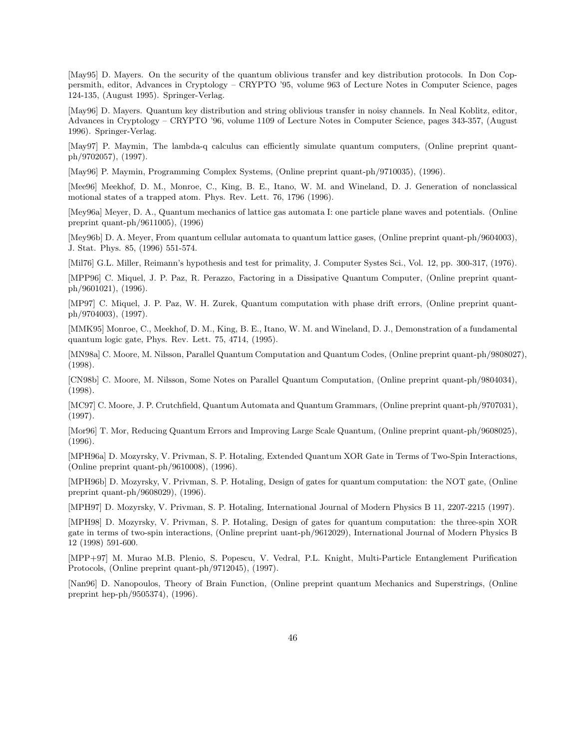[May95] D. Mayers. On the security of the quantum oblivious transfer and key distribution protocols. In Don Coppersmith, editor, Advances in Cryptology – CRYPTO '95, volume 963 of Lecture Notes in Computer Science, pages 124-135, (August 1995). Springer-Verlag.

[May96] D. Mayers. Quantum key distribution and string oblivious transfer in noisy channels. In Neal Koblitz, editor, Advances in Cryptology – CRYPTO '96, volume 1109 of Lecture Notes in Computer Science, pages 343-357, (August 1996). Springer-Verlag.

[May97] P. Maymin, The lambda-q calculus can efficiently simulate quantum computers, (Online preprint quant-ph/9702057), (1997).

[May96] P. Maymin, Programming Complex Systems, (Online preprint quant-ph/9710035), (1996).

[Mee96] Meekhof, D. M., Monroe, C., King, B. E., Itano, W. M. and Wineland, D. J. Generation of nonclassical motional states of a trapped atom. Phys. Rev. Lett. 76, 1796 (1996).

[Mey96a] Meyer, D. A., Quantum mechanics of lattice gas automata I: one particle plane waves and potentials. (Online preprint quant-ph/9611005), (1996)

[Mey96b] D. A. Meyer, From quantum cellular automata to quantum lattice gases, (Online preprint quant-ph/9604003), J. Stat. Phys. 85, (1996) 551-574.

[Mil76] G.L. Miller, Reimann's hypothesis and test for primality, J. Computer Systes Sci., Vol. 12, pp. 300-317, (1976).

[MPP96] C. Miquel, J. P. Paz, R. Perazzo, Factoring in a Dissipative Quantum Computer, (Online preprint quant-ph/9601021), (1996).

[MP97] C. Miquel, J. P. Paz, W. H. Zurek, Quantum computation with phase drift errors, (Online preprint quant-ph/9704003), (1997).

[MMK95] Monroe, C., Meekhof, D. M., King, B. E., Itano, W. M. and Wineland, D. J., Demonstration of a fundamental quantum logic gate, Phys. Rev. Lett. 75, 4714, (1995).

[MN98a] C. Moore, M. Nilsson, Parallel Quantum Computation and Quantum Codes, (Online preprint quant-ph/9808027), (1998).

[CN98b] C. Moore, M. Nilsson, Some Notes on Parallel Quantum Computation, (Online preprint quant-ph/9804034), (1998).

[MC97] C. Moore, J. P. Crutchfield, Quantum Automata and Quantum Grammars, (Online preprint quant-ph/9707031), (1997).

[Mor96] T. Mor, Reducing Quantum Errors and Improving Large Scale Quantum, (Online preprint quant-ph/9608025), (1996).

[MPH96a] D. Mozyrsky, V. Privman, S. P. Hotaling, Extended Quantum XOR Gate in Terms of Two-Spin Interactions, (Online preprint quant-ph/9610008), (1996).

[MPH96b] D. Mozyrsky, V. Privman, S. P. Hotaling, Design of gates for quantum computation: the NOT gate, (Online preprint quant-ph/9608029), (1996).

[MPH97] D. Mozyrsky, V. Privman, S. P. Hotaling, International Journal of Modern Physics B 11, 2207-2215 (1997).

[MPH98] D. Mozyrsky, V. Privman, S. P. Hotaling, Design of gates for quantum computation: the three-spin XOR gate in terms of two-spin interactions, (Online preprint uant-ph/9612029), International Journal of Modern Physics B 12 (1998) 591-600.

[MPP+97] M. Murao M.B. Plenio, S. Popescu, V. Vedral, P.L. Knight, Multi-Particle Entanglement Purification Protocols, (Online preprint quant-ph/9712045), (1997).

[Nan96] D. Nanopoulos, Theory of Brain Function, (Online preprint quantum Mechanics and Superstrings, (Online preprint hep-ph/9505374), (1996).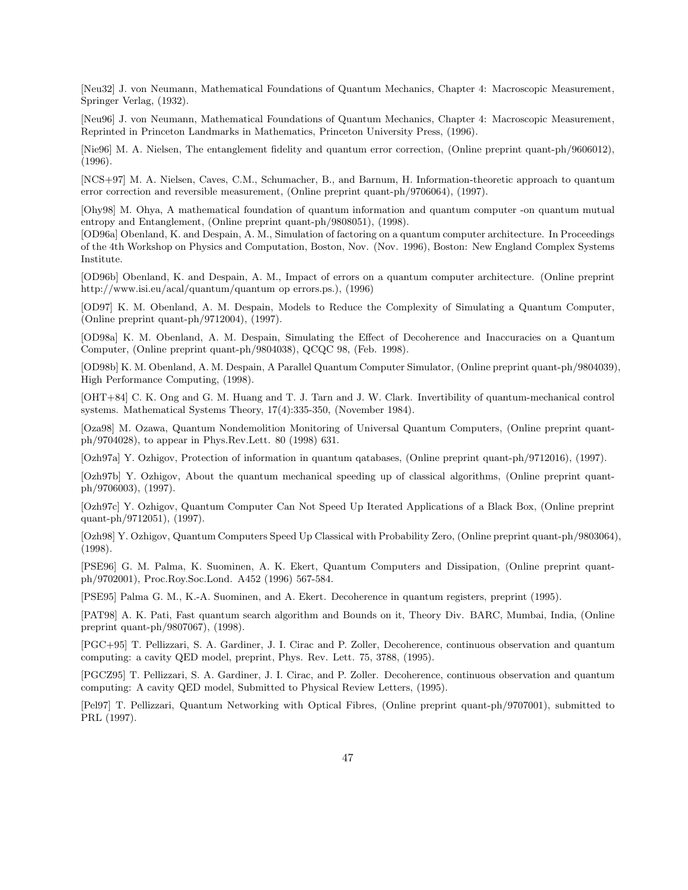[Neu32] J. von Neumann, Mathematical Foundations of Quantum Mechanics, Chapter 4: Macroscopic Measurement, Springer Verlag, (1932).

[Neu96] J. von Neumann, Mathematical Foundations of Quantum Mechanics, Chapter 4: Macroscopic Measurement, Reprinted in Princeton Landmarks in Mathematics, Princeton University Press, (1996).

[Nie96] M. A. Nielsen, The entanglement fidelity and quantum error correction, (Online preprint quant-ph/9606012), (1996).

[NCS+97] M. A. Nielsen, Caves, C.M., Schumacher, B., and Barnum, H. Information-theoretic approach to quantum error correction and reversible measurement, (Online preprint quant-ph/9706064), (1997).

[Ohy98] M. Ohya, A mathematical foundation of quantum information and quantum computer -on quantum mutual entropy and Entanglement, (Online preprint quant-ph/9808051), (1998).

[OD96a] Obenland, K. and Despain, A. M., Simulation of factoring on a quantum computer architecture. In Proceedings of the 4th Workshop on Physics and Computation, Boston, Nov. (Nov. 1996), Boston: New England Complex Systems Institute.

[OD96b] Obenland, K. and Despain, A. M., Impact of errors on a quantum computer architecture. (Online preprint http://www.isi.eu/acal/quantum/quantum op errors.ps.), (1996)

[OD97] K. M. Obenland, A. M. Despain, Models to Reduce the Complexity of Simulating a Quantum Computer, (Online preprint quant-ph/9712004), (1997).

[OD98a] K. M. Obenland, A. M. Despain, Simulating the Effect of Decoherence and Inaccuracies on a Quantum Computer, (Online preprint quant-ph/9804038), QCQC 98, (Feb. 1998).

[OD98b] K. M. Obenland, A. M. Despain, A Parallel Quantum Computer Simulator, (Online preprint quant-ph/9804039), High Performance Computing, (1998).

[OHT+84] C. K. Ong and G. M. Huang and T. J. Tarn and J. W. Clark. Invertibility of quantum-mechanical control systems. Mathematical Systems Theory, 17(4):335-350, (November 1984).

[Oza98] M. Ozawa, Quantum Nondemolition Monitoring of Universal Quantum Computers, (Online preprint quant-ph/9704028), to appear in Phys.Rev.Lett. 80 (1998) 631.

[Ozh97a] Y. Ozhigov, Protection of information in quantum qatabases, (Online preprint quant-ph/9712016), (1997).

[Ozh97b] Y. Ozhigov, About the quantum mechanical speeding up of classical algorithms, (Online preprint quant-ph/9706003), (1997).

[Ozh97c] Y. Ozhigov, Quantum Computer Can Not Speed Up Iterated Applications of a Black Box, (Online preprint quant-ph/9712051), (1997).

[Ozh98] Y. Ozhigov, Quantum Computers Speed Up Classical with Probability Zero, (Online preprint quant-ph/9803064), (1998).

[PSE96] G. M. Palma, K. Suominen, A. K. Ekert, Quantum Computers and Dissipation, (Online preprint quant-ph/9702001), Proc.Roy.Soc.Lond. A452 (1996) 567-584.

[PSE95] Palma G. M., K.-A. Suominen, and A. Ekert. Decoherence in quantum registers, preprint (1995).

[PAT98] A. K. Pati, Fast quantum search algorithm and Bounds on it, Theory Div. BARC, Mumbai, India, (Online preprint quant-ph/9807067), (1998).

[PGC+95] T. Pellizzari, S. A. Gardiner, J. I. Cirac and P. Zoller, Decoherence, continuous observation and quantum computing: a cavity QED model, preprint, Phys. Rev. Lett. 75, 3788, (1995).

[PGCZ95] T. Pellizzari, S. A. Gardiner, J. I. Cirac, and P. Zoller. Decoherence, continuous observation and quantum computing: A cavity QED model, Submitted to Physical Review Letters, (1995).

[Pel97] T. Pellizzari, Quantum Networking with Optical Fibres, (Online preprint quant-ph/9707001), submitted to PRL (1997).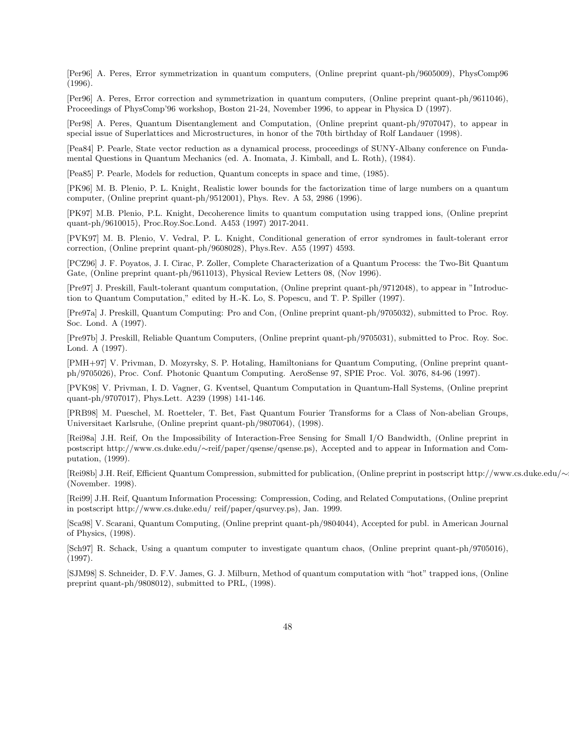[Per96] A. Peres, Error symmetrization in quantum computers, (Online preprint quant-ph/9605009), PhysComp96 (1996).

[Per96] A. Peres, Error correction and symmetrization in quantum computers, (Online preprint quant-ph/9611046), Proceedings of PhysComp'96 workshop, Boston 21-24, November 1996, to appear in Physica D (1997).

[Per98] A. Peres, Quantum Disentanglement and Computation, (Online preprint quant-ph/9707047), to appear in special issue of Superlattices and Microstructures, in honor of the 70th birthday of Rolf Landauer (1998).

[Pea84] P. Pearle, State vector reduction as a dynamical process, proceedings of SUNY-Albany conference on Fundamental Questions in Quantum Mechanics (ed. A. Inomata, J. Kimball, and L. Roth), (1984).

[Pea85] P. Pearle, Models for reduction, Quantum concepts in space and time, (1985).

[PK96] M. B. Plenio, P. L. Knight, Realistic lower bounds for the factorization time of large numbers on a quantum computer, (Online preprint quant-ph/9512001), Phys. Rev. A 53, 2986 (1996).

[PK97] M.B. Plenio, P.L. Knight, Decoherence limits to quantum computation using trapped ions, (Online preprint quant-ph/9610015), Proc.Roy.Soc.Lond. A453 (1997) 2017-2041.

[PVK97] M. B. Plenio, V. Vedral, P. L. Knight, Conditional generation of error syndromes in fault-tolerant error correction, (Online preprint quant-ph/9608028), Phys.Rev. A55 (1997) 4593.

[PCZ96] J. F. Poyatos, J. I. Cirac, P. Zoller, Complete Characterization of a Quantum Process: the Two-Bit Quantum Gate, (Online preprint quant-ph/9611013), Physical Review Letters 08, (Nov 1996).

[Pre97] J. Preskill, Fault-tolerant quantum computation, (Online preprint quant-ph/9712048), to appear in "Introduction to Quantum Computation," edited by H.-K. Lo, S. Popescu, and T. P. Spiller (1997).

[Pre97a] J. Preskill, Quantum Computing: Pro and Con, (Online preprint quant-ph/9705032), submitted to Proc. Roy. Soc. Lond. A (1997).

[Pre97b] J. Preskill, Reliable Quantum Computers, (Online preprint quant-ph/9705031), submitted to Proc. Roy. Soc. Lond. A (1997).

[PMH+97] V. Privman, D. Mozyrsky, S. P. Hotaling, Hamiltonians for Quantum Computing, (Online preprint quant-ph/9705026), Proc. Conf. Photonic Quantum Computing. AeroSense 97, SPIE Proc. Vol. 3076, 84-96 (1997).

[PVK98] V. Privman, I. D. Vagner, G. Kventsel, Quantum Computation in Quantum-Hall Systems, (Online preprint quant-ph/9707017), Phys.Lett. A239 (1998) 141-146.

[PRB98] M. Pueschel, M. Roetteler, T. Bet, Fast Quantum Fourier Transforms for a Class of Non-abelian Groups, Universitaet Karlsruhe, (Online preprint quant-ph/9807064), (1998).

[Rei98a] J.H. Reif, On the Impossibility of Interaction-Free Sensing for Small I/O Bandwidth, (Online preprint in postscript http://www.cs.duke.edu/∼reif/paper/qsense/qsense.ps), Accepted and to appear in Information and Computation, (1999).

[Rei98b] J.H. Reif, Efficient Quantum Compression, submitted for publication, (Online preprint in postscript http://www.cs.duke.edu/∼ (November. 1998).

[Rei99] J.H. Reif, Quantum Information Processing: Compression, Coding, and Related Computations, (Online preprint in postscript http://www.cs.duke.edu/ reif/paper/qsurvey.ps), Jan. 1999.

[Sca98] V. Scarani, Quantum Computing, (Online preprint quant-ph/9804044), Accepted for publ. in American Journal of Physics, (1998).

[Sch97] R. Schack, Using a quantum computer to investigate quantum chaos, (Online preprint quant-ph/9705016), (1997).

[SJM98] S. Schneider, D. F.V. James, G. J. Milburn, Method of quantum computation with "hot" trapped ions, (Online preprint quant-ph/9808012), submitted to PRL, (1998).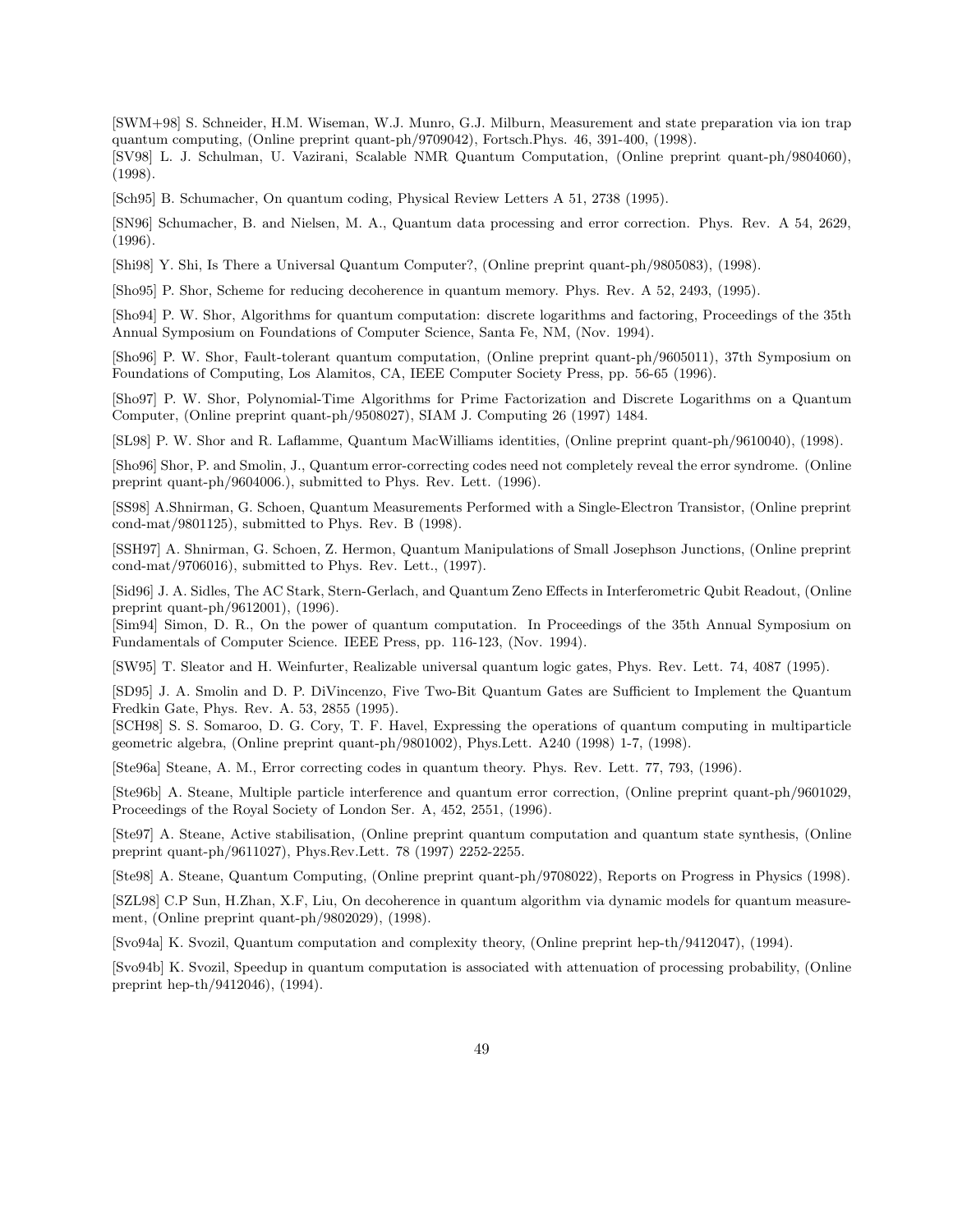[SWM+98] S. Schneider, H.M. Wiseman, W.J. Munro, G.J. Milburn, Measurement and state preparation via ion trap quantum computing, (Online preprint quant-ph/9709042), Fortsch.Phys. 46, 391-400, (1998).

[SV98] L. J. Schulman, U. Vazirani, Scalable NMR Quantum Computation, (Online preprint quant-ph/9804060), (1998).

[Sch95] B. Schumacher, On quantum coding, Physical Review Letters A 51, 2738 (1995).

[SN96] Schumacher, B. and Nielsen, M. A., Quantum data processing and error correction. Phys. Rev. A 54, 2629, (1996).

[Shi98] Y. Shi, Is There a Universal Quantum Computer?, (Online preprint quant-ph/9805083), (1998).

[Sho95] P. Shor, Scheme for reducing decoherence in quantum memory. Phys. Rev. A 52, 2493, (1995).

[Sho94] P. W. Shor, Algorithms for quantum computation: discrete logarithms and factoring, Proceedings of the 35th Annual Symposium on Foundations of Computer Science, Santa Fe, NM, (Nov. 1994).

[Sho96] P. W. Shor, Fault-tolerant quantum computation, (Online preprint quant-ph/9605011), 37th Symposium on Foundations of Computing, Los Alamitos, CA, IEEE Computer Society Press, pp. 56-65 (1996).

[Sho97] P. W. Shor, Polynomial-Time Algorithms for Prime Factorization and Discrete Logarithms on a Quantum Computer, (Online preprint quant-ph/9508027), SIAM J. Computing 26 (1997) 1484.

[SL98] P. W. Shor and R. Laflamme, Quantum MacWilliams identities, (Online preprint quant-ph/9610040), (1998).

[Sho96] Shor, P. and Smolin, J., Quantum error-correcting codes need not completely reveal the error syndrome. (Online preprint quant-ph/9604006.), submitted to Phys. Rev. Lett. (1996).

[SS98] A.Shnirman, G. Schoen, Quantum Measurements Performed with a Single-Electron Transistor, (Online preprint cond-mat/9801125), submitted to Phys. Rev. B (1998).

[SSH97] A. Shnirman, G. Schoen, Z. Hermon, Quantum Manipulations of Small Josephson Junctions, (Online preprint cond-mat/9706016), submitted to Phys. Rev. Lett., (1997).

[Sid96] J. A. Sidles, The AC Stark, Stern-Gerlach, and Quantum Zeno Effects in Interferometric Qubit Readout, (Online preprint quant-ph/9612001), (1996).

[Sim94] Simon, D. R., On the power of quantum computation. In Proceedings of the 35th Annual Symposium on Fundamentals of Computer Science. IEEE Press, pp. 116-123, (Nov. 1994).

[SW95] T. Sleator and H. Weinfurter, Realizable universal quantum logic gates, Phys. Rev. Lett. 74, 4087 (1995).

[SD95] J. A. Smolin and D. P. DiVincenzo, Five Two-Bit Quantum Gates are Sufficient to Implement the Quantum Fredkin Gate, Phys. Rev. A. 53, 2855 (1995).

[SCH98] S. S. Somaroo, D. G. Cory, T. F. Havel, Expressing the operations of quantum computing in multiparticle geometric algebra, (Online preprint quant-ph/9801002), Phys.Lett. A240 (1998) 1-7, (1998).

[Ste96a] Steane, A. M., Error correcting codes in quantum theory. Phys. Rev. Lett. 77, 793, (1996).

[Ste96b] A. Steane, Multiple particle interference and quantum error correction, (Online preprint quant-ph/9601029, Proceedings of the Royal Society of London Ser. A, 452, 2551, (1996).

[Ste97] A. Steane, Active stabilisation, (Online preprint quantum computation and quantum state synthesis, (Online preprint quant-ph/9611027), Phys.Rev.Lett. 78 (1997) 2252-2255.

[Ste98] A. Steane, Quantum Computing, (Online preprint quant-ph/9708022), Reports on Progress in Physics (1998).

[SZL98] C.P Sun, H.Zhan, X.F, Liu, On decoherence in quantum algorithm via dynamic models for quantum measurement, (Online preprint quant-ph/9802029), (1998).

[Svo94a] K. Svozil, Quantum computation and complexity theory, (Online preprint hep-th/9412047), (1994).

[Svo94b] K. Svozil, Speedup in quantum computation is associated with attenuation of processing probability, (Online preprint hep-th/9412046), (1994).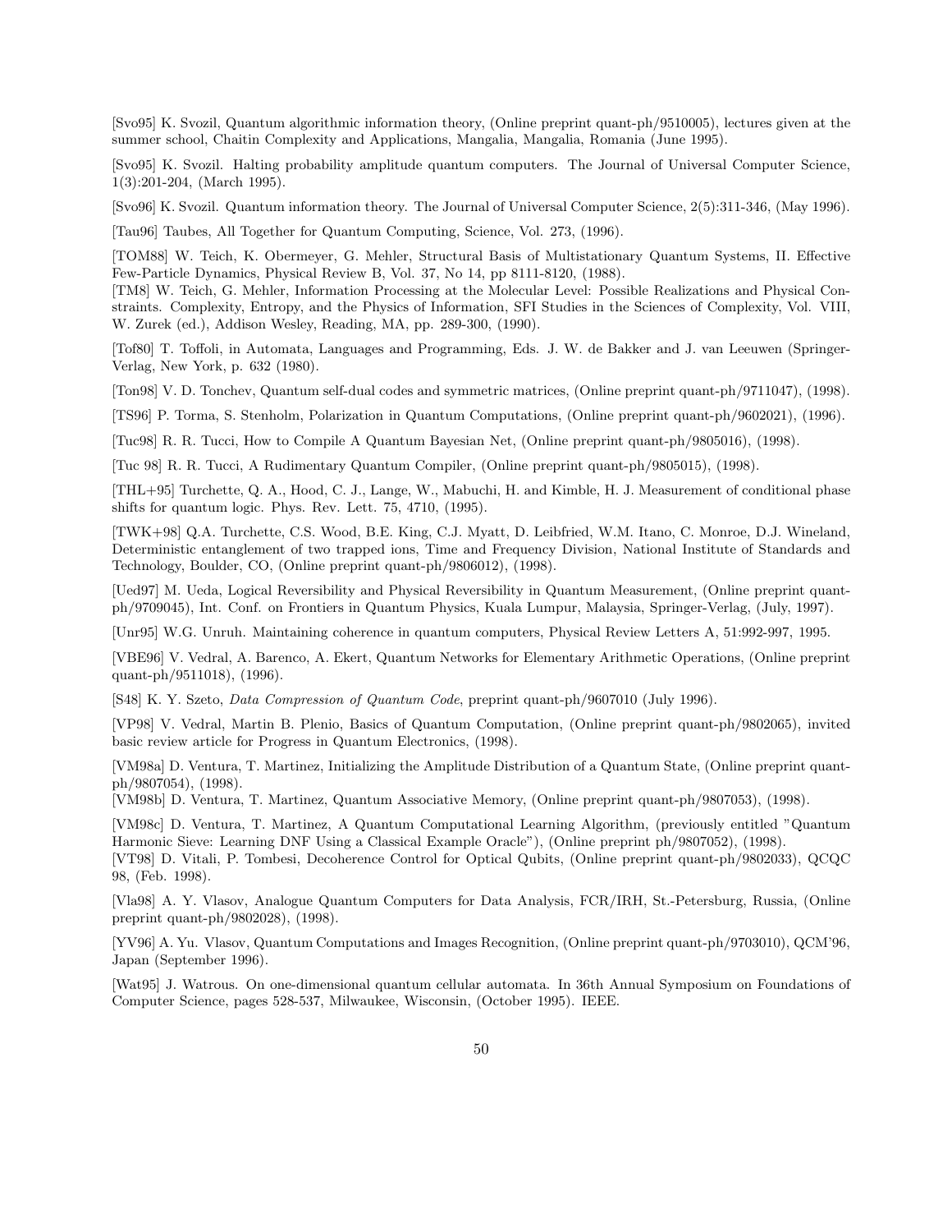[Svo95] K. Svozil, Quantum algorithmic information theory, (Online preprint quant-ph/9510005), lectures given at the summer school, Chaitin Complexity and Applications, Mangalia, Mangalia, Romania (June 1995).

[Svo95] K. Svozil. Halting probability amplitude quantum computers. The Journal of Universal Computer Science, 1(3):201-204, (March 1995).

[Svo96] K. Svozil. Quantum information theory. The Journal of Universal Computer Science, 2(5):311-346, (May 1996).

[Tau96] Taubes, All Together for Quantum Computing, Science, Vol. 273, (1996).

[TOM88] W. Teich, K. Obermeyer, G. Mehler, Structural Basis of Multistationary Quantum Systems, II. Effective Few-Particle Dynamics, Physical Review B, Vol. 37, No 14, pp 8111-8120, (1988).

[TM8] W. Teich, G. Mehler, Information Processing at the Molecular Level: Possible Realizations and Physical Constraints. Complexity, Entropy, and the Physics of Information, SFI Studies in the Sciences of Complexity, Vol. VIII, W. Zurek (ed.), Addison Wesley, Reading, MA, pp. 289-300, (1990).

[Tof80] T. Toffoli, in Automata, Languages and Programming, Eds. J. W. de Bakker and J. van Leeuwen (Springer-Verlag, New York, p. 632 (1980).

[Ton98] V. D. Tonchev, Quantum self-dual codes and symmetric matrices, (Online preprint quant-ph/9711047), (1998).

[TS96] P. Torma, S. Stenholm, Polarization in Quantum Computations, (Online preprint quant-ph/9602021), (1996).

[Tuc98] R. R. Tucci, How to Compile A Quantum Bayesian Net, (Online preprint quant-ph/9805016), (1998).

[Tuc 98] R. R. Tucci, A Rudimentary Quantum Compiler, (Online preprint quant-ph/9805015), (1998).

[THL+95] Turchette, Q. A., Hood, C. J., Lange, W., Mabuchi, H. and Kimble, H. J. Measurement of conditional phase shifts for quantum logic. Phys. Rev. Lett. 75, 4710, (1995).

[TWK+98] Q.A. Turchette, C.S. Wood, B.E. King, C.J. Myatt, D. Leibfried, W.M. Itano, C. Monroe, D.J. Wineland, Deterministic entanglement of two trapped ions, Time and Frequency Division, National Institute of Standards and Technology, Boulder, CO, (Online preprint quant-ph/9806012), (1998).

[Ued97] M. Ueda, Logical Reversibility and Physical Reversibility in Quantum Measurement, (Online preprint quant-ph/9709045), Int. Conf. on Frontiers in Quantum Physics, Kuala Lumpur, Malaysia, Springer-Verlag, (July, 1997).

[Unr95] W.G. Unruh. Maintaining coherence in quantum computers, Physical Review Letters A, 51:992-997, 1995.

[VBE96] V. Vedral, A. Barenco, A. Ekert, Quantum Networks for Elementary Arithmetic Operations, (Online preprint quant-ph/9511018), (1996).

[S48] K. Y. Szeto, *Data Compression of Quantum Code*, preprint quant-ph/9607010 (July 1996).

[VP98] V. Vedral, Martin B. Plenio, Basics of Quantum Computation, (Online preprint quant-ph/9802065), invited basic review article for Progress in Quantum Electronics, (1998).

[VM98a] D. Ventura, T. Martinez, Initializing the Amplitude Distribution of a Quantum State, (Online preprint quant-ph/9807054), (1998).

[VM98b] D. Ventura, T. Martinez, Quantum Associative Memory, (Online preprint quant-ph/9807053), (1998).

[VM98c] D. Ventura, T. Martinez, A Quantum Computational Learning Algorithm, (previously entitled "Quantum Harmonic Sieve: Learning DNF Using a Classical Example Oracle"), (Online preprint ph/9807052), (1998).

[VT98] D. Vitali, P. Tombesi, Decoherence Control for Optical Qubits, (Online preprint quant-ph/9802033), QCQC 98, (Feb. 1998).

[Vla98] A. Y. Vlasov, Analogue Quantum Computers for Data Analysis, FCR/IRH, St.-Petersburg, Russia, (Online preprint quant-ph/9802028), (1998).

[YV96] A. Yu. Vlasov, Quantum Computations and Images Recognition, (Online preprint quant-ph/9703010), QCM'96, Japan (September 1996).

[Wat95] J. Watrous. On one-dimensional quantum cellular automata. In 36th Annual Symposium on Foundations of Computer Science, pages 528-537, Milwaukee, Wisconsin, (October 1995). IEEE.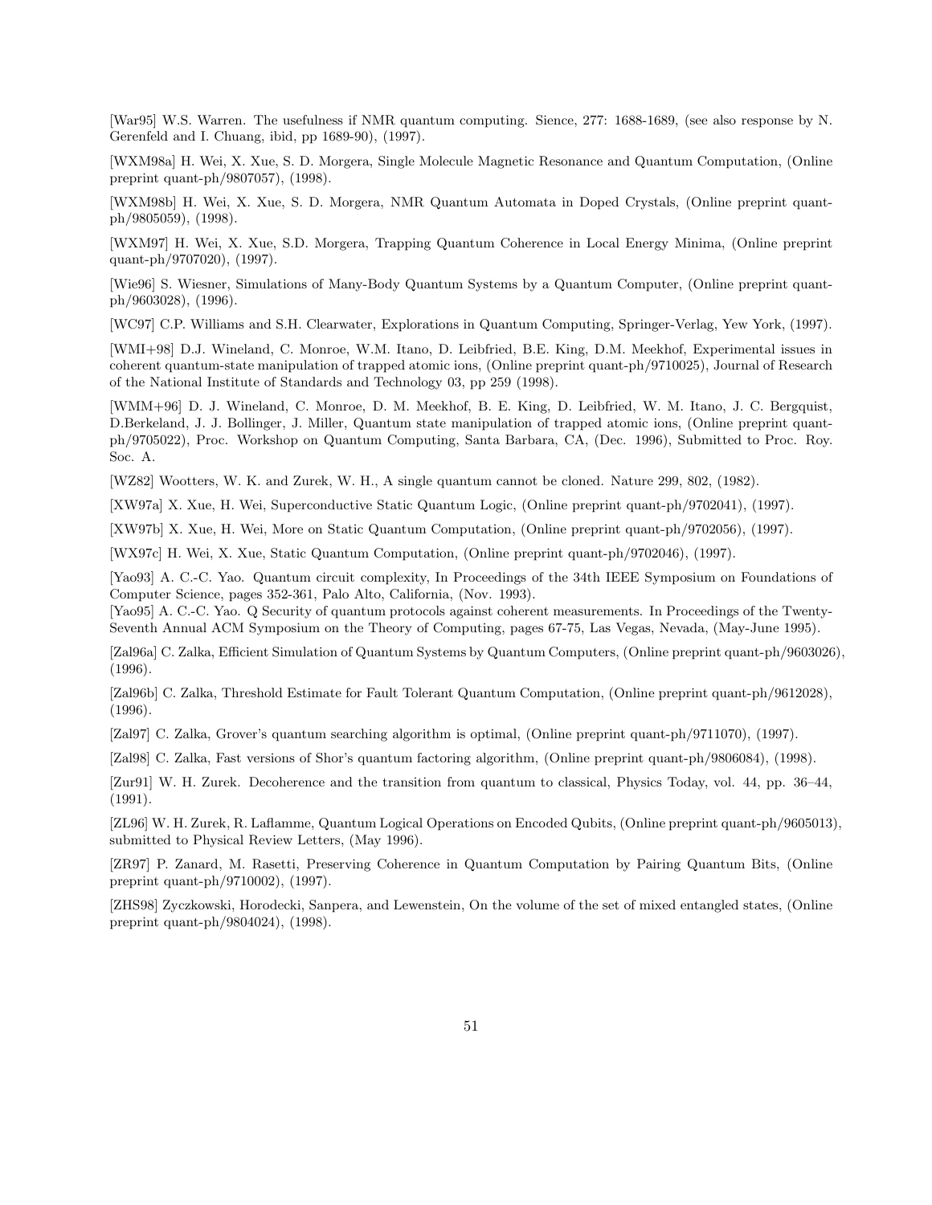[War95] W.S. Warren. The usefulness if NMR quantum computing. Sience, 277: 1688-1689, (see also response by N. Gerenfeld and I. Chuang, ibid, pp 1689-90), (1997).

[WXM98a] H. Wei, X. Xue, S. D. Morgera, Single Molecule Magnetic Resonance and Quantum Computation, (Online preprint quant-ph/9807057), (1998).

[WXM98b] H. Wei, X. Xue, S. D. Morgera, NMR Quantum Automata in Doped Crystals, (Online preprint quant-ph/9805059), (1998).

[WXM97] H. Wei, X. Xue, S.D. Morgera, Trapping Quantum Coherence in Local Energy Minima, (Online preprint quant-ph/9707020), (1997).

[Wie96] S. Wiesner, Simulations of Many-Body Quantum Systems by a Quantum Computer, (Online preprint quant-ph/9603028), (1996).

[WC97] C.P. Williams and S.H. Clearwater, Explorations in Quantum Computing, Springer-Verlag, Yew York, (1997).

[WMI+98] D.J. Wineland, C. Monroe, W.M. Itano, D. Leibfried, B.E. King, D.M. Meekhof, Experimental issues in coherent quantum-state manipulation of trapped atomic ions, (Online preprint quant-ph/9710025), Journal of Research of the National Institute of Standards and Technology 03, pp 259 (1998).

[WMM+96] D. J. Wineland, C. Monroe, D. M. Meekhof, B. E. King, D. Leibfried, W. M. Itano, J. C. Bergquist, D.Berkeland, J. J. Bollinger, J. Miller, Quantum state manipulation of trapped atomic ions, (Online preprint quant-ph/9705022), Proc. Workshop on Quantum Computing, Santa Barbara, CA, (Dec. 1996), Submitted to Proc. Roy. Soc. A.

[WZ82] Wootters, W. K. and Zurek, W. H., A single quantum cannot be cloned. Nature 299, 802, (1982).

[XW97a] X. Xue, H. Wei, Superconductive Static Quantum Logic, (Online preprint quant-ph/9702041), (1997).

[XW97b] X. Xue, H. Wei, More on Static Quantum Computation, (Online preprint quant-ph/9702056), (1997).

[WX97c] H. Wei, X. Xue, Static Quantum Computation, (Online preprint quant-ph/9702046), (1997).

[Yao93] A. C.-C. Yao. Quantum circuit complexity, In Proceedings of the 34th IEEE Symposium on Foundations of Computer Science, pages 352-361, Palo Alto, California, (Nov. 1993).

[Yao95] A. C.-C. Yao. Q Security of quantum protocols against coherent measurements. In Proceedings of the Twenty-Seventh Annual ACM Symposium on the Theory of Computing, pages 67-75, Las Vegas, Nevada, (May-June 1995).

[Zal96a] C. Zalka, Efficient Simulation of Quantum Systems by Quantum Computers, (Online preprint quant-ph/9603026), (1996).

[Zal96b] C. Zalka, Threshold Estimate for Fault Tolerant Quantum Computation, (Online preprint quant-ph/9612028), (1996).

[Zal97] C. Zalka, Grover's quantum searching algorithm is optimal, (Online preprint quant-ph/9711070), (1997).

[Zal98] C. Zalka, Fast versions of Shor's quantum factoring algorithm, (Online preprint quant-ph/9806084), (1998).

[Zur91] W. H. Zurek. Decoherence and the transition from quantum to classical, Physics Today, vol. 44, pp. 36–44, (1991).

[ZL96] W. H. Zurek, R. Laflamme, Quantum Logical Operations on Encoded Qubits, (Online preprint quant-ph/9605013), submitted to Physical Review Letters, (May 1996).

[ZR97] P. Zanard, M. Rasetti, Preserving Coherence in Quantum Computation by Pairing Quantum Bits, (Online preprint quant-ph/9710002), (1997).

[ZHS98] Zyczkowski, Horodecki, Sanpera, and Lewenstein, On the volume of the set of mixed entangled states, (Online preprint quant-ph/9804024), (1998).